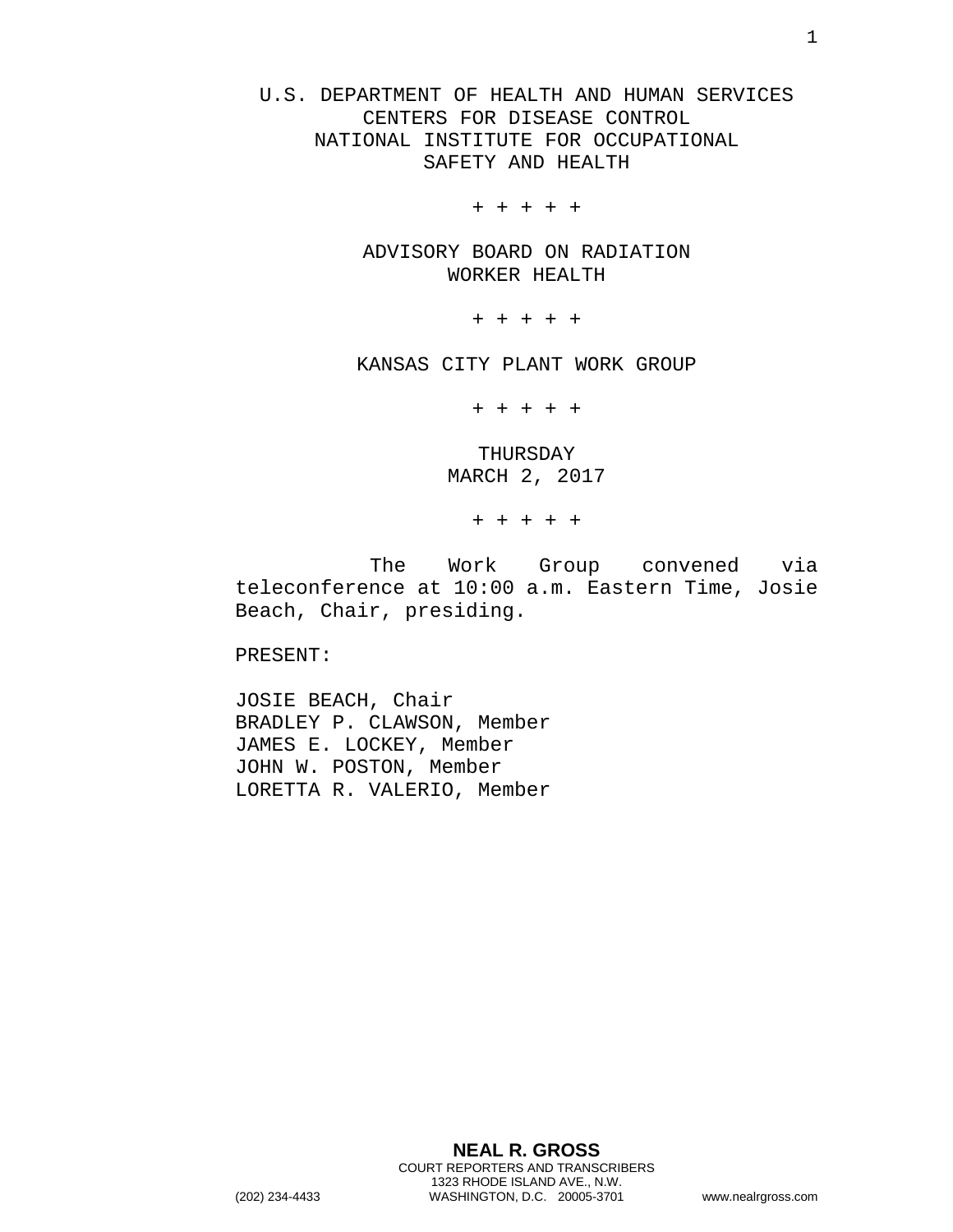U.S. DEPARTMENT OF HEALTH AND HUMAN SERVICES
CENTERS FOR DISEASE CONTROL
NATIONAL INSTITUTE FOR OCCUPATIONAL
SAFETY AND HEALTH

+ + + + +

ADVISORY BOARD ON RADIATION
WORKER HEALTH

+ + + + +

KANSAS CITY PLANT WORK GROUP

+ + + + +

THURSDAY
MARCH 2, 2017

+ + + + +

The Work Group convened via teleconference at 10:00 a.m. Eastern Time, Josie Beach, Chair, presiding.

PRESENT:

JOSIE BEACH, Chair
BRADLEY P. CLAWSON, Member
JAMES E. LOCKEY, Member
JOHN W. POSTON, Member
LORETTA R. VALERIO, Member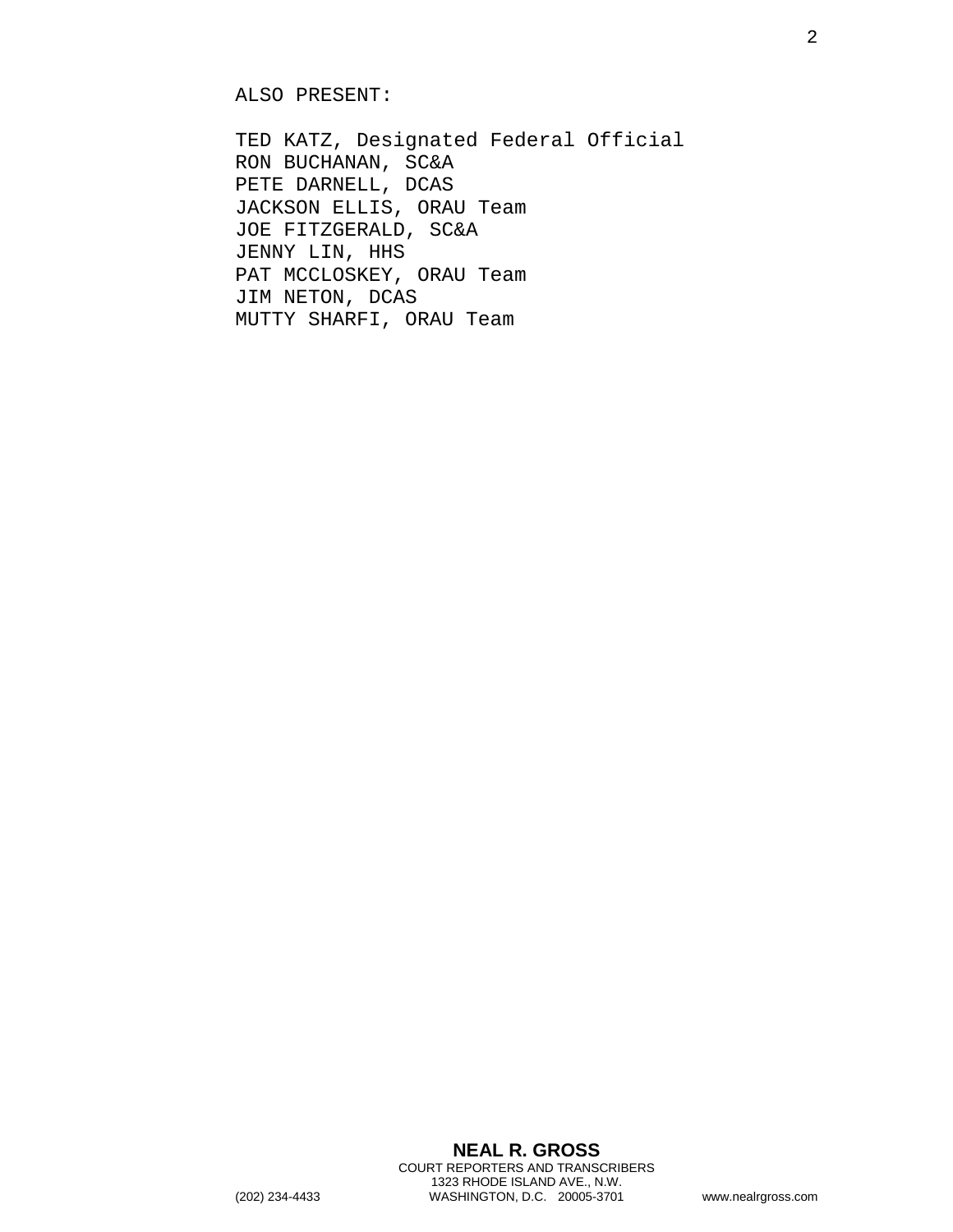ALSO PRESENT:

TED KATZ, Designated Federal Official
RON BUCHANAN, SC&A
PETE DARNELL, DCAS
JACKSON ELLIS, ORAU Team
JOE FITZGERALD, SC&A
JENNY LIN, HHS
PAT MCCLOSKEY, ORAU Team
JIM NETON, DCAS
MUTTY SHARFI, ORAU Team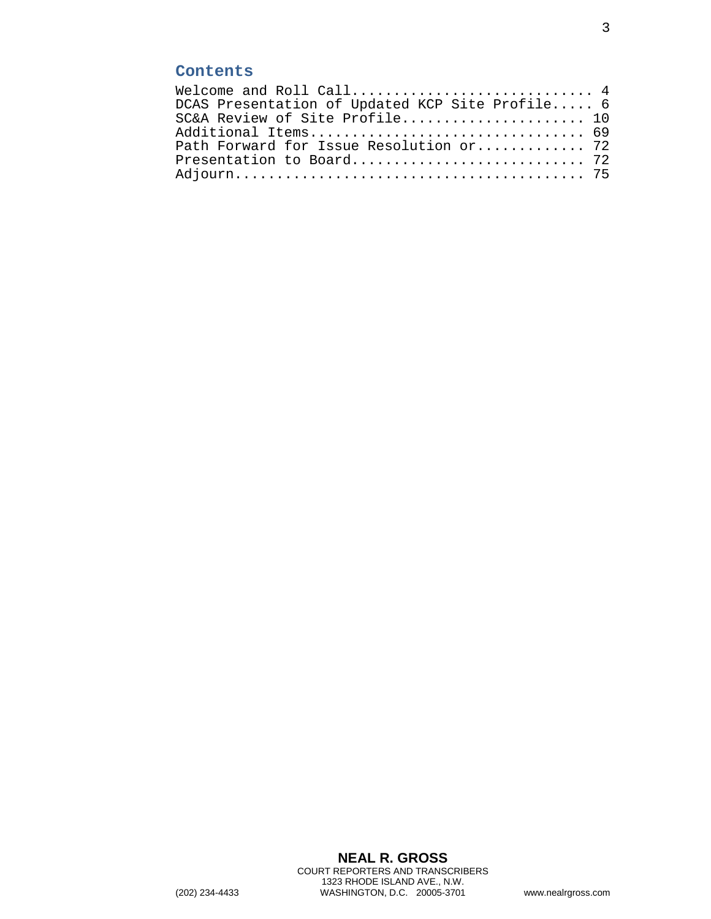## Contents

Welcome and Roll Call............................ 4
DCAS Presentation of Updated KCP Site Profile..... 6
SC&A Review of Site Profile..................... 10
Additional Items................................ 69
Path Forward for Issue Resolution or............ 72
Presentation to Board........................... 72
Adjourn......................................... 75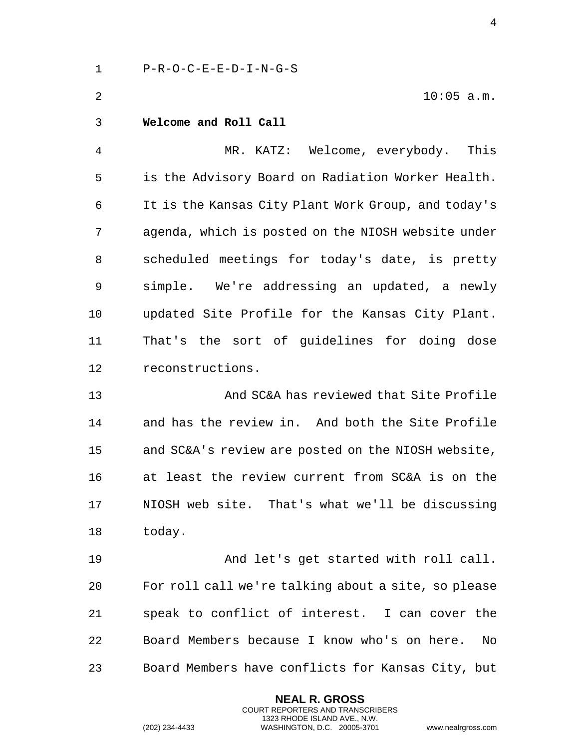P-R-O-C-E-E-D-I-N-G-S

10:05 a.m.

**Welcome and Roll Call**

MR. KATZ: Welcome, everybody. This is the Advisory Board on Radiation Worker Health. It is the Kansas City Plant Work Group, and today's agenda, which is posted on the NIOSH website under scheduled meetings for today's date, is pretty simple. We're addressing an updated, a newly updated Site Profile for the Kansas City Plant. That's the sort of guidelines for doing dose reconstructions.

And SC&A has reviewed that Site Profile and has the review in. And both the Site Profile and SC&A's review are posted on the NIOSH website, at least the review current from SC&A is on the NIOSH web site. That's what we'll be discussing today.

And let's get started with roll call. For roll call we're talking about a site, so please speak to conflict of interest. I can cover the Board Members because I know who's on here. No Board Members have conflicts for Kansas City, but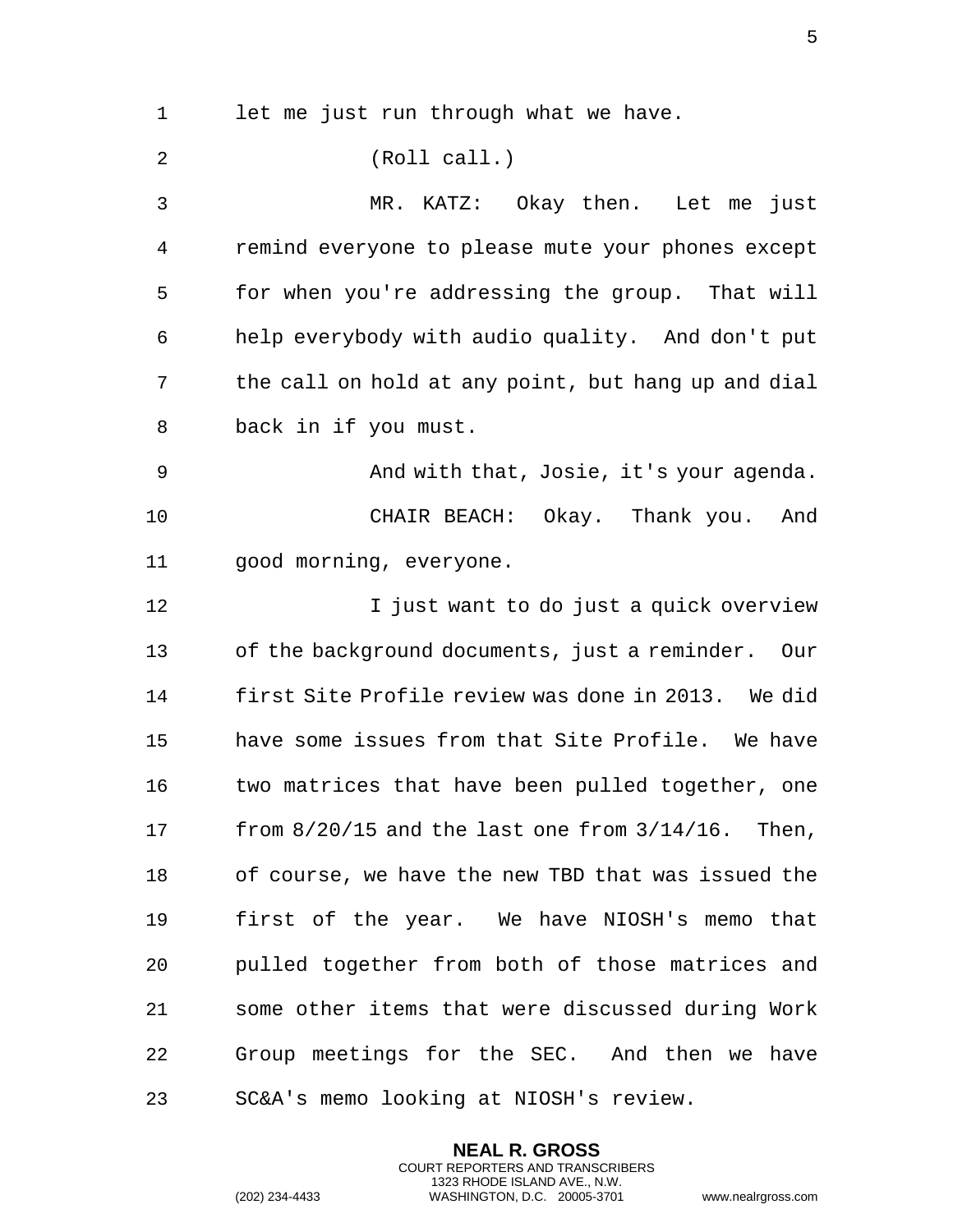let me just run through what we have.

(Roll call.)

MR. KATZ: Okay then. Let me just remind everyone to please mute your phones except for when you're addressing the group. That will help everybody with audio quality. And don't put the call on hold at any point, but hang up and dial back in if you must.

And with that, Josie, it's your agenda.

CHAIR BEACH: Okay. Thank you. And good morning, everyone.

I just want to do just a quick overview of the background documents, just a reminder. Our first Site Profile review was done in 2013. We did have some issues from that Site Profile. We have two matrices that have been pulled together, one from 8/20/15 and the last one from 3/14/16. Then, of course, we have the new TBD that was issued the first of the year. We have NIOSH's memo that pulled together from both of those matrices and some other items that were discussed during Work Group meetings for the SEC. And then we have SC&A's memo looking at NIOSH's review.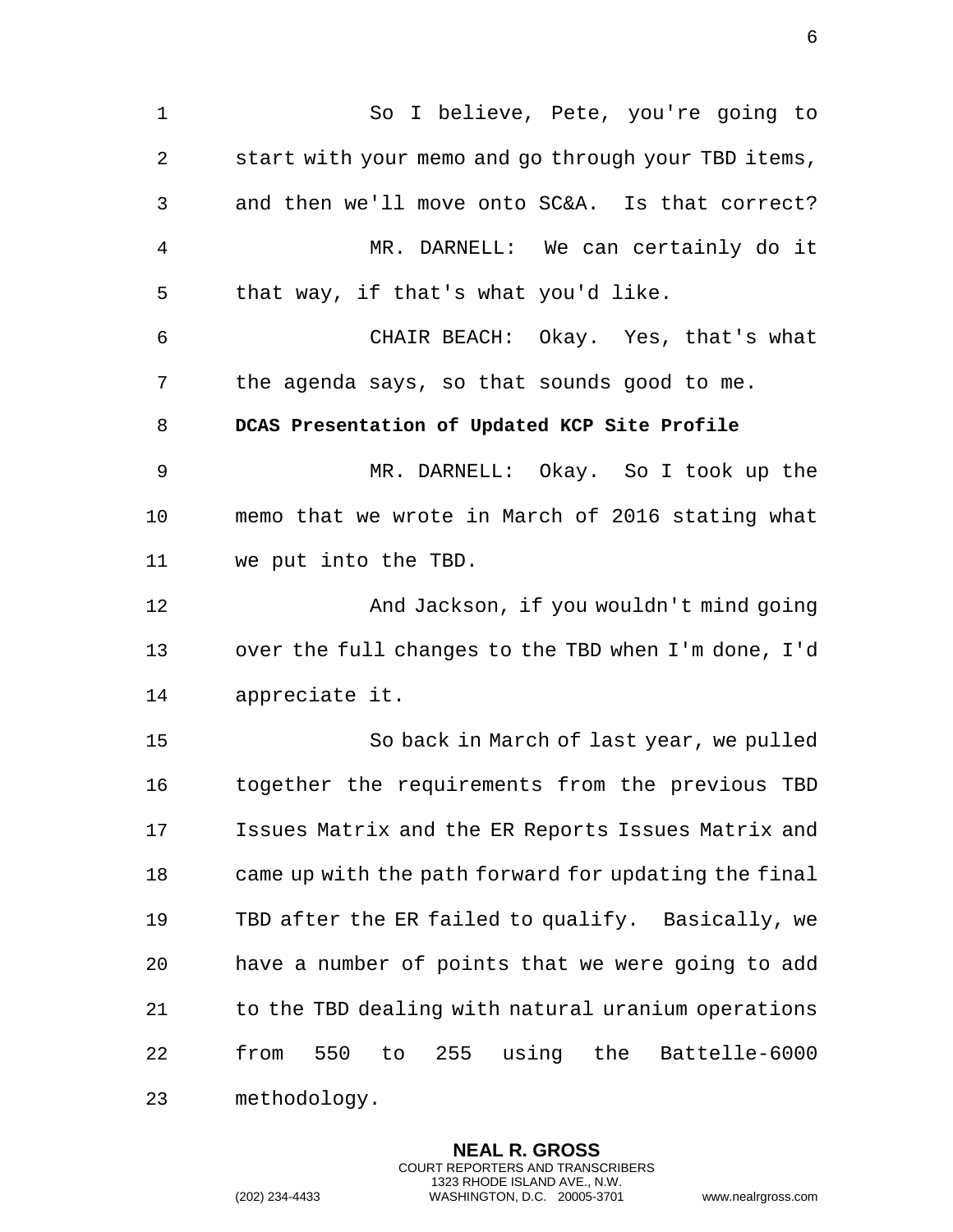So I believe, Pete, you're going to start with your memo and go through your TBD items, and then we'll move onto SC&A. Is that correct?

MR. DARNELL: We can certainly do it that way, if that's what you'd like.

CHAIR BEACH: Okay. Yes, that's what the agenda says, so that sounds good to me.

**DCAS Presentation of Updated KCP Site Profile**

MR. DARNELL: Okay. So I took up the memo that we wrote in March of 2016 stating what we put into the TBD.

And Jackson, if you wouldn't mind going over the full changes to the TBD when I'm done, I'd appreciate it.

So back in March of last year, we pulled together the requirements from the previous TBD Issues Matrix and the ER Reports Issues Matrix and came up with the path forward for updating the final TBD after the ER failed to qualify. Basically, we have a number of points that we were going to add to the TBD dealing with natural uranium operations from 550 to 255 using the Battelle-6000 methodology.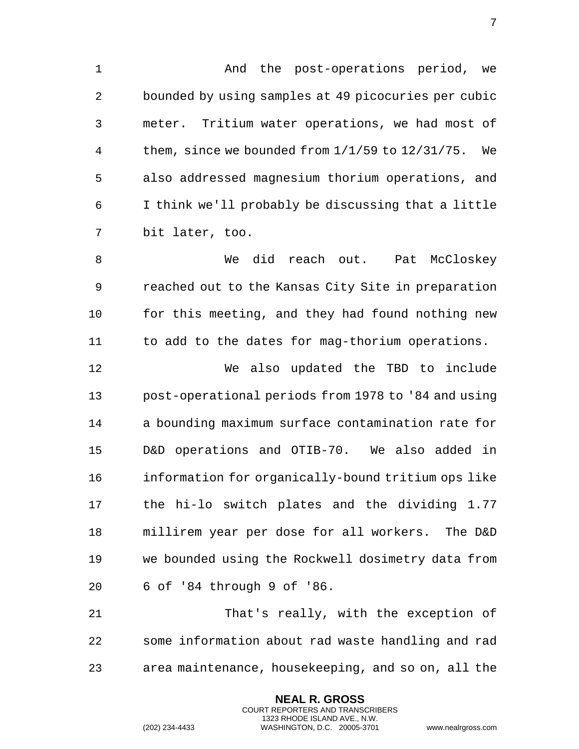And the post-operations period, we bounded by using samples at 49 picocuries per cubic meter. Tritium water operations, we had most of them, since we bounded from 1/1/59 to 12/31/75. We also addressed magnesium thorium operations, and I think we'll probably be discussing that a little bit later, too.

We did reach out. Pat McCloskey reached out to the Kansas City Site in preparation for this meeting, and they had found nothing new to add to the dates for mag-thorium operations.

We also updated the TBD to include post-operational periods from 1978 to '84 and using a bounding maximum surface contamination rate for D&D operations and OTIB-70. We also added in information for organically-bound tritium ops like the hi-lo switch plates and the dividing 1.77 millirem year per dose for all workers. The D&D we bounded using the Rockwell dosimetry data from 6 of '84 through 9 of '86.

That's really, with the exception of some information about rad waste handling and rad area maintenance, housekeeping, and so on, all the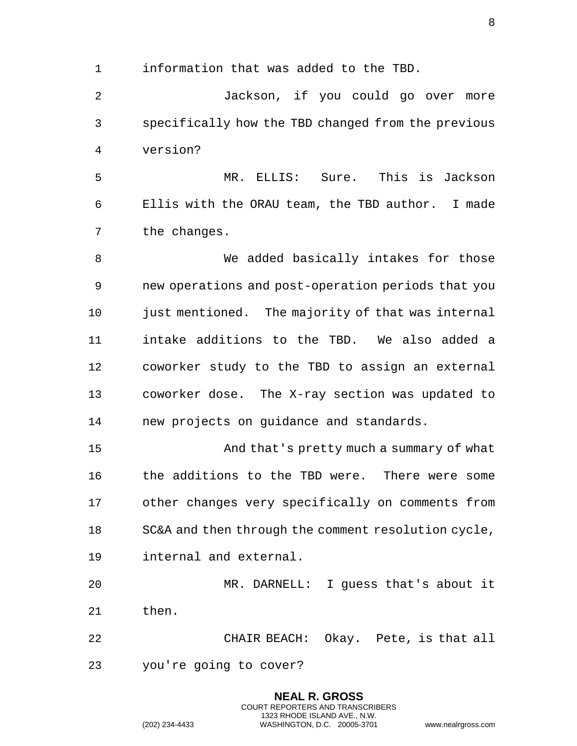information that was added to the TBD.

Jackson, if you could go over more specifically how the TBD changed from the previous version?

MR. ELLIS: Sure. This is Jackson Ellis with the ORAU team, the TBD author. I made the changes.

We added basically intakes for those new operations and post-operation periods that you just mentioned. The majority of that was internal intake additions to the TBD. We also added a coworker study to the TBD to assign an external coworker dose. The X-ray section was updated to new projects on guidance and standards.

And that's pretty much a summary of what the additions to the TBD were. There were some other changes very specifically on comments from SC&A and then through the comment resolution cycle, internal and external.

MR. DARNELL: I guess that's about it then.

CHAIR BEACH: Okay. Pete, is that all you're going to cover?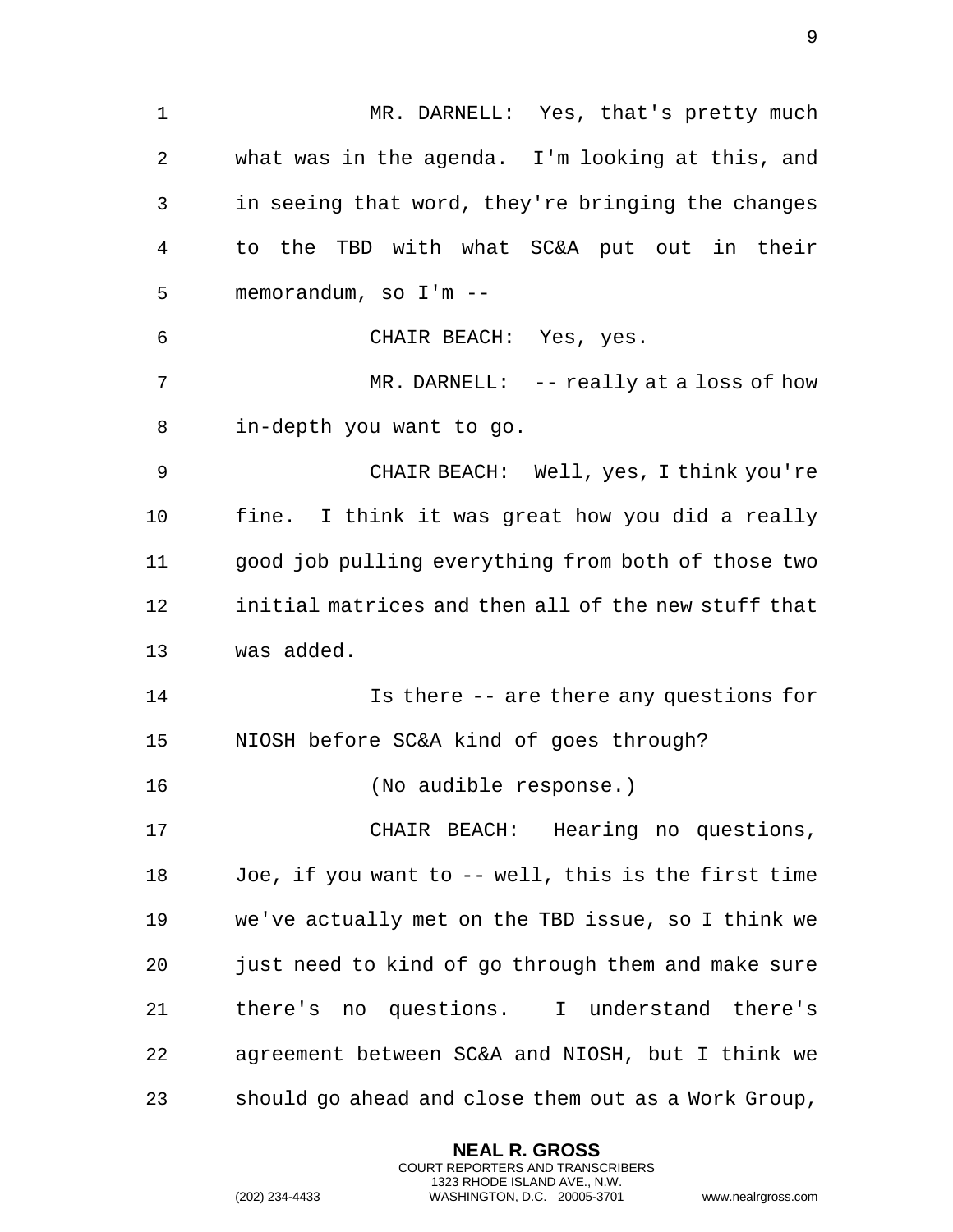MR. DARNELL: Yes, that's pretty much what was in the agenda. I'm looking at this, and in seeing that word, they're bringing the changes to the TBD with what SC&A put out in their memorandum, so I'm --

CHAIR BEACH: Yes, yes.

MR. DARNELL: -- really at a loss of how in-depth you want to go.

CHAIR BEACH: Well, yes, I think you're fine. I think it was great how you did a really good job pulling everything from both of those two initial matrices and then all of the new stuff that was added.

Is there -- are there any questions for NIOSH before SC&A kind of goes through?

(No audible response.)

CHAIR BEACH: Hearing no questions, Joe, if you want to -- well, this is the first time we've actually met on the TBD issue, so I think we just need to kind of go through them and make sure there's no questions. I understand there's agreement between SC&A and NIOSH, but I think we should go ahead and close them out as a Work Group,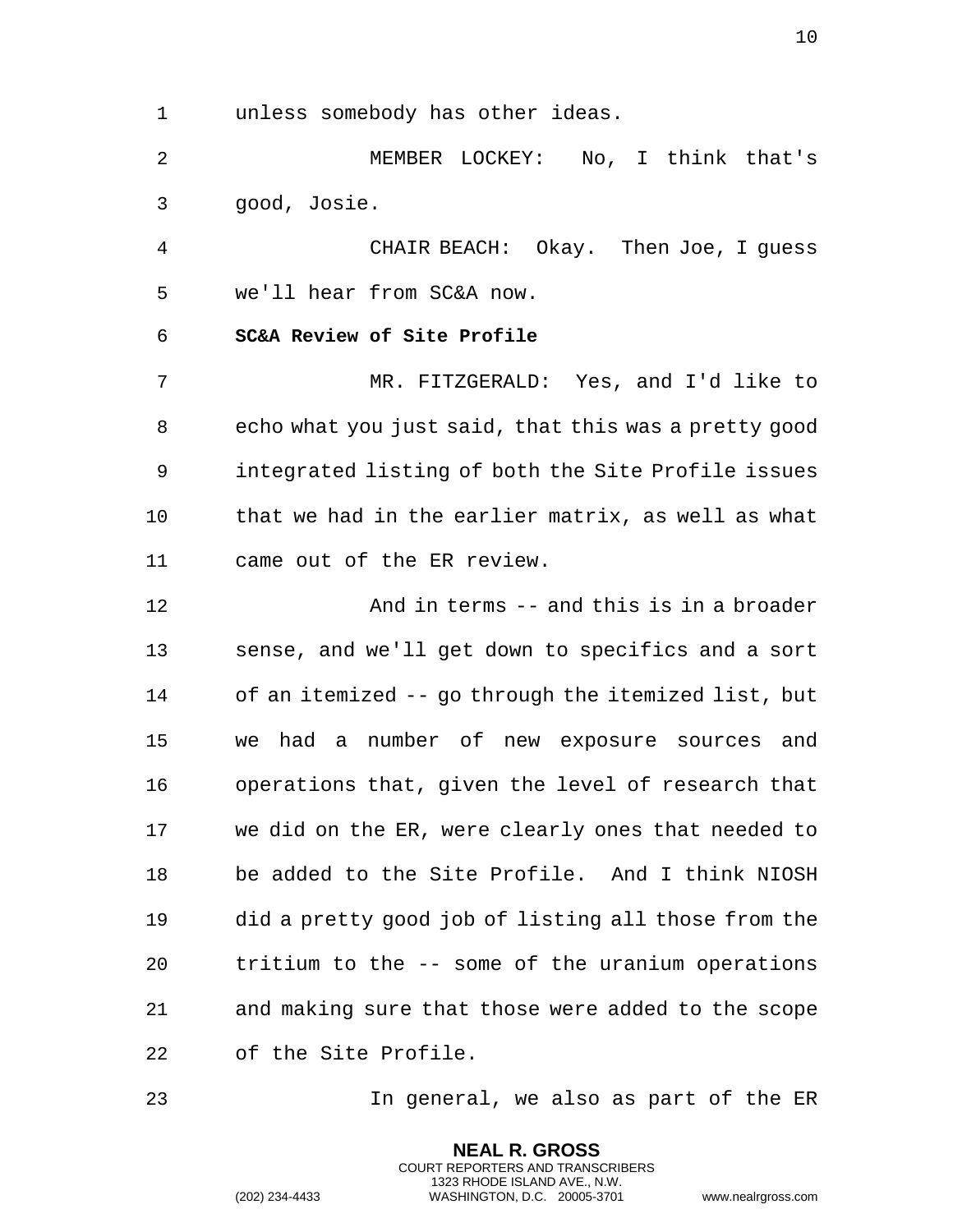unless somebody has other ideas.

MEMBER LOCKEY: No, I think that's good, Josie.

CHAIR BEACH: Okay. Then Joe, I guess we'll hear from SC&A now.

**SC&A Review of Site Profile**

MR. FITZGERALD: Yes, and I'd like to echo what you just said, that this was a pretty good integrated listing of both the Site Profile issues that we had in the earlier matrix, as well as what came out of the ER review.

And in terms -- and this is in a broader sense, and we'll get down to specifics and a sort of an itemized -- go through the itemized list, but we had a number of new exposure sources and operations that, given the level of research that we did on the ER, were clearly ones that needed to be added to the Site Profile. And I think NIOSH did a pretty good job of listing all those from the tritium to the -- some of the uranium operations and making sure that those were added to the scope of the Site Profile.

In general, we also as part of the ER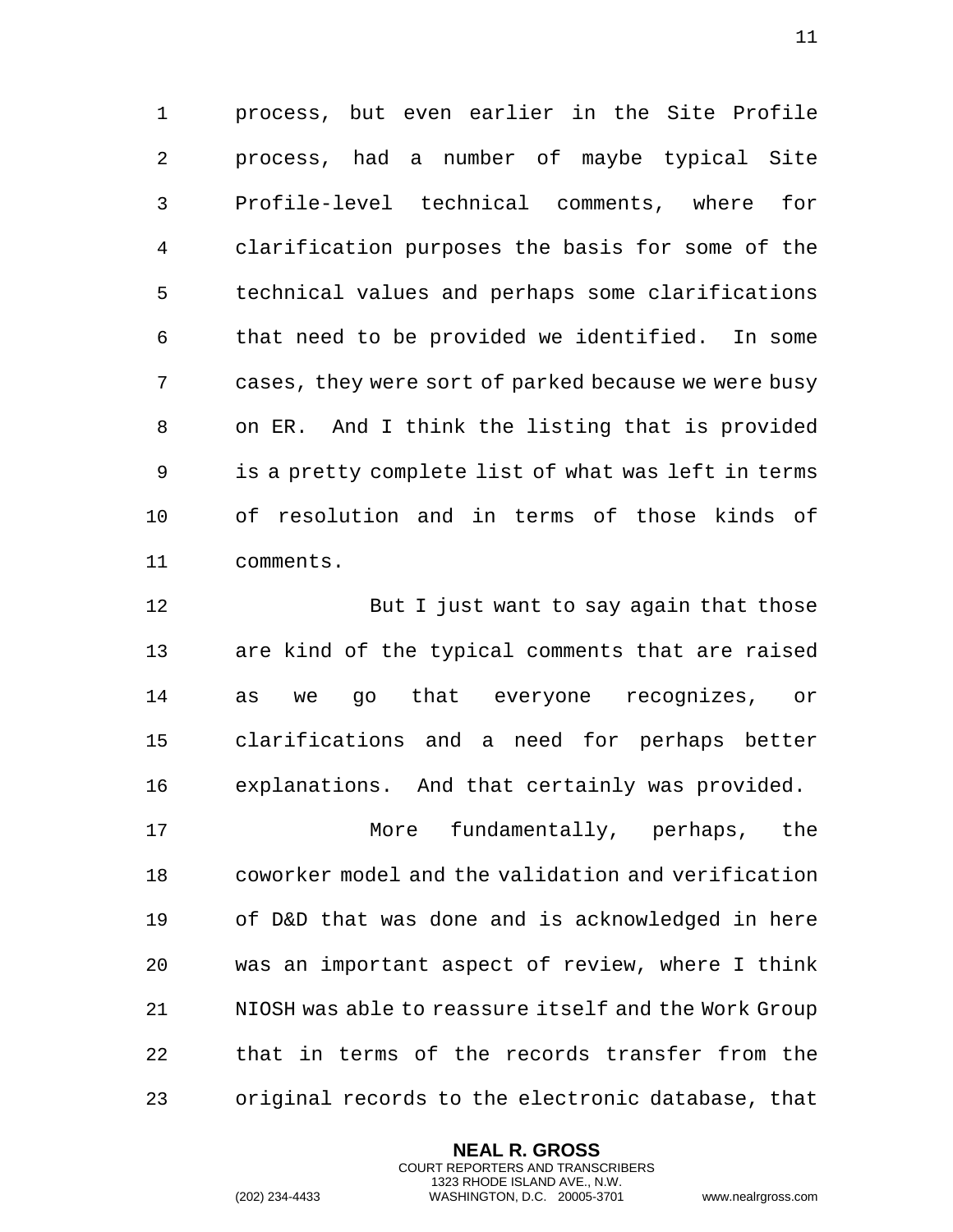process, but even earlier in the Site Profile process, had a number of maybe typical Site Profile-level technical comments, where for clarification purposes the basis for some of the technical values and perhaps some clarifications that need to be provided we identified. In some cases, they were sort of parked because we were busy on ER. And I think the listing that is provided is a pretty complete list of what was left in terms of resolution and in terms of those kinds of comments.

But I just want to say again that those are kind of the typical comments that are raised as we go that everyone recognizes, or clarifications and a need for perhaps better explanations. And that certainly was provided.

More fundamentally, perhaps, the coworker model and the validation and verification of D&D that was done and is acknowledged in here was an important aspect of review, where I think NIOSH was able to reassure itself and the Work Group that in terms of the records transfer from the original records to the electronic database, that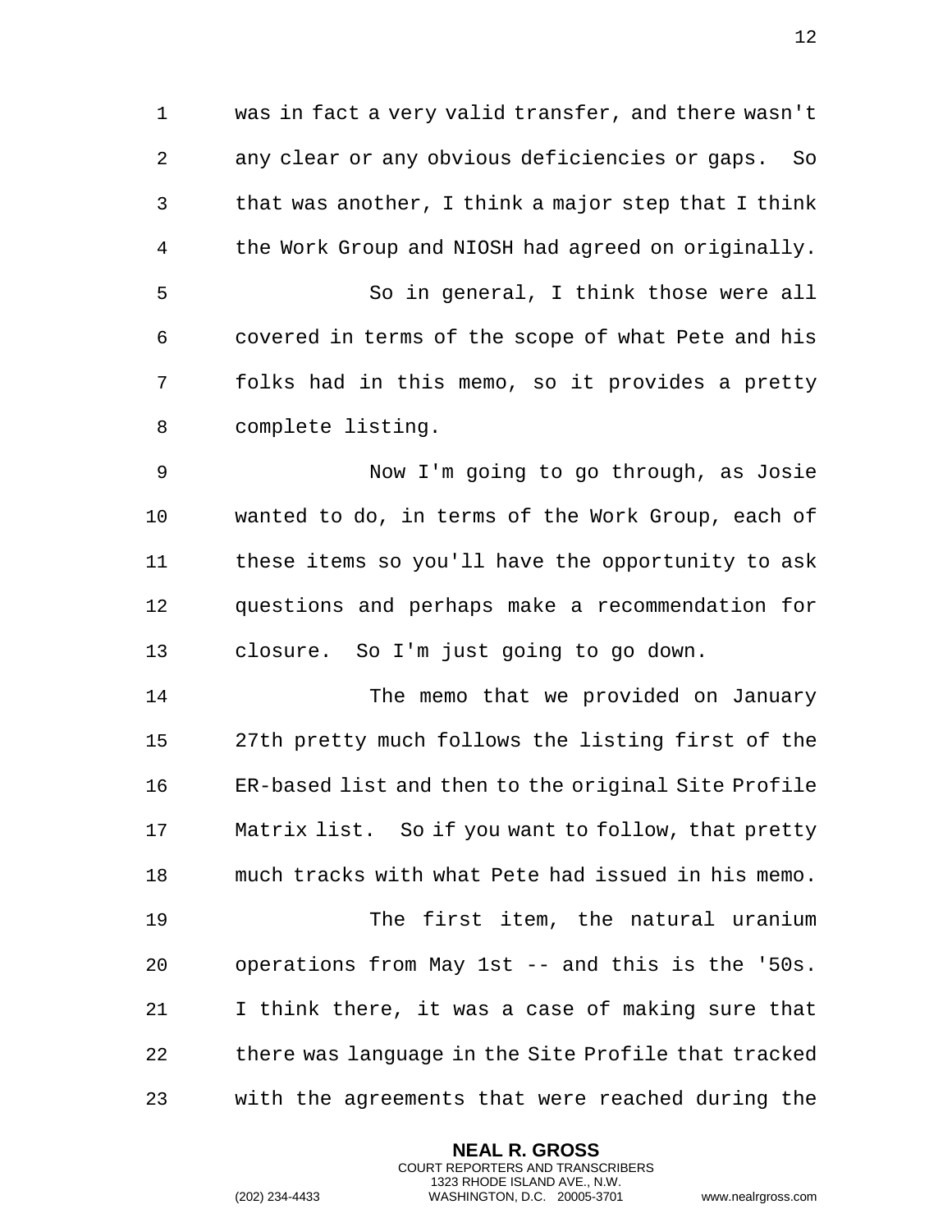was in fact a very valid transfer, and there wasn't any clear or any obvious deficiencies or gaps. So that was another, I think a major step that I think the Work Group and NIOSH had agreed on originally.

So in general, I think those were all covered in terms of the scope of what Pete and his folks had in this memo, so it provides a pretty complete listing.

Now I'm going to go through, as Josie wanted to do, in terms of the Work Group, each of these items so you'll have the opportunity to ask questions and perhaps make a recommendation for closure. So I'm just going to go down.

The memo that we provided on January 27th pretty much follows the listing first of the ER-based list and then to the original Site Profile Matrix list. So if you want to follow, that pretty much tracks with what Pete had issued in his memo.

The first item, the natural uranium operations from May 1st -- and this is the '50s. I think there, it was a case of making sure that there was language in the Site Profile that tracked with the agreements that were reached during the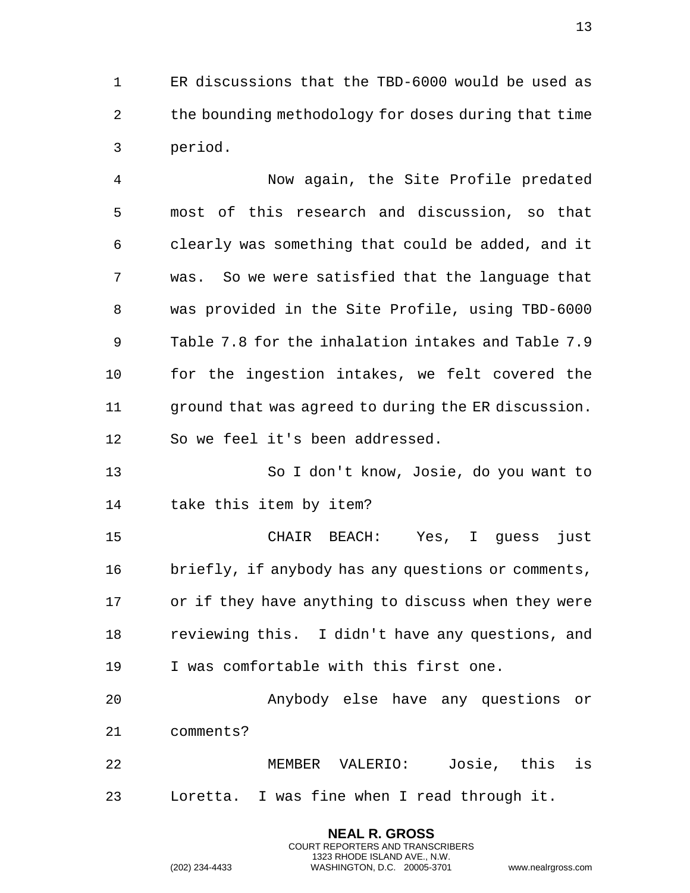ER discussions that the TBD-6000 would be used as the bounding methodology for doses during that time period.

Now again, the Site Profile predated most of this research and discussion, so that clearly was something that could be added, and it was. So we were satisfied that the language that was provided in the Site Profile, using TBD-6000 Table 7.8 for the inhalation intakes and Table 7.9 for the ingestion intakes, we felt covered the ground that was agreed to during the ER discussion. So we feel it's been addressed.

So I don't know, Josie, do you want to take this item by item?

CHAIR BEACH: Yes, I guess just briefly, if anybody has any questions or comments, or if they have anything to discuss when they were reviewing this. I didn't have any questions, and I was comfortable with this first one.

Anybody else have any questions or comments?

MEMBER VALERIO: Josie, this is Loretta. I was fine when I read through it.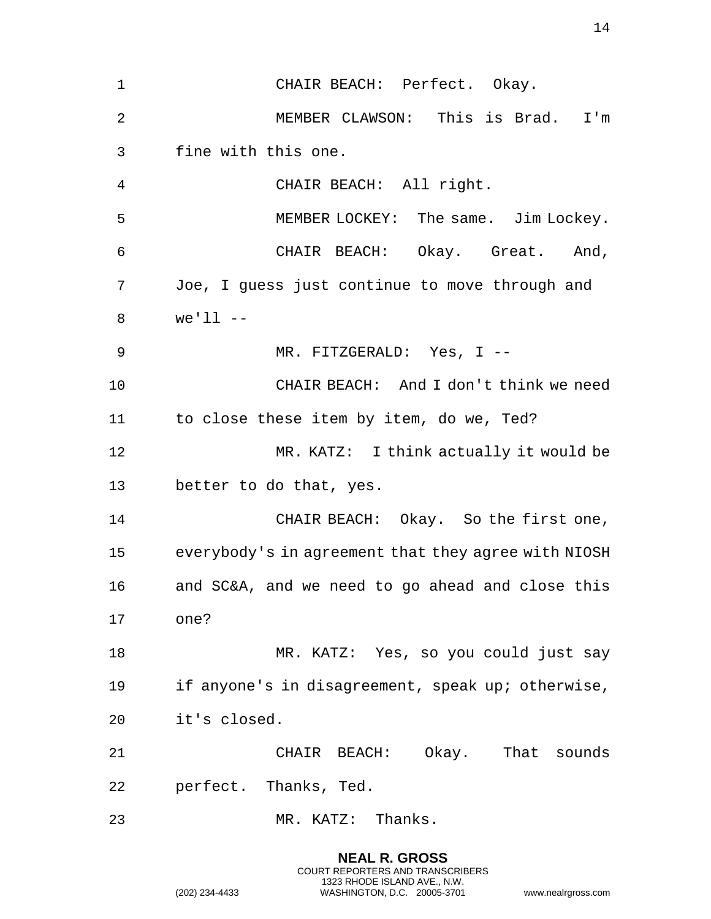CHAIR BEACH: Perfect. Okay.

MEMBER CLAWSON: This is Brad. I'm fine with this one.

CHAIR BEACH: All right.

MEMBER LOCKEY: The same. Jim Lockey.

CHAIR BEACH: Okay. Great. And, Joe, I guess just continue to move through and we'll --

MR. FITZGERALD: Yes, I --

CHAIR BEACH: And I don't think we need to close these item by item, do we, Ted?

MR. KATZ: I think actually it would be better to do that, yes.

CHAIR BEACH: Okay. So the first one, everybody's in agreement that they agree with NIOSH and SC&A, and we need to go ahead and close this one?

MR. KATZ: Yes, so you could just say if anyone's in disagreement, speak up; otherwise, it's closed.

CHAIR BEACH: Okay. That sounds perfect. Thanks, Ted.

MR. KATZ: Thanks.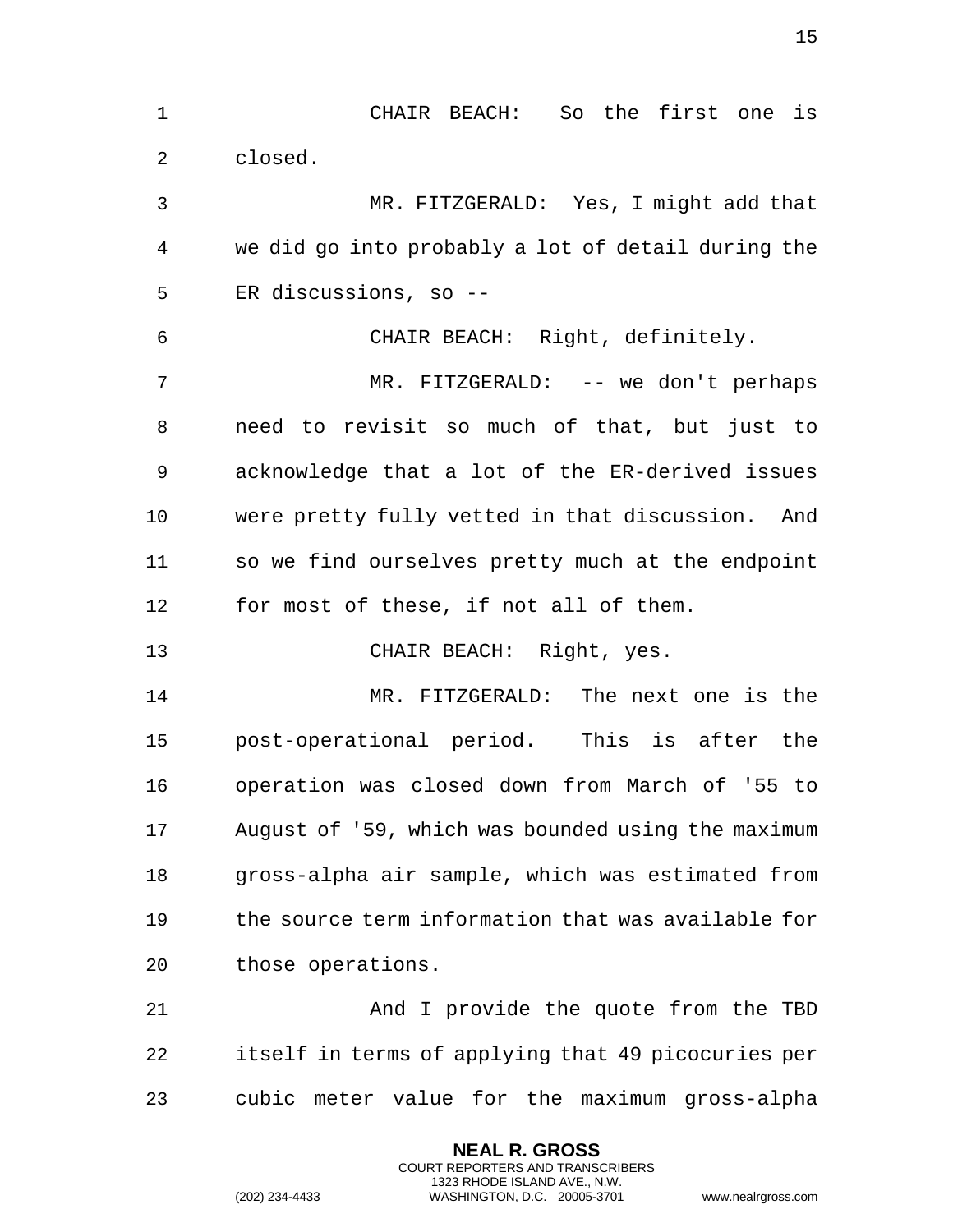CHAIR BEACH: So the first one is closed.

MR. FITZGERALD: Yes, I might add that we did go into probably a lot of detail during the ER discussions, so --

CHAIR BEACH: Right, definitely.

MR. FITZGERALD: -- we don't perhaps need to revisit so much of that, but just to acknowledge that a lot of the ER-derived issues were pretty fully vetted in that discussion. And so we find ourselves pretty much at the endpoint for most of these, if not all of them.

CHAIR BEACH: Right, yes.

MR. FITZGERALD: The next one is the post-operational period. This is after the operation was closed down from March of '55 to August of '59, which was bounded using the maximum gross-alpha air sample, which was estimated from the source term information that was available for those operations.

And I provide the quote from the TBD itself in terms of applying that 49 picocuries per cubic meter value for the maximum gross-alpha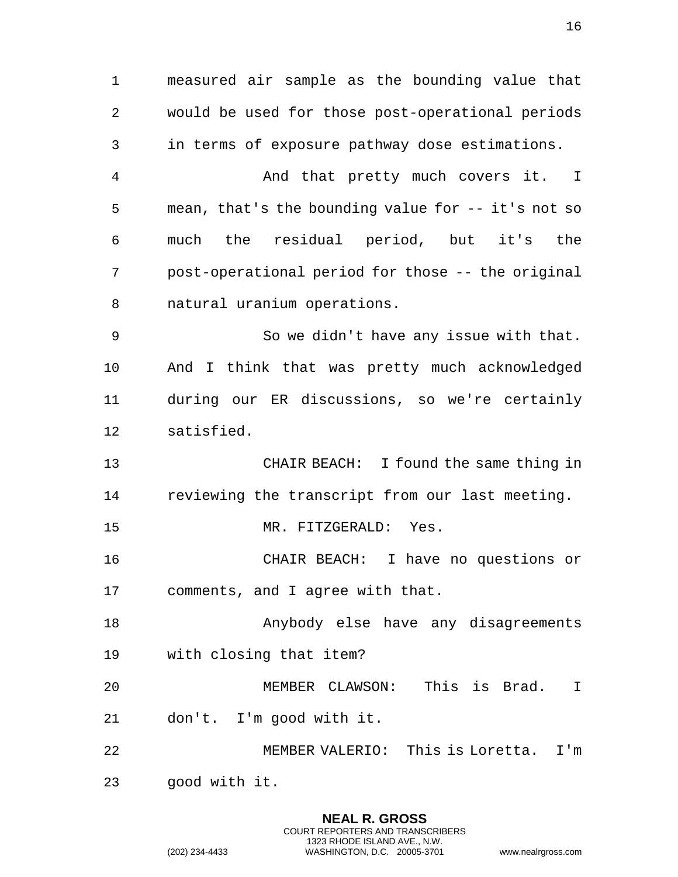measured air sample as the bounding value that would be used for those post-operational periods in terms of exposure pathway dose estimations.

And that pretty much covers it. I mean, that's the bounding value for -- it's not so much the residual period, but it's the post-operational period for those -- the original natural uranium operations.

So we didn't have any issue with that. And I think that was pretty much acknowledged during our ER discussions, so we're certainly satisfied.

CHAIR BEACH: I found the same thing in reviewing the transcript from our last meeting.

MR. FITZGERALD: Yes.

CHAIR BEACH: I have no questions or comments, and I agree with that.

Anybody else have any disagreements with closing that item?

MEMBER CLAWSON: This is Brad. I don't. I'm good with it.

MEMBER VALERIO: This is Loretta. I'm good with it.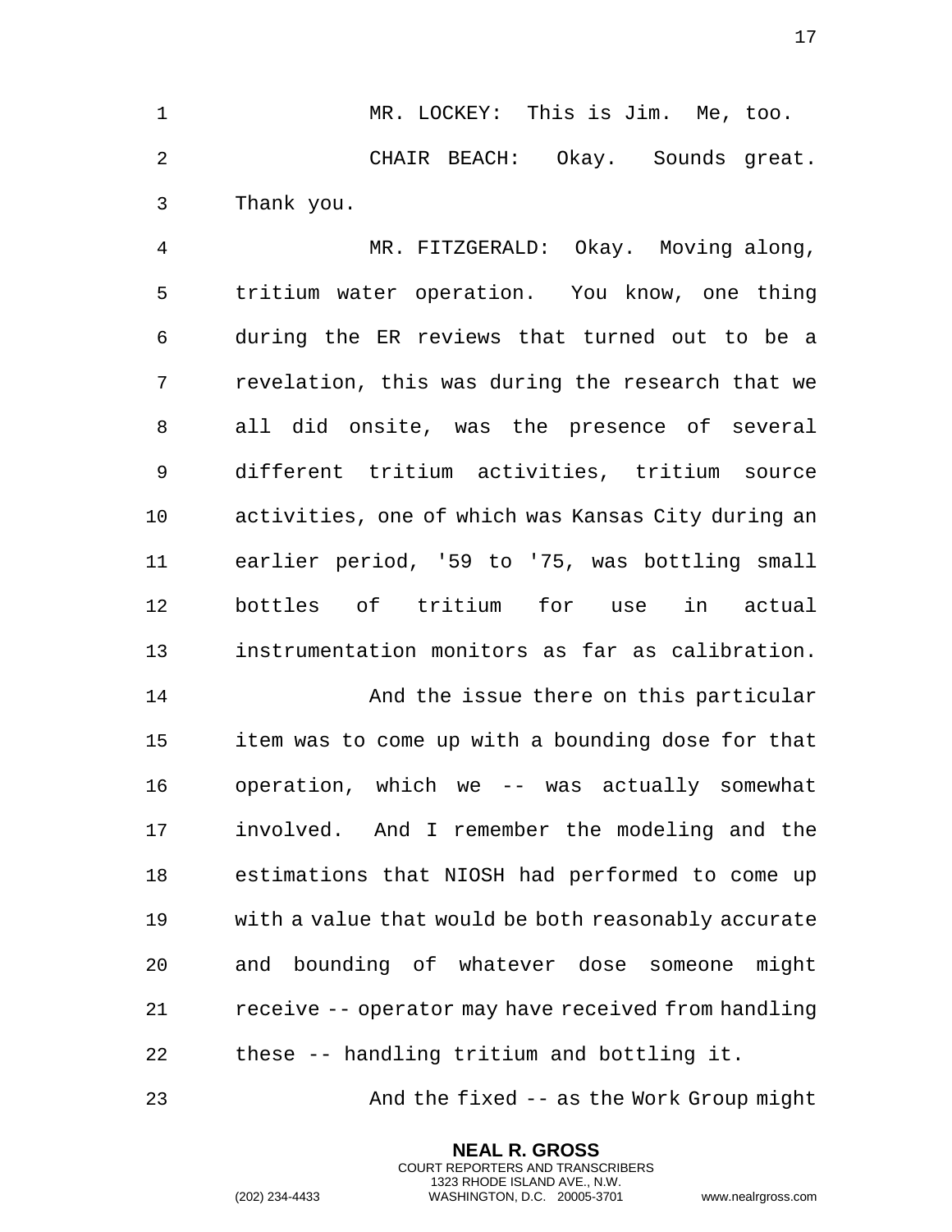MR. LOCKEY: This is Jim. Me, too.

CHAIR BEACH: Okay. Sounds great. Thank you.

MR. FITZGERALD: Okay. Moving along, tritium water operation. You know, one thing during the ER reviews that turned out to be a revelation, this was during the research that we all did onsite, was the presence of several different tritium activities, tritium source activities, one of which was Kansas City during an earlier period, '59 to '75, was bottling small bottles of tritium for use in actual instrumentation monitors as far as calibration.

And the issue there on this particular item was to come up with a bounding dose for that operation, which we -- was actually somewhat involved. And I remember the modeling and the estimations that NIOSH had performed to come up with a value that would be both reasonably accurate and bounding of whatever dose someone might receive -- operator may have received from handling these -- handling tritium and bottling it.

And the fixed -- as the Work Group might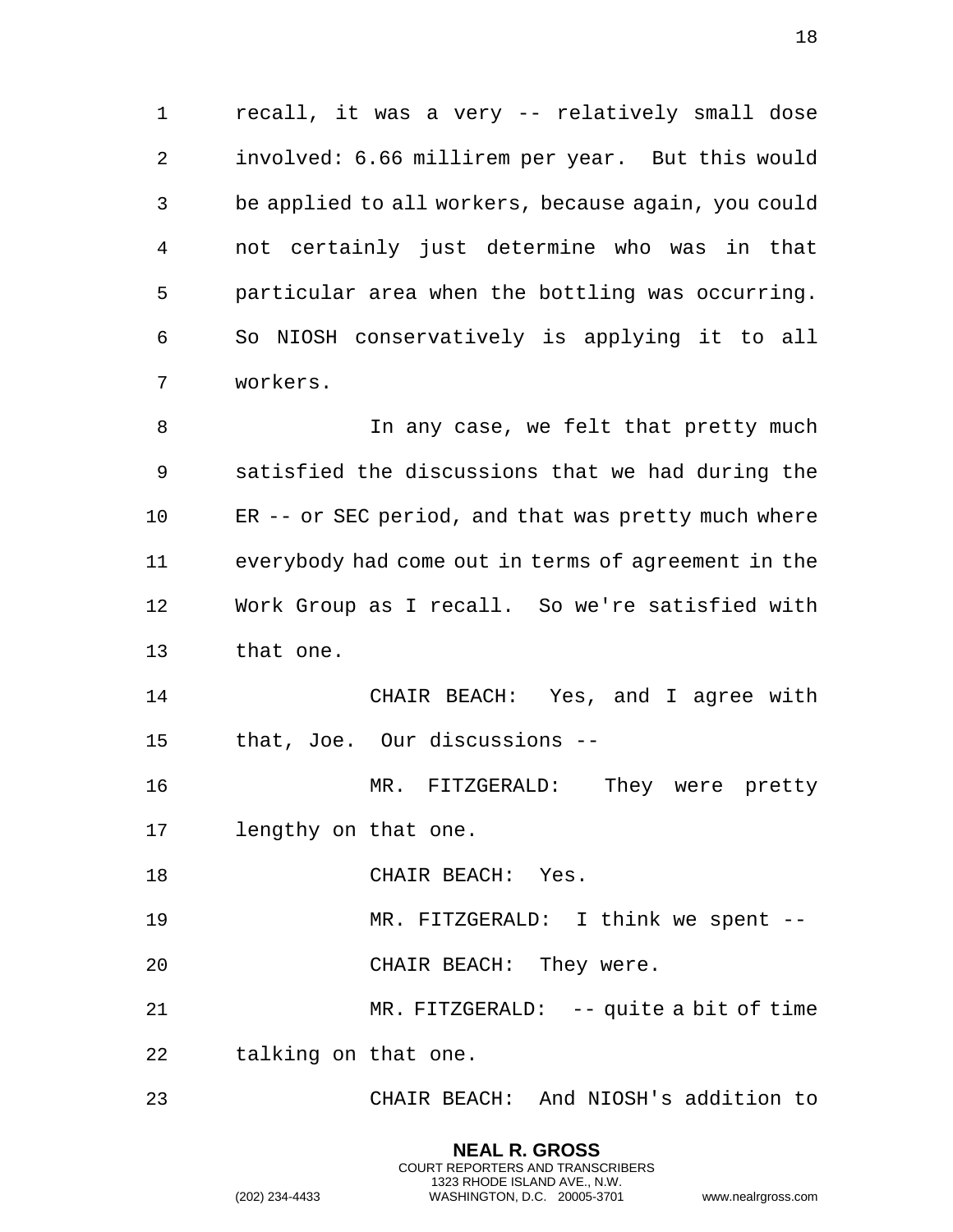recall, it was a very -- relatively small dose involved: 6.66 millirem per year. But this would be applied to all workers, because again, you could not certainly just determine who was in that particular area when the bottling was occurring. So NIOSH conservatively is applying it to all workers.

In any case, we felt that pretty much satisfied the discussions that we had during the ER -- or SEC period, and that was pretty much where everybody had come out in terms of agreement in the Work Group as I recall. So we're satisfied with that one.

CHAIR BEACH: Yes, and I agree with that, Joe. Our discussions --

MR. FITZGERALD: They were pretty lengthy on that one.

CHAIR BEACH: Yes.

MR. FITZGERALD: I think we spent --

CHAIR BEACH: They were.

MR. FITZGERALD: -- quite a bit of time talking on that one.

CHAIR BEACH: And NIOSH's addition to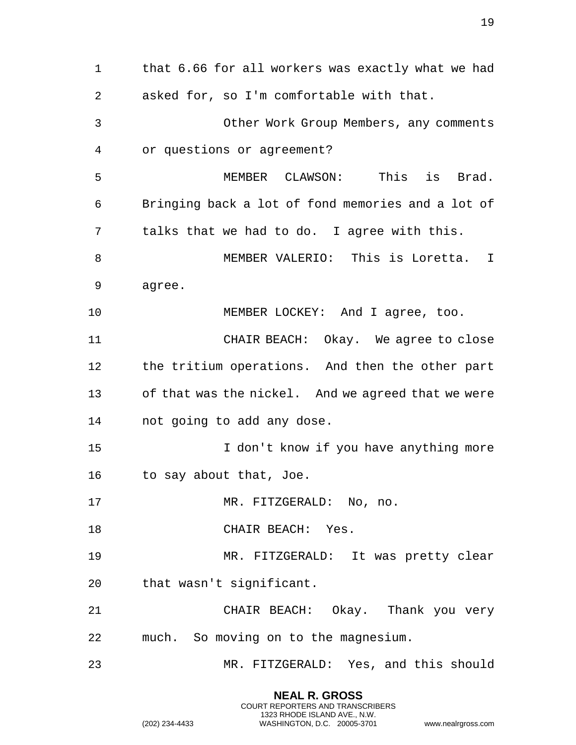that 6.66 for all workers was exactly what we had asked for, so I'm comfortable with that.

Other Work Group Members, any comments or questions or agreement?

MEMBER CLAWSON: This is Brad. Bringing back a lot of fond memories and a lot of talks that we had to do. I agree with this.

MEMBER VALERIO: This is Loretta. I agree.

MEMBER LOCKEY: And I agree, too.

CHAIR BEACH: Okay. We agree to close the tritium operations. And then the other part of that was the nickel. And we agreed that we were not going to add any dose.

I don't know if you have anything more to say about that, Joe.

MR. FITZGERALD: No, no.

CHAIR BEACH: Yes.

MR. FITZGERALD: It was pretty clear that wasn't significant.

CHAIR BEACH: Okay. Thank you very much. So moving on to the magnesium.

MR. FITZGERALD: Yes, and this should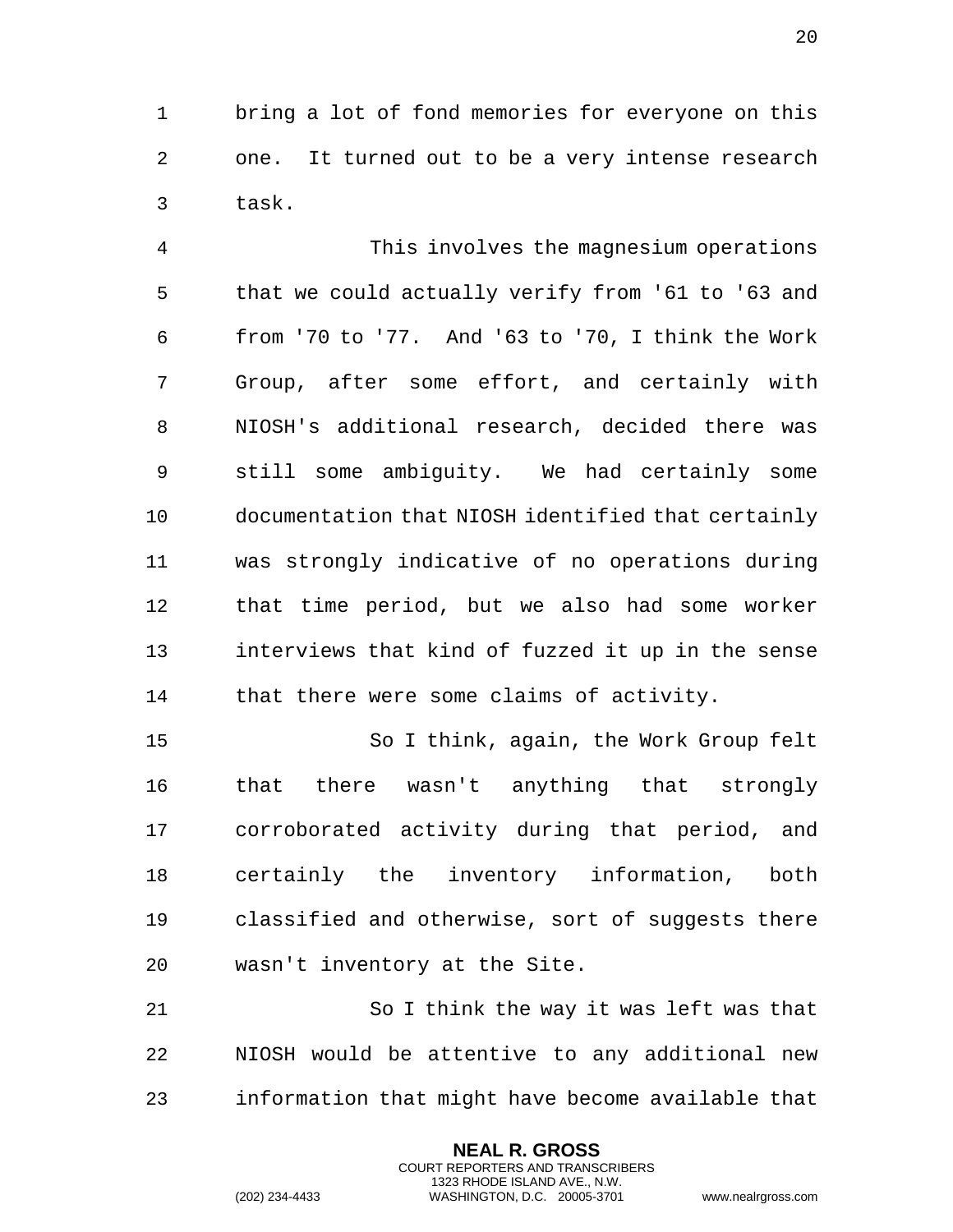bring a lot of fond memories for everyone on this one. It turned out to be a very intense research task.

This involves the magnesium operations that we could actually verify from '61 to '63 and from '70 to '77. And '63 to '70, I think the Work Group, after some effort, and certainly with NIOSH's additional research, decided there was still some ambiguity. We had certainly some documentation that NIOSH identified that certainly was strongly indicative of no operations during that time period, but we also had some worker interviews that kind of fuzzed it up in the sense that there were some claims of activity.

So I think, again, the Work Group felt that there wasn't anything that strongly corroborated activity during that period, and certainly the inventory information, both classified and otherwise, sort of suggests there wasn't inventory at the Site.

So I think the way it was left was that NIOSH would be attentive to any additional new information that might have become available that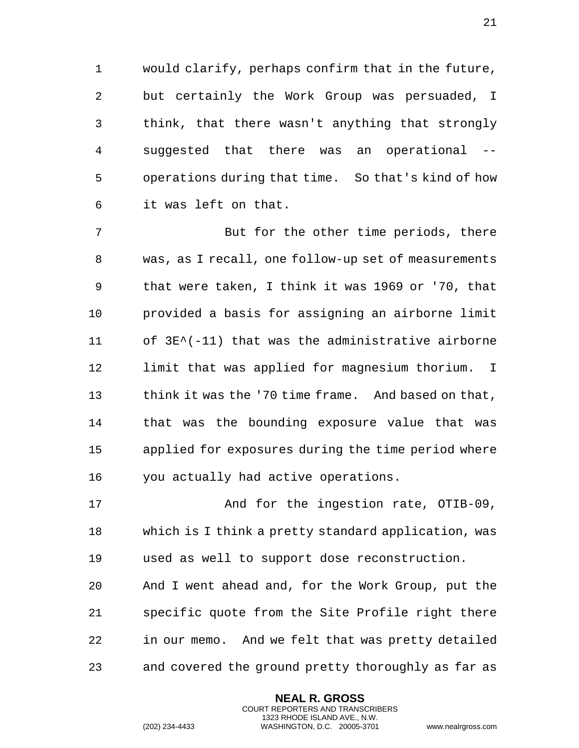would clarify, perhaps confirm that in the future, but certainly the Work Group was persuaded, I think, that there wasn't anything that strongly suggested that there was an operational -- operations during that time. So that's kind of how it was left on that.

But for the other time periods, there was, as I recall, one follow-up set of measurements that were taken, I think it was 1969 or '70, that provided a basis for assigning an airborne limit of $3E^{-11}$ that was the administrative airborne limit that was applied for magnesium thorium. I think it was the '70 time frame. And based on that, that was the bounding exposure value that was applied for exposures during the time period where you actually had active operations.

And for the ingestion rate, OTIB-09, which is I think a pretty standard application, was used as well to support dose reconstruction. And I went ahead and, for the Work Group, put the specific quote from the Site Profile right there in our memo. And we felt that was pretty detailed and covered the ground pretty thoroughly as far as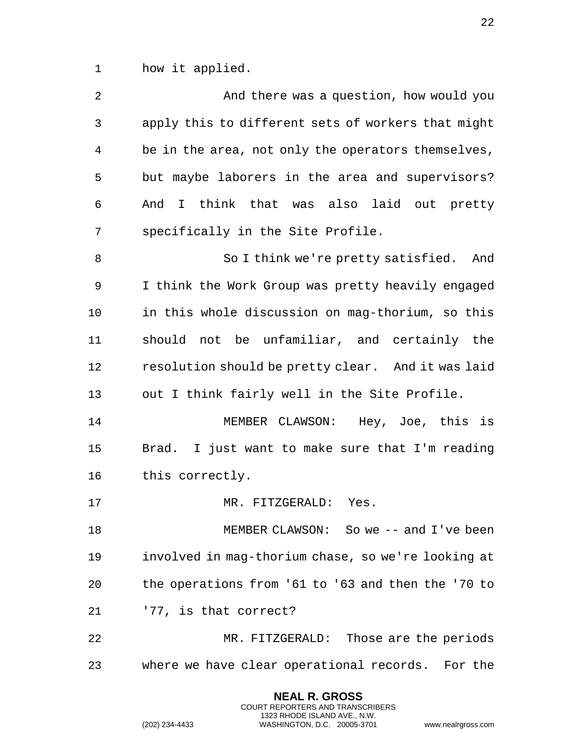how it applied.

And there was a question, how would you apply this to different sets of workers that might be in the area, not only the operators themselves, but maybe laborers in the area and supervisors? And I think that was also laid out pretty specifically in the Site Profile.

So I think we're pretty satisfied. And I think the Work Group was pretty heavily engaged in this whole discussion on mag-thorium, so this should not be unfamiliar, and certainly the resolution should be pretty clear. And it was laid out I think fairly well in the Site Profile.

MEMBER CLAWSON: Hey, Joe, this is Brad. I just want to make sure that I'm reading this correctly.

MR. FITZGERALD: Yes.

MEMBER CLAWSON: So we -- and I've been involved in mag-thorium chase, so we're looking at the operations from '61 to '63 and then the '70 to '77, is that correct?

MR. FITZGERALD: Those are the periods where we have clear operational records. For the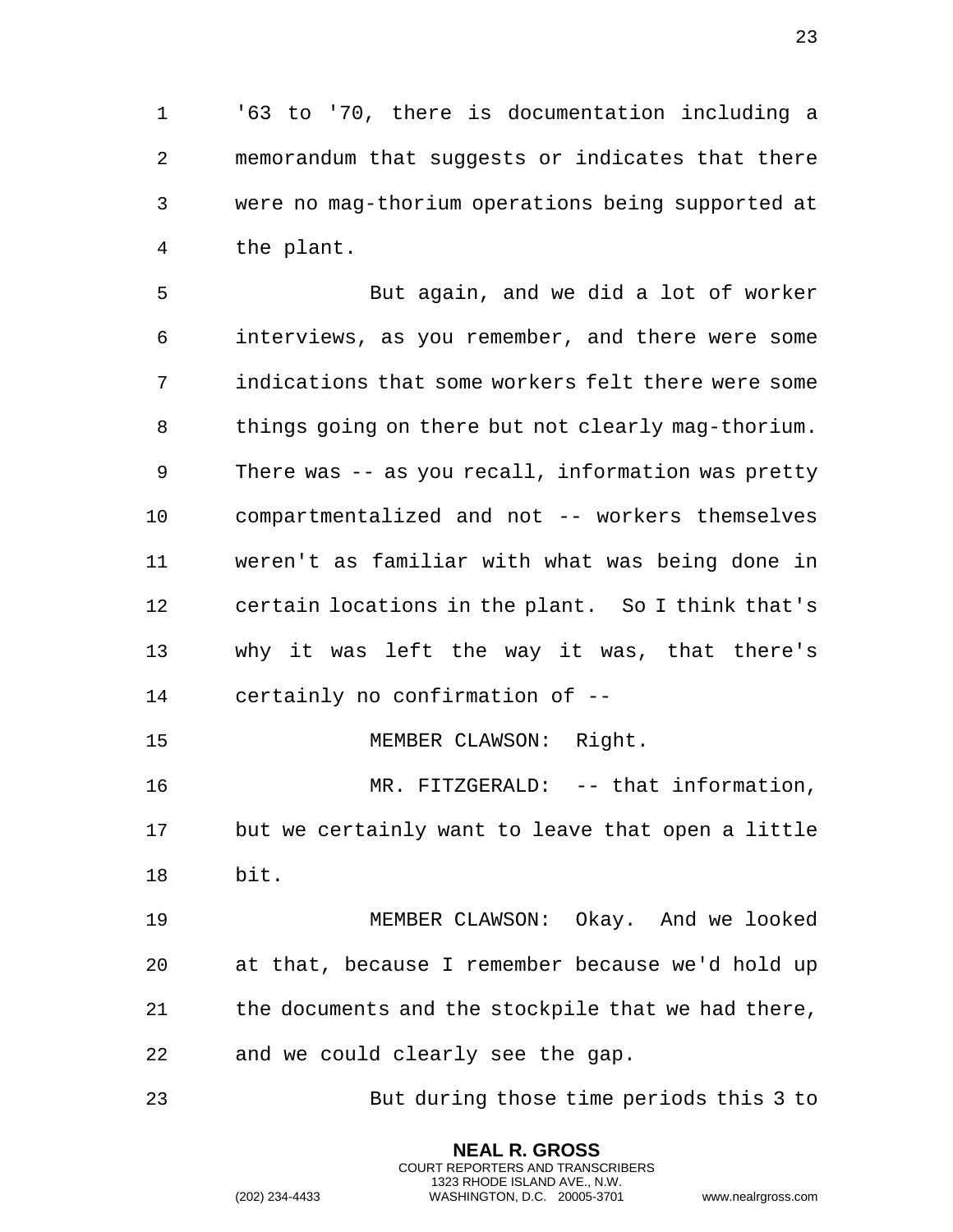'63 to '70, there is documentation including a memorandum that suggests or indicates that there were no mag-thorium operations being supported at the plant.

But again, and we did a lot of worker interviews, as you remember, and there were some indications that some workers felt there were some things going on there but not clearly mag-thorium. There was -- as you recall, information was pretty compartmentalized and not -- workers themselves weren't as familiar with what was being done in certain locations in the plant. So I think that's why it was left the way it was, that there's certainly no confirmation of --

MEMBER CLAWSON: Right.

MR. FITZGERALD: -- that information, but we certainly want to leave that open a little bit.

MEMBER CLAWSON: Okay. And we looked at that, because I remember because we'd hold up the documents and the stockpile that we had there, and we could clearly see the gap.

But during those time periods this 3 to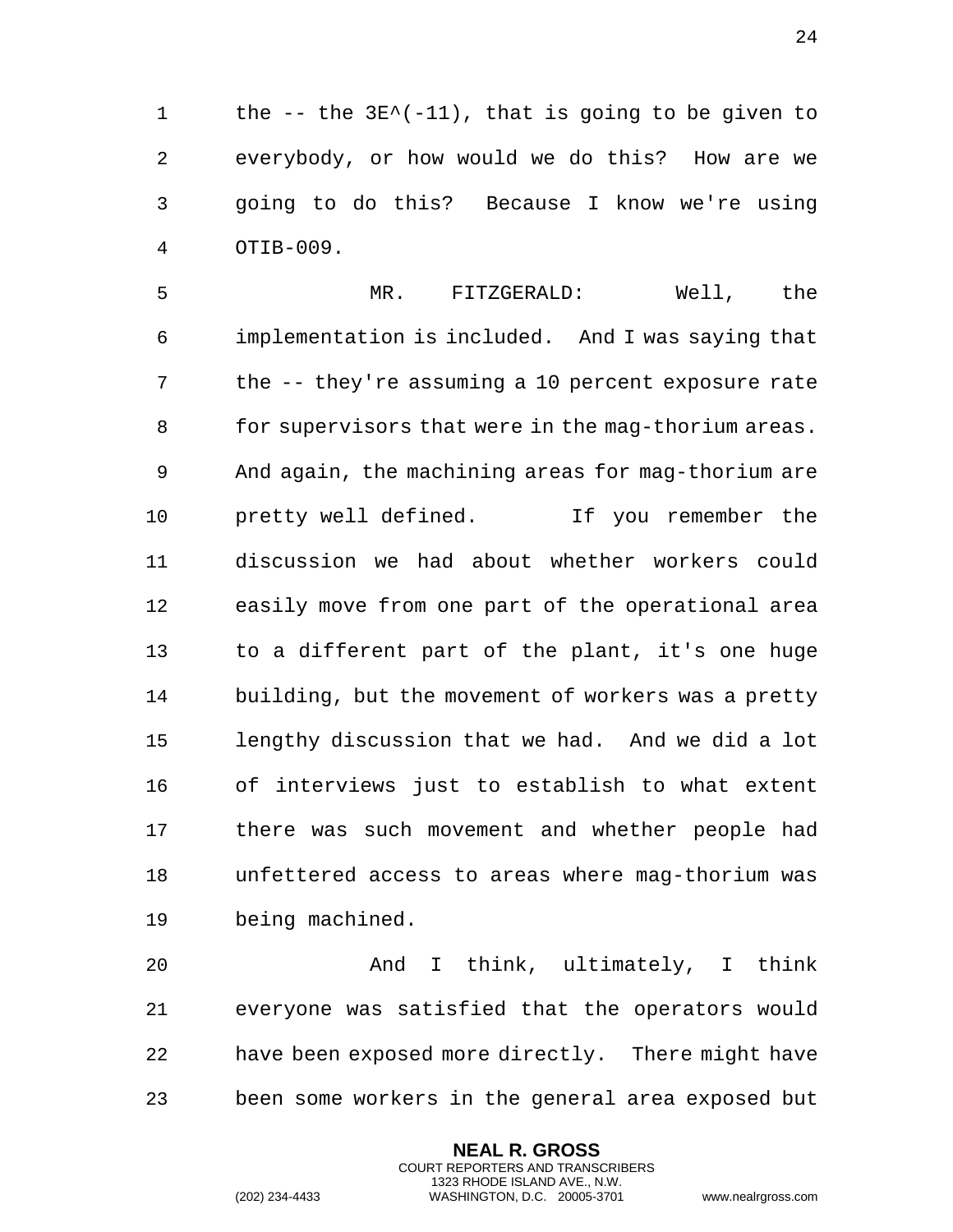the -- the $3E^{-11}$, that is going to be given to everybody, or how would we do this? How are we going to do this? Because I know we're using OTIB-009.

MR. FITZGERALD: Well, the implementation is included. And I was saying that the -- they're assuming a 10 percent exposure rate for supervisors that were in the mag-thorium areas. And again, the machining areas for mag-thorium are pretty well defined. If you remember the discussion we had about whether workers could easily move from one part of the operational area to a different part of the plant, it's one huge building, but the movement of workers was a pretty lengthy discussion that we had. And we did a lot of interviews just to establish to what extent there was such movement and whether people had unfettered access to areas where mag-thorium was being machined.

And I think, ultimately, I think everyone was satisfied that the operators would have been exposed more directly. There might have been some workers in the general area exposed but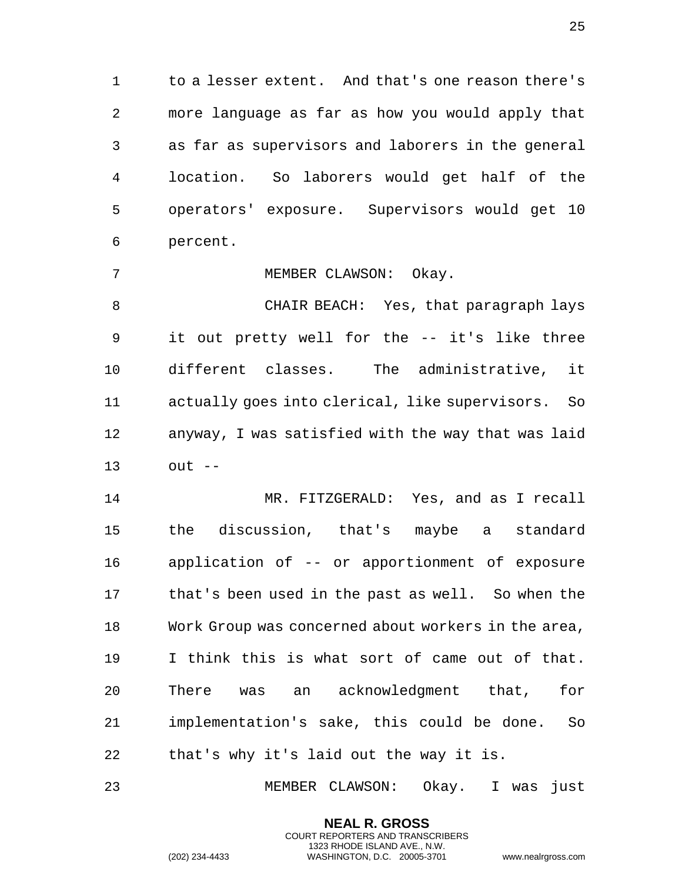to a lesser extent. And that's one reason there's more language as far as how you would apply that as far as supervisors and laborers in the general location. So laborers would get half of the operators' exposure. Supervisors would get 10 percent.

MEMBER CLAWSON: Okay.

CHAIR BEACH: Yes, that paragraph lays it out pretty well for the -- it's like three different classes. The administrative, it actually goes into clerical, like supervisors. So anyway, I was satisfied with the way that was laid out --

MR. FITZGERALD: Yes, and as I recall the discussion, that's maybe a standard application of -- or apportionment of exposure that's been used in the past as well. So when the Work Group was concerned about workers in the area, I think this is what sort of came out of that. There was an acknowledgment that, for implementation's sake, this could be done. So that's why it's laid out the way it is.

MEMBER CLAWSON: Okay. I was just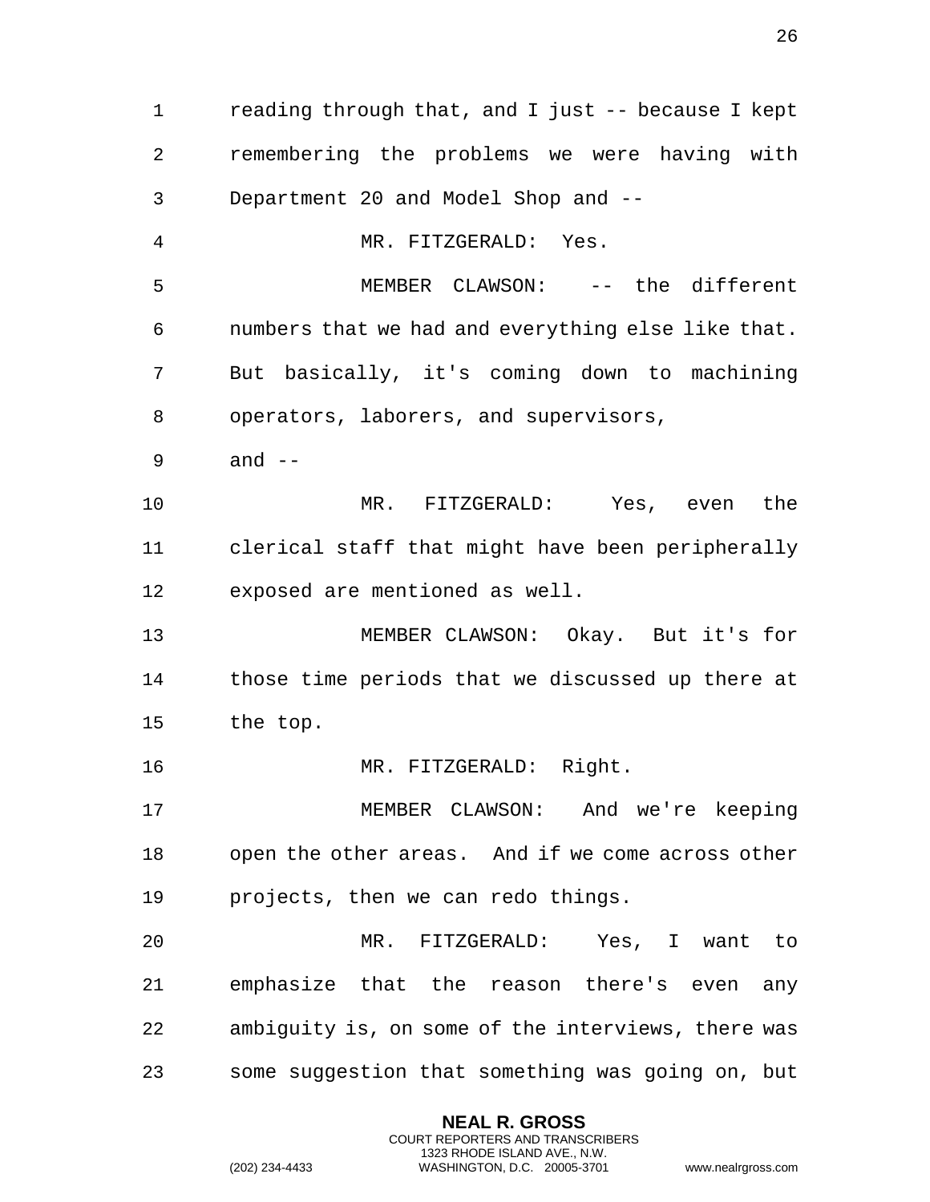reading through that, and I just -- because I kept remembering the problems we were having with Department 20 and Model Shop and --

MR. FITZGERALD: Yes.

MEMBER CLAWSON: -- the different numbers that we had and everything else like that. But basically, it's coming down to machining operators, laborers, and supervisors, and --

MR. FITZGERALD: Yes, even the clerical staff that might have been peripherally exposed are mentioned as well.

MEMBER CLAWSON: Okay. But it's for those time periods that we discussed up there at the top.

MR. FITZGERALD: Right.

MEMBER CLAWSON: And we're keeping open the other areas. And if we come across other projects, then we can redo things.

MR. FITZGERALD: Yes, I want to emphasize that the reason there's even any ambiguity is, on some of the interviews, there was some suggestion that something was going on, but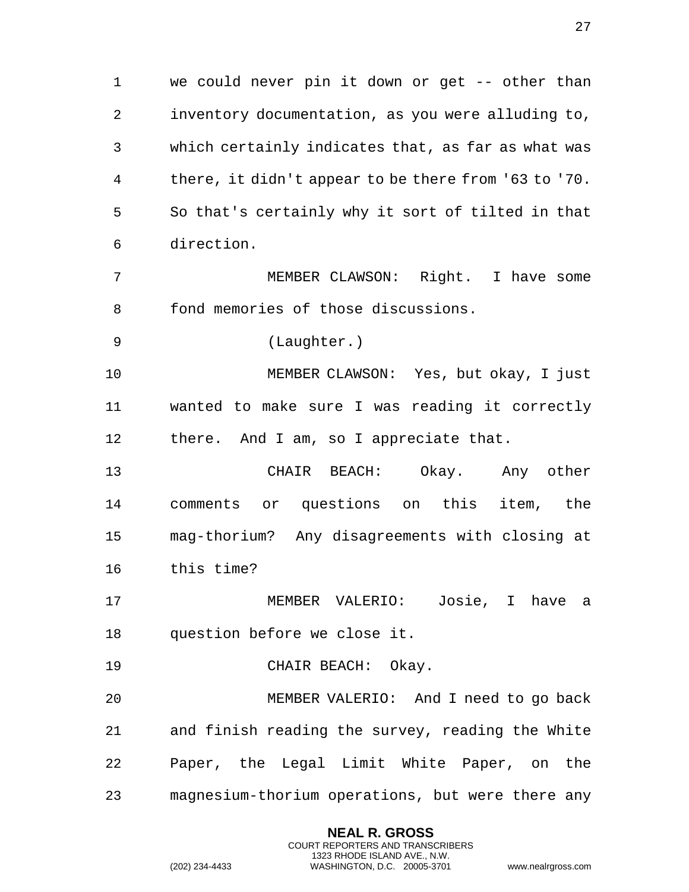we could never pin it down or get -- other than inventory documentation, as you were alluding to, which certainly indicates that, as far as what was there, it didn't appear to be there from '63 to '70. So that's certainly why it sort of tilted in that direction.

MEMBER CLAWSON: Right. I have some fond memories of those discussions.

(Laughter.)

MEMBER CLAWSON: Yes, but okay, I just wanted to make sure I was reading it correctly there. And I am, so I appreciate that.

CHAIR BEACH: Okay. Any other comments or questions on this item, the mag-thorium? Any disagreements with closing at this time?

MEMBER VALERIO: Josie, I have a question before we close it.

CHAIR BEACH: Okay.

MEMBER VALERIO: And I need to go back and finish reading the survey, reading the White Paper, the Legal Limit White Paper, on the magnesium-thorium operations, but were there any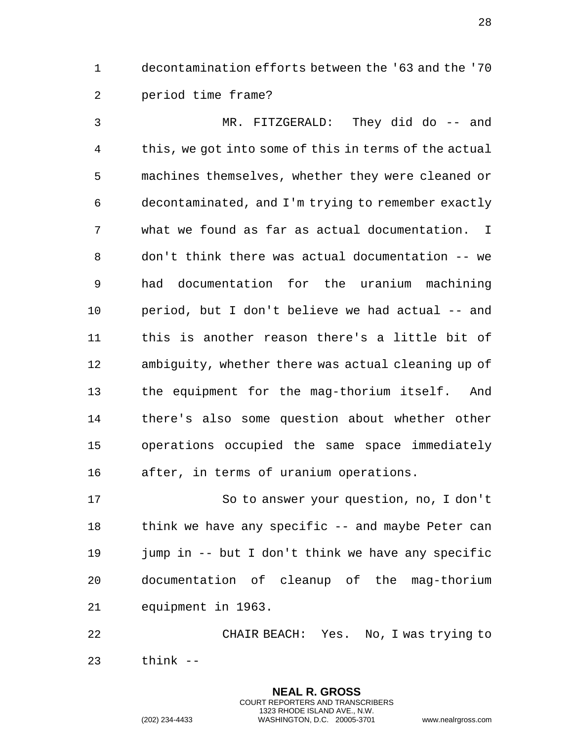decontamination efforts between the '63 and the '70 period time frame?

MR. FITZGERALD: They did do -- and this, we got into some of this in terms of the actual machines themselves, whether they were cleaned or decontaminated, and I'm trying to remember exactly what we found as far as actual documentation. I don't think there was actual documentation -- we had documentation for the uranium machining period, but I don't believe we had actual -- and this is another reason there's a little bit of ambiguity, whether there was actual cleaning up of the equipment for the mag-thorium itself. And there's also some question about whether other operations occupied the same space immediately after, in terms of uranium operations.

So to answer your question, no, I don't think we have any specific -- and maybe Peter can jump in -- but I don't think we have any specific documentation of cleanup of the mag-thorium equipment in 1963.

CHAIR BEACH: Yes. No, I was trying to think --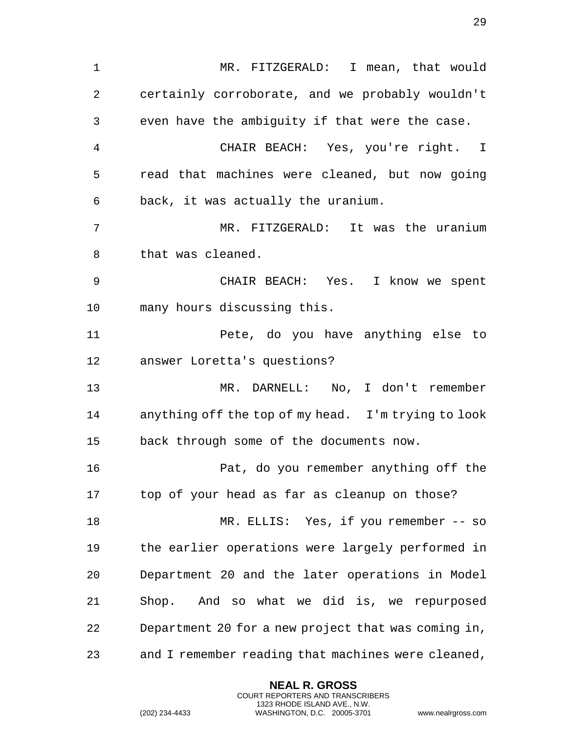MR. FITZGERALD: I mean, that would certainly corroborate, and we probably wouldn't even have the ambiguity if that were the case.

CHAIR BEACH: Yes, you're right. I read that machines were cleaned, but now going back, it was actually the uranium.

MR. FITZGERALD: It was the uranium that was cleaned.

CHAIR BEACH: Yes. I know we spent many hours discussing this.

Pete, do you have anything else to answer Loretta's questions?

MR. DARNELL: No, I don't remember anything off the top of my head. I'm trying to look back through some of the documents now.

Pat, do you remember anything off the top of your head as far as cleanup on those?

MR. ELLIS: Yes, if you remember -- so the earlier operations were largely performed in Department 20 and the later operations in Model Shop. And so what we did is, we repurposed Department 20 for a new project that was coming in, and I remember reading that machines were cleaned,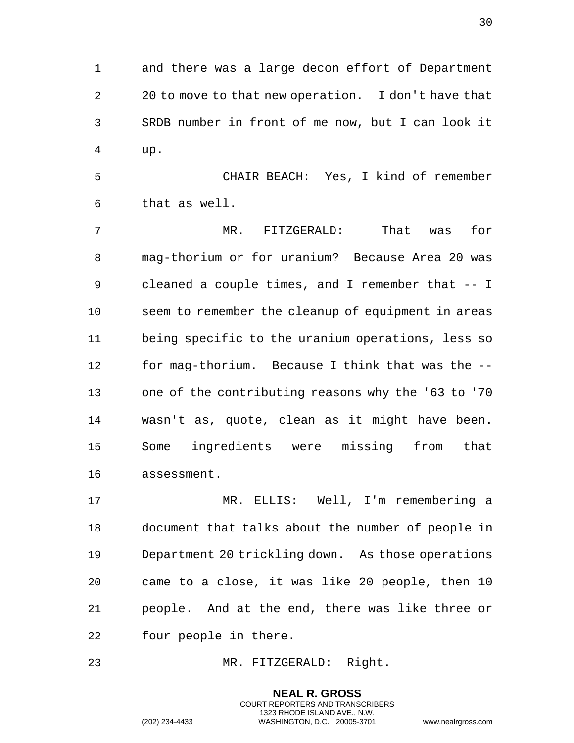and there was a large decon effort of Department 20 to move to that new operation. I don't have that SRDB number in front of me now, but I can look it up.

CHAIR BEACH: Yes, I kind of remember that as well.

MR. FITZGERALD: That was for mag-thorium or for uranium? Because Area 20 was cleaned a couple times, and I remember that -- I seem to remember the cleanup of equipment in areas being specific to the uranium operations, less so for mag-thorium. Because I think that was the -- one of the contributing reasons why the '63 to '70 wasn't as, quote, clean as it might have been. Some ingredients were missing from that assessment.

MR. ELLIS: Well, I'm remembering a document that talks about the number of people in Department 20 trickling down. As those operations came to a close, it was like 20 people, then 10 people. And at the end, there was like three or four people in there.

MR. FITZGERALD: Right.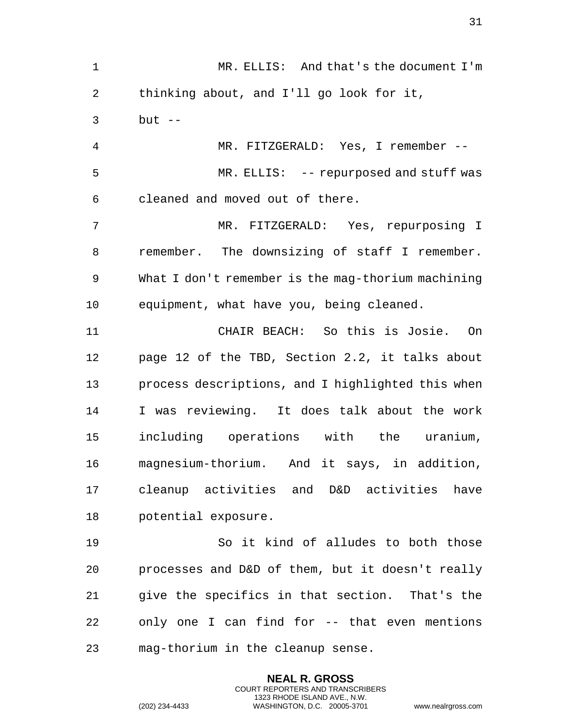MR. ELLIS: And that's the document I'm thinking about, and I'll go look for it, but --

MR. FITZGERALD: Yes, I remember --

MR. ELLIS: -- repurposed and stuff was cleaned and moved out of there.

MR. FITZGERALD: Yes, repurposing I remember. The downsizing of staff I remember. What I don't remember is the mag-thorium machining equipment, what have you, being cleaned.

CHAIR BEACH: So this is Josie. On page 12 of the TBD, Section 2.2, it talks about process descriptions, and I highlighted this when I was reviewing. It does talk about the work including operations with the uranium, magnesium-thorium. And it says, in addition, cleanup activities and D&D activities have potential exposure.

So it kind of alludes to both those processes and D&D of them, but it doesn't really give the specifics in that section. That's the only one I can find for -- that even mentions mag-thorium in the cleanup sense.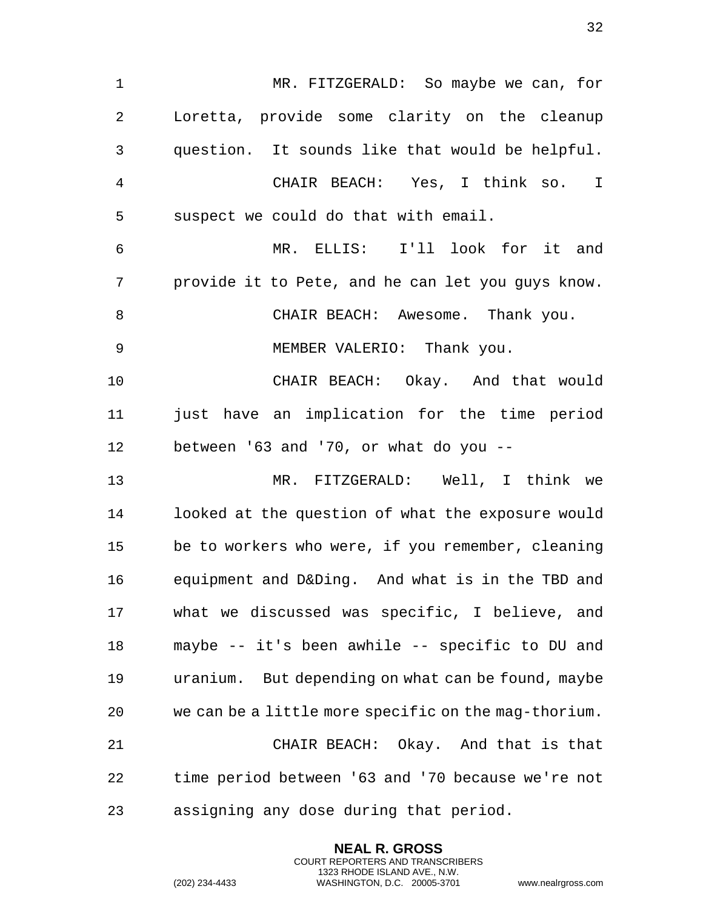MR. FITZGERALD: So maybe we can, for Loretta, provide some clarity on the cleanup question. It sounds like that would be helpful.

CHAIR BEACH: Yes, I think so. I suspect we could do that with email.

MR. ELLIS: I'll look for it and provide it to Pete, and he can let you guys know.

CHAIR BEACH: Awesome. Thank you.

MEMBER VALERIO: Thank you.

CHAIR BEACH: Okay. And that would just have an implication for the time period between '63 and '70, or what do you --

MR. FITZGERALD: Well, I think we looked at the question of what the exposure would be to workers who were, if you remember, cleaning equipment and D&Ding. And what is in the TBD and what we discussed was specific, I believe, and maybe -- it's been awhile -- specific to DU and uranium. But depending on what can be found, maybe we can be a little more specific on the mag-thorium.

CHAIR BEACH: Okay. And that is that time period between '63 and '70 because we're not assigning any dose during that period.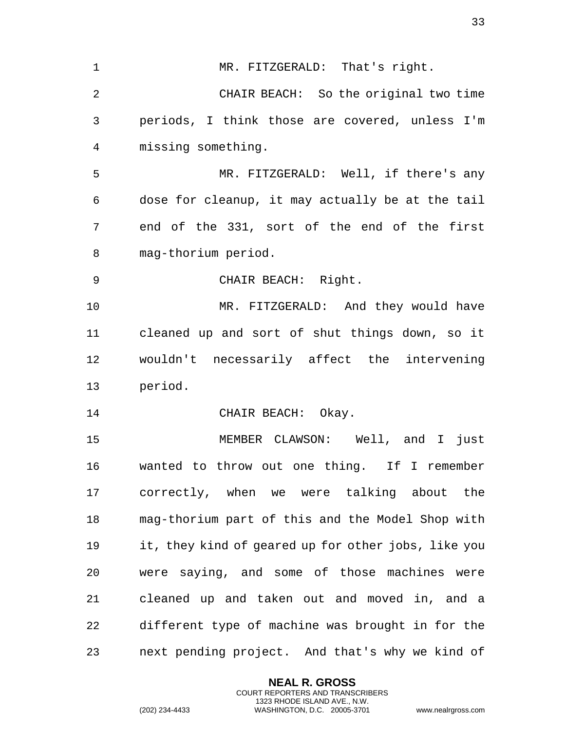MR. FITZGERALD: That's right.

CHAIR BEACH: So the original two time periods, I think those are covered, unless I'm missing something.

MR. FITZGERALD: Well, if there's any dose for cleanup, it may actually be at the tail end of the 331, sort of the end of the first mag-thorium period.

CHAIR BEACH: Right.

MR. FITZGERALD: And they would have cleaned up and sort of shut things down, so it wouldn't necessarily affect the intervening period.

CHAIR BEACH: Okay.

MEMBER CLAWSON: Well, and I just wanted to throw out one thing. If I remember correctly, when we were talking about the mag-thorium part of this and the Model Shop with it, they kind of geared up for other jobs, like you were saying, and some of those machines were cleaned up and taken out and moved in, and a different type of machine was brought in for the next pending project. And that's why we kind of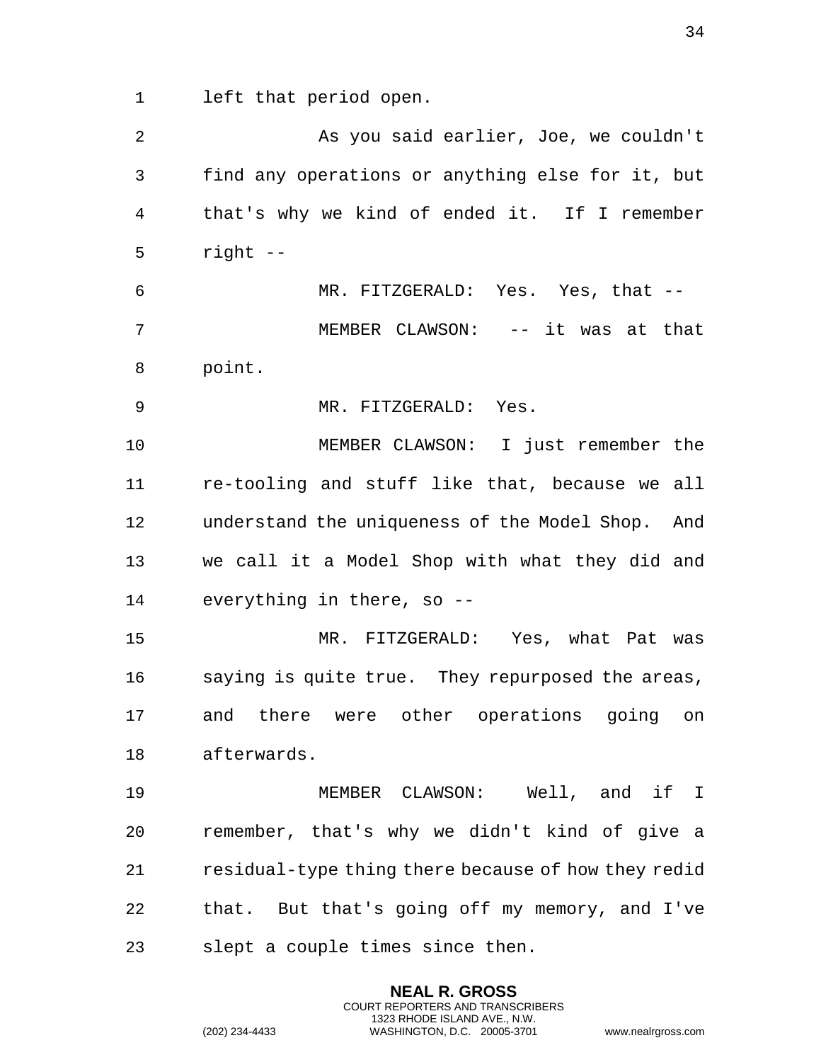left that period open.

As you said earlier, Joe, we couldn't find any operations or anything else for it, but that's why we kind of ended it. If I remember right --

MR. FITZGERALD: Yes. Yes, that --

MEMBER CLAWSON: -- it was at that point.

MR. FITZGERALD: Yes.

MEMBER CLAWSON: I just remember the re-tooling and stuff like that, because we all understand the uniqueness of the Model Shop. And we call it a Model Shop with what they did and everything in there, so --

MR. FITZGERALD: Yes, what Pat was saying is quite true. They repurposed the areas, and there were other operations going on afterwards.

MEMBER CLAWSON: Well, and if I remember, that's why we didn't kind of give a residual-type thing there because of how they redid that. But that's going off my memory, and I've slept a couple times since then.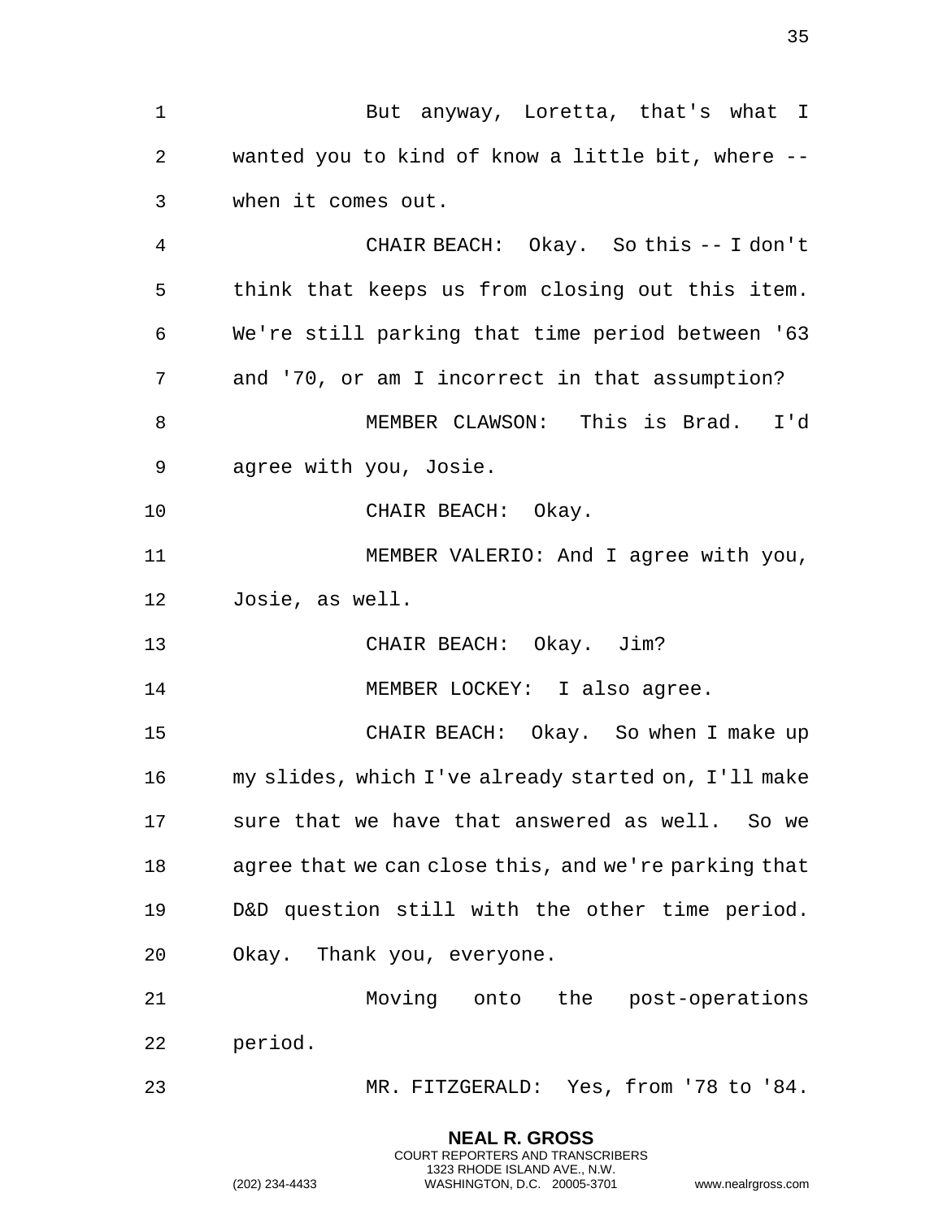But anyway, Loretta, that's what I wanted you to kind of know a little bit, where -- when it comes out.

CHAIR BEACH: Okay. So this -- I don't think that keeps us from closing out this item. We're still parking that time period between '63 and '70, or am I incorrect in that assumption?

MEMBER CLAWSON: This is Brad. I'd agree with you, Josie.

CHAIR BEACH: Okay.

MEMBER VALERIO: And I agree with you, Josie, as well.

CHAIR BEACH: Okay. Jim?

MEMBER LOCKEY: I also agree.

CHAIR BEACH: Okay. So when I make up my slides, which I've already started on, I'll make sure that we have that answered as well. So we agree that we can close this, and we're parking that D&D question still with the other time period. Okay. Thank you, everyone.

Moving onto the post-operations period.

MR. FITZGERALD: Yes, from '78 to '84.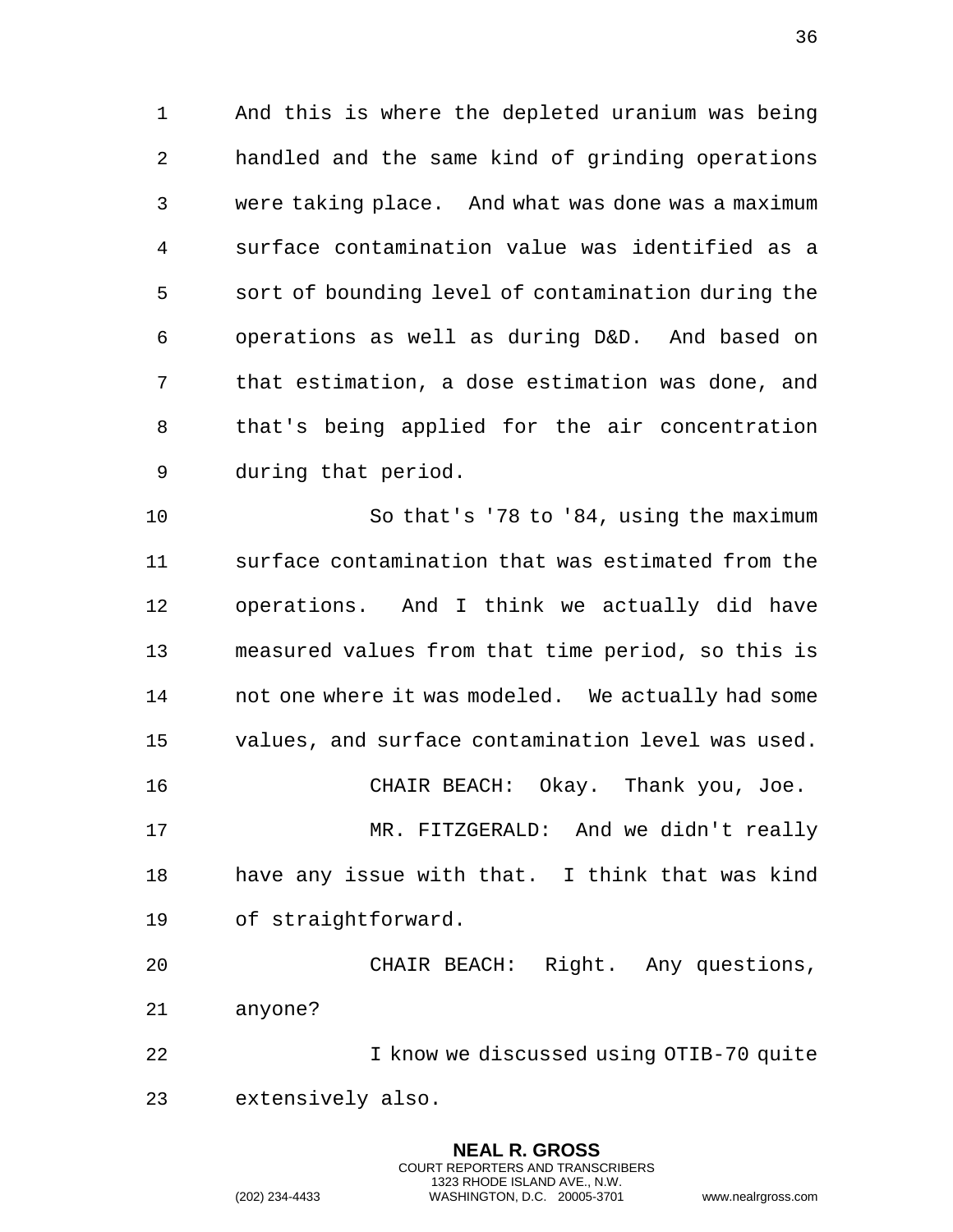And this is where the depleted uranium was being handled and the same kind of grinding operations were taking place. And what was done was a maximum surface contamination value was identified as a sort of bounding level of contamination during the operations as well as during D&D. And based on that estimation, a dose estimation was done, and that's being applied for the air concentration during that period.

So that's '78 to '84, using the maximum surface contamination that was estimated from the operations. And I think we actually did have measured values from that time period, so this is not one where it was modeled. We actually had some values, and surface contamination level was used.

CHAIR BEACH: Okay. Thank you, Joe.

MR. FITZGERALD: And we didn't really have any issue with that. I think that was kind of straightforward.

CHAIR BEACH: Right. Any questions, anyone?

I know we discussed using OTIB-70 quite extensively also.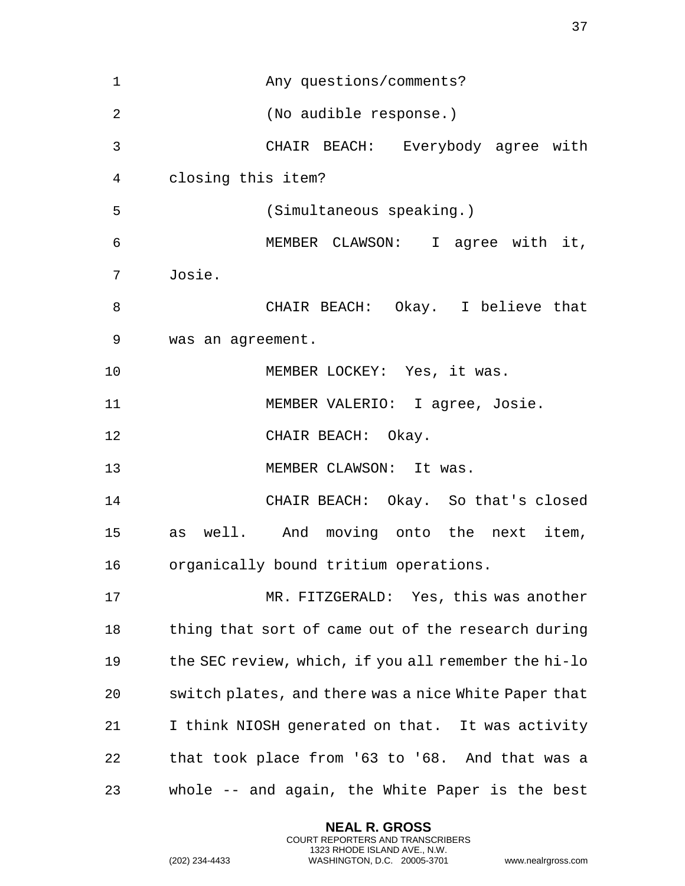Any questions/comments?

(No audible response.)

CHAIR BEACH: Everybody agree with closing this item?

(Simultaneous speaking.)

MEMBER CLAWSON: I agree with it, Josie.

CHAIR BEACH: Okay. I believe that was an agreement.

MEMBER LOCKEY: Yes, it was.

MEMBER VALERIO: I agree, Josie.

CHAIR BEACH: Okay.

MEMBER CLAWSON: It was.

CHAIR BEACH: Okay. So that's closed as well. And moving onto the next item, organically bound tritium operations.

MR. FITZGERALD: Yes, this was another thing that sort of came out of the research during the SEC review, which, if you all remember the hi-lo switch plates, and there was a nice White Paper that I think NIOSH generated on that. It was activity that took place from '63 to '68. And that was a whole -- and again, the White Paper is the best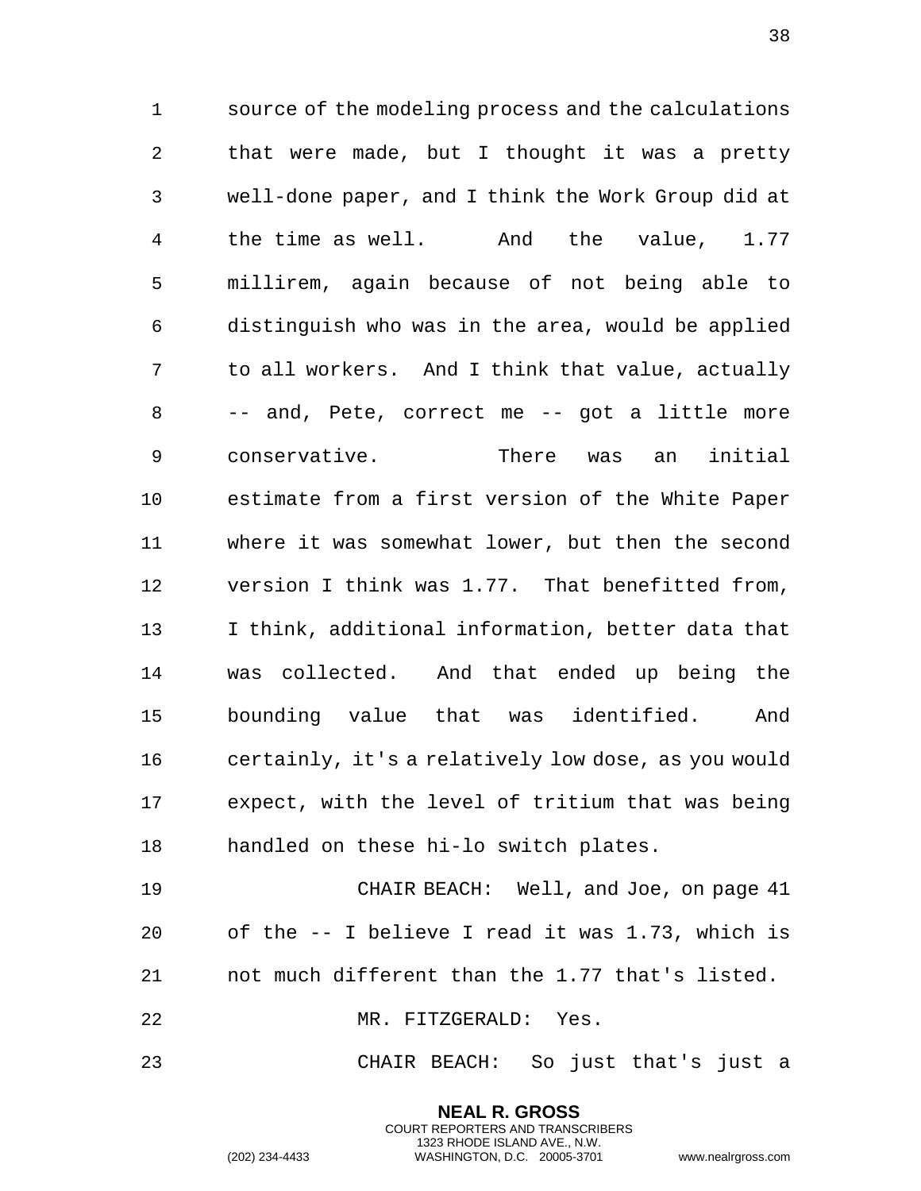source of the modeling process and the calculations that were made, but I thought it was a pretty well-done paper, and I think the Work Group did at the time as well. And the value, 1.77 millirem, again because of not being able to distinguish who was in the area, would be applied to all workers. And I think that value, actually -- and, Pete, correct me -- got a little more conservative. There was an initial estimate from a first version of the White Paper where it was somewhat lower, but then the second version I think was 1.77. That benefitted from, I think, additional information, better data that was collected. And that ended up being the bounding value that was identified. And certainly, it's a relatively low dose, as you would expect, with the level of tritium that was being handled on these hi-lo switch plates.

CHAIR BEACH: Well, and Joe, on page 41 of the -- I believe I read it was 1.73, which is not much different than the 1.77 that's listed.

MR. FITZGERALD: Yes.

CHAIR BEACH: So just that's just a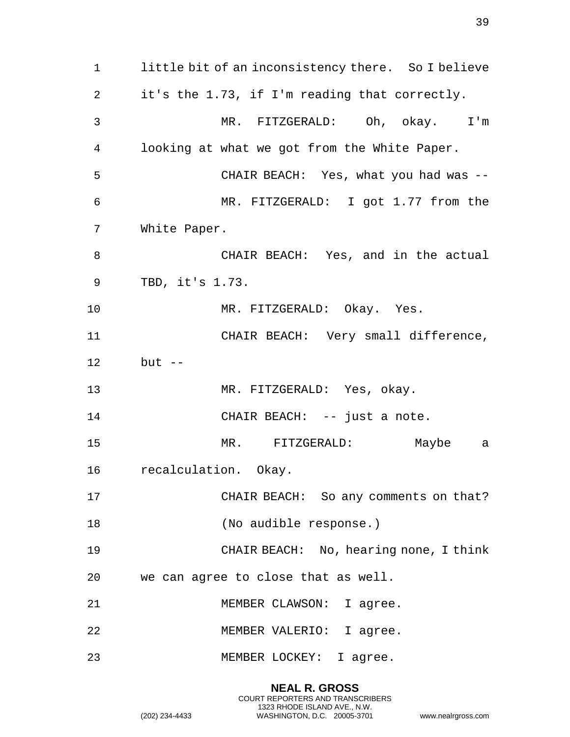little bit of an inconsistency there. So I believe it's the 1.73, if I'm reading that correctly.

MR. FITZGERALD: Oh, okay. I'm looking at what we got from the White Paper.

CHAIR BEACH: Yes, what you had was --

MR. FITZGERALD: I got 1.77 from the White Paper.

CHAIR BEACH: Yes, and in the actual TBD, it's 1.73.

MR. FITZGERALD: Okay. Yes.

CHAIR BEACH: Very small difference, but --

MR. FITZGERALD: Yes, okay.

CHAIR BEACH: -- just a note.

MR. FITZGERALD: Maybe a recalculation. Okay.

CHAIR BEACH: So any comments on that?

(No audible response.)

CHAIR BEACH: No, hearing none, I think we can agree to close that as well.

MEMBER CLAWSON: I agree.

MEMBER VALERIO: I agree.

MEMBER LOCKEY: I agree.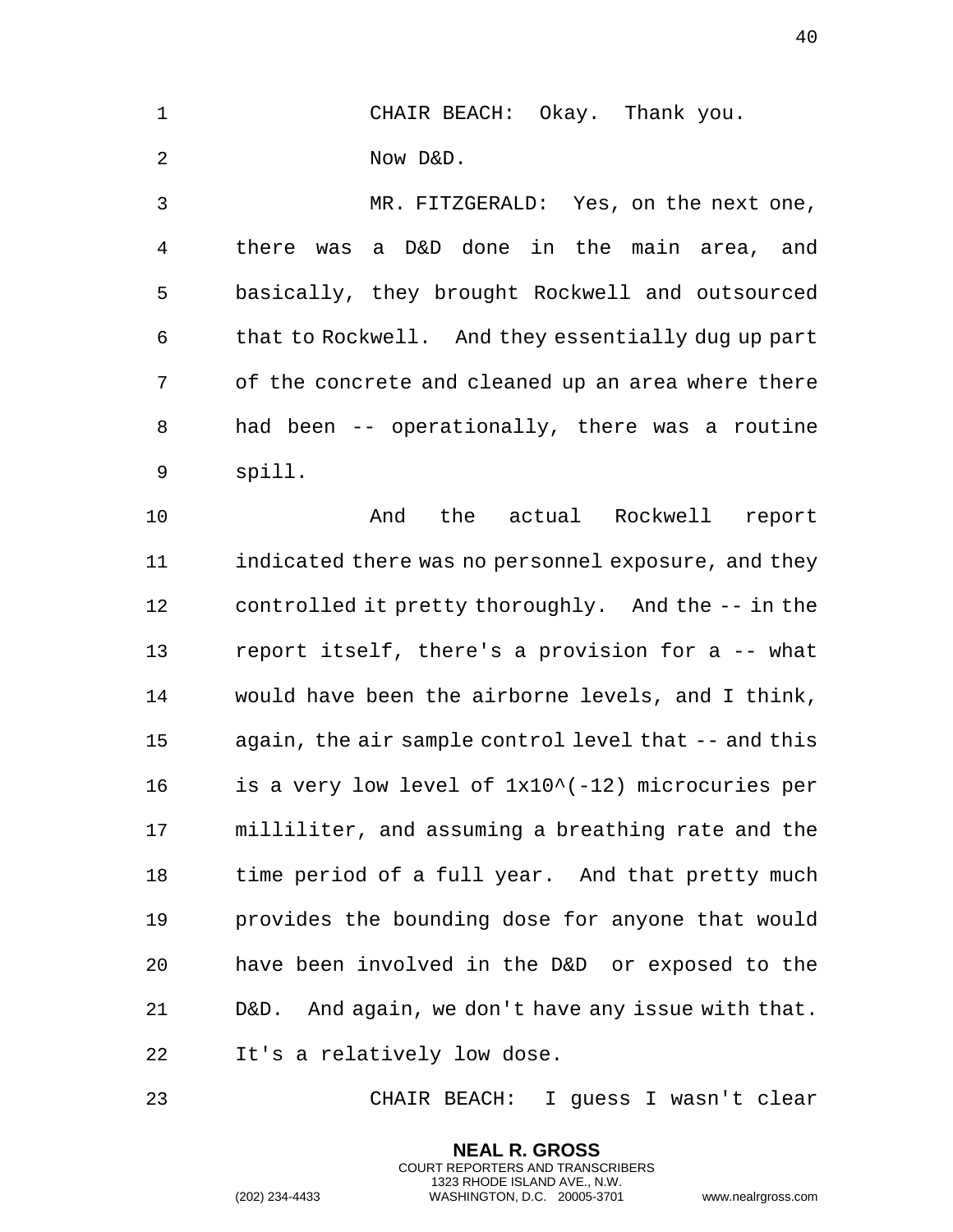CHAIR BEACH: Okay. Thank you.

Now D&D.

MR. FITZGERALD: Yes, on the next one, there was a D&D done in the main area, and basically, they brought Rockwell and outsourced that to Rockwell. And they essentially dug up part of the concrete and cleaned up an area where there had been -- operationally, there was a routine spill.

And the actual Rockwell report indicated there was no personnel exposure, and they controlled it pretty thoroughly. And the -- in the report itself, there's a provision for a -- what would have been the airborne levels, and I think, again, the air sample control level that -- and this is a very low level of $1 \times 10^{-12}$ microcuries per milliliter, and assuming a breathing rate and the time period of a full year. And that pretty much provides the bounding dose for anyone that would have been involved in the D&D or exposed to the D&D. And again, we don't have any issue with that. It's a relatively low dose.

CHAIR BEACH: I guess I wasn't clear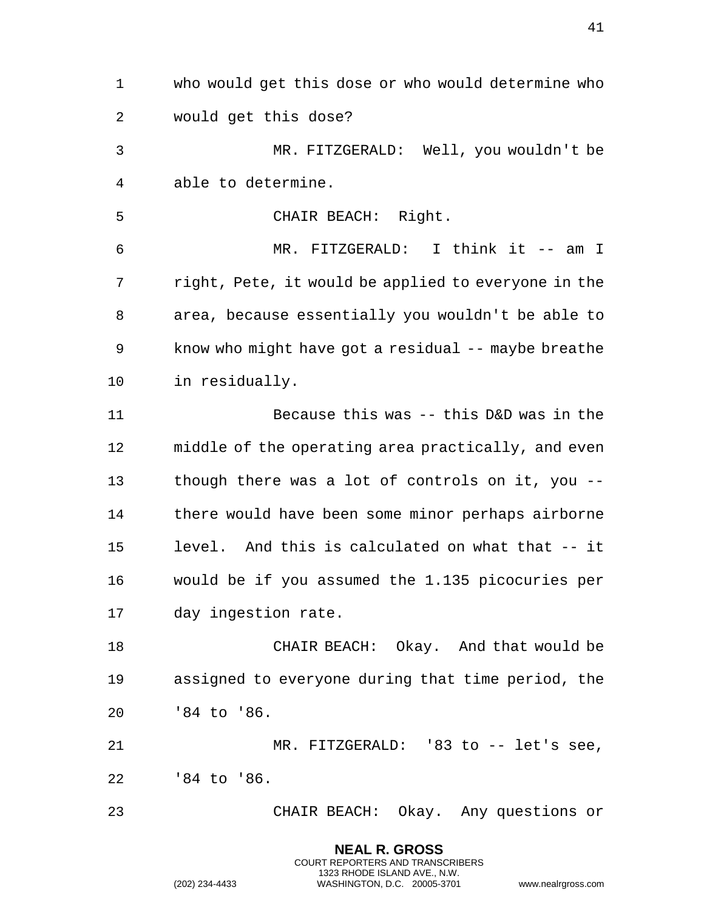who would get this dose or who would determine who would get this dose?

MR. FITZGERALD: Well, you wouldn't be able to determine.

CHAIR BEACH: Right.

MR. FITZGERALD: I think it -- am I right, Pete, it would be applied to everyone in the area, because essentially you wouldn't be able to know who might have got a residual -- maybe breathe in residually.

Because this was -- this D&D was in the middle of the operating area practically, and even though there was a lot of controls on it, you -- there would have been some minor perhaps airborne level. And this is calculated on what that -- it would be if you assumed the 1.135 picocuries per day ingestion rate.

CHAIR BEACH: Okay. And that would be assigned to everyone during that time period, the '84 to '86.

MR. FITZGERALD: '83 to -- let's see, '84 to '86.

CHAIR BEACH: Okay. Any questions or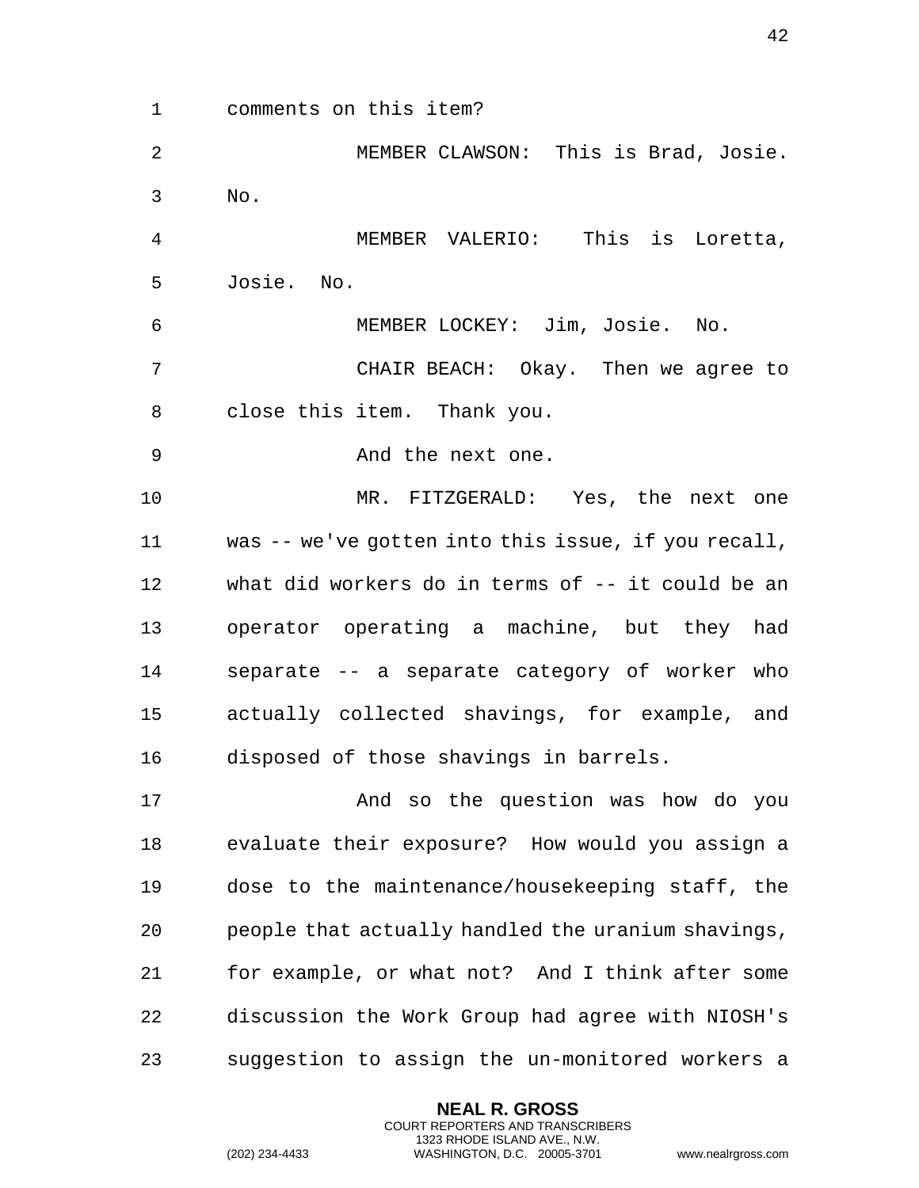comments on this item?

MEMBER CLAWSON: This is Brad, Josie. No.

MEMBER VALERIO: This is Loretta, Josie. No.

MEMBER LOCKEY: Jim, Josie. No.

CHAIR BEACH: Okay. Then we agree to close this item. Thank you.

And the next one.

MR. FITZGERALD: Yes, the next one was -- we've gotten into this issue, if you recall, what did workers do in terms of -- it could be an operator operating a machine, but they had separate -- a separate category of worker who actually collected shavings, for example, and disposed of those shavings in barrels.

And so the question was how do you evaluate their exposure? How would you assign a dose to the maintenance/housekeeping staff, the people that actually handled the uranium shavings, for example, or what not? And I think after some discussion the Work Group had agree with NIOSH's suggestion to assign the un-monitored workers a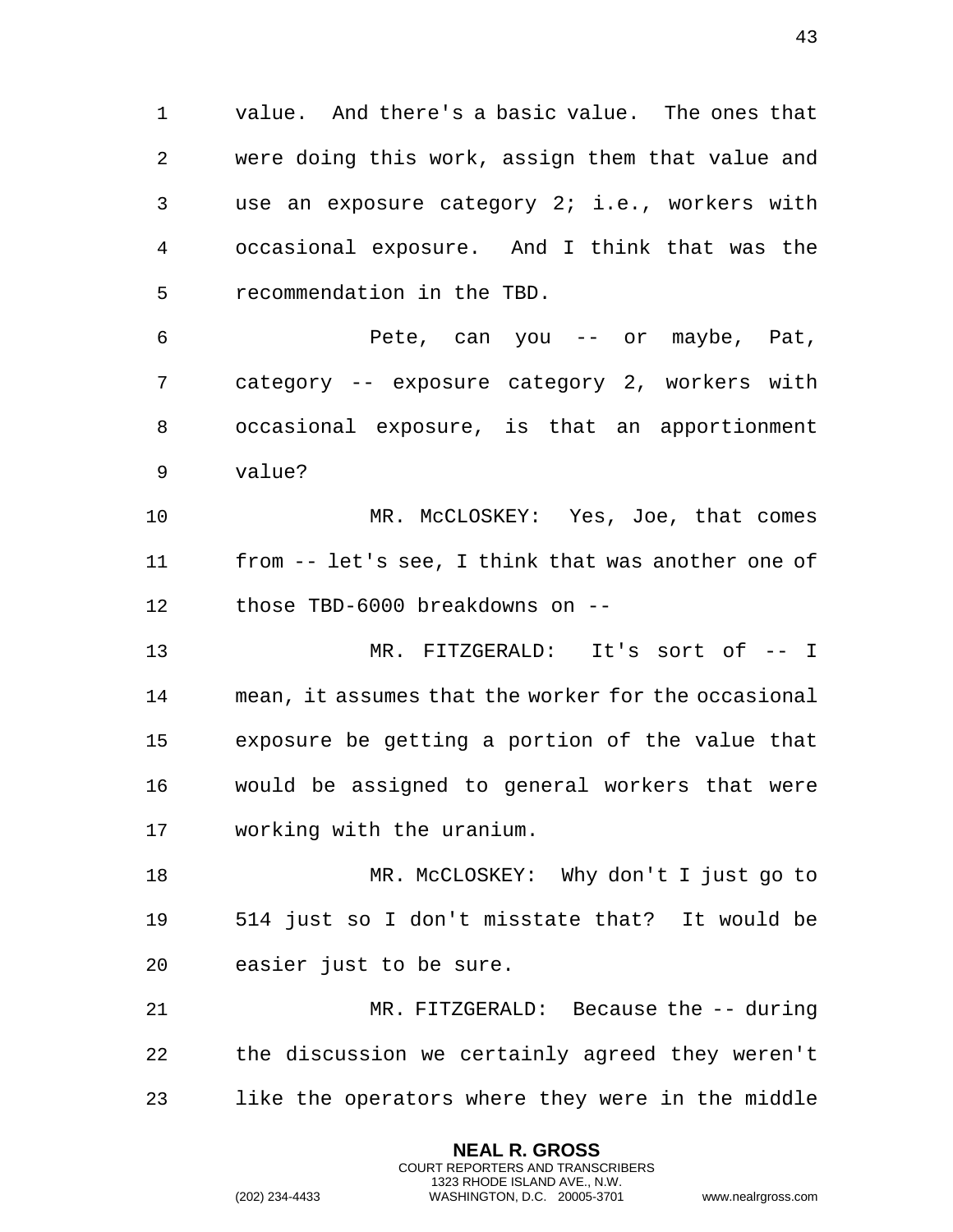value. And there's a basic value. The ones that were doing this work, assign them that value and use an exposure category 2; i.e., workers with occasional exposure. And I think that was the recommendation in the TBD.

Pete, can you -- or maybe, Pat, category -- exposure category 2, workers with occasional exposure, is that an apportionment value?

MR. McCLOSKEY: Yes, Joe, that comes from -- let's see, I think that was another one of those TBD-6000 breakdowns on --

MR. FITZGERALD: It's sort of -- I mean, it assumes that the worker for the occasional exposure be getting a portion of the value that would be assigned to general workers that were working with the uranium.

MR. McCLOSKEY: Why don't I just go to 514 just so I don't misstate that? It would be easier just to be sure.

MR. FITZGERALD: Because the -- during the discussion we certainly agreed they weren't like the operators where they were in the middle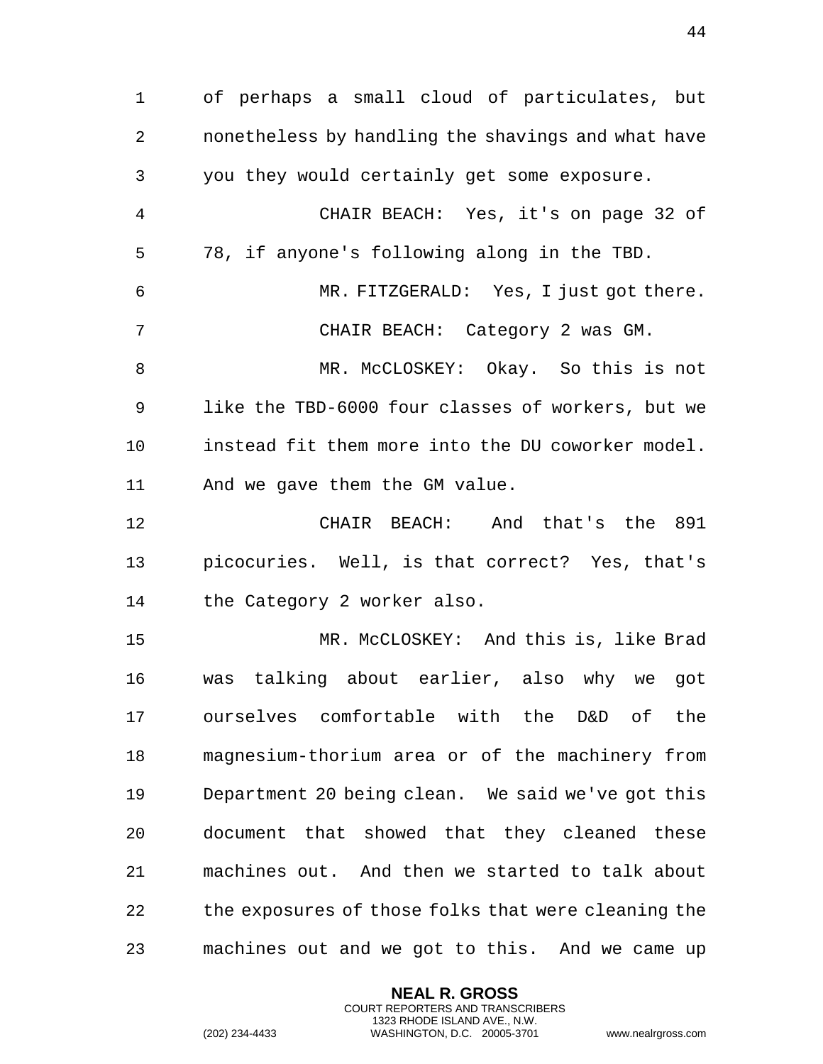of perhaps a small cloud of particulates, but nonetheless by handling the shavings and what have you they would certainly get some exposure.

CHAIR BEACH: Yes, it's on page 32 of 78, if anyone's following along in the TBD.

MR. FITZGERALD: Yes, I just got there.

CHAIR BEACH: Category 2 was GM.

MR. McCLOSKEY: Okay. So this is not like the TBD-6000 four classes of workers, but we instead fit them more into the DU coworker model. And we gave them the GM value.

CHAIR BEACH: And that's the 891 picocuries. Well, is that correct? Yes, that's the Category 2 worker also.

MR. McCLOSKEY: And this is, like Brad was talking about earlier, also why we got ourselves comfortable with the D&D of the magnesium-thorium area or of the machinery from Department 20 being clean. We said we've got this document that showed that they cleaned these machines out. And then we started to talk about the exposures of those folks that were cleaning the machines out and we got to this. And we came up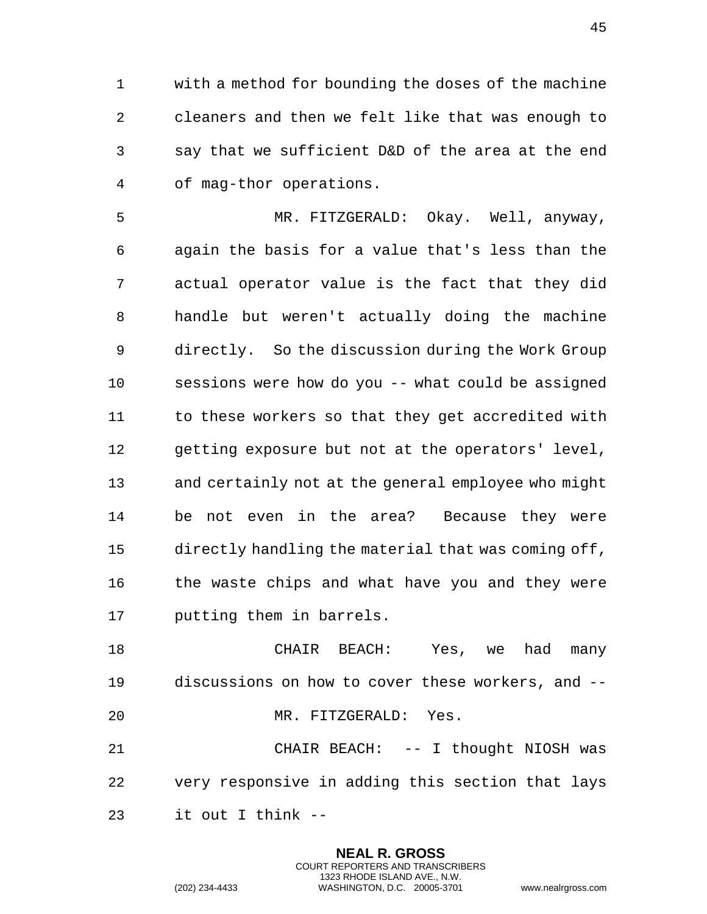with a method for bounding the doses of the machine cleaners and then we felt like that was enough to say that we sufficient D&D of the area at the end of mag-thor operations.

MR. FITZGERALD: Okay. Well, anyway, again the basis for a value that's less than the actual operator value is the fact that they did handle but weren't actually doing the machine directly. So the discussion during the Work Group sessions were how do you -- what could be assigned to these workers so that they get accredited with getting exposure but not at the operators' level, and certainly not at the general employee who might be not even in the area? Because they were directly handling the material that was coming off, the waste chips and what have you and they were putting them in barrels.

CHAIR BEACH: Yes, we had many discussions on how to cover these workers, and --

MR. FITZGERALD: Yes.

CHAIR BEACH: -- I thought NIOSH was very responsive in adding this section that lays it out I think --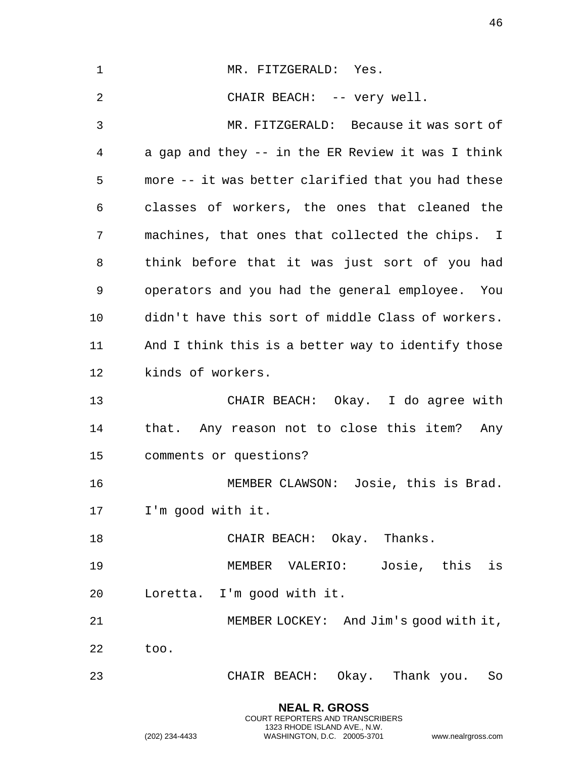MR. FITZGERALD: Yes.

CHAIR BEACH: -- very well.

MR. FITZGERALD: Because it was sort of a gap and they -- in the ER Review it was I think more -- it was better clarified that you had these classes of workers, the ones that cleaned the machines, that ones that collected the chips. I think before that it was just sort of you had operators and you had the general employee. You didn't have this sort of middle Class of workers. And I think this is a better way to identify those kinds of workers.

CHAIR BEACH: Okay. I do agree with that. Any reason not to close this item? Any comments or questions?

MEMBER CLAWSON: Josie, this is Brad. I'm good with it.

CHAIR BEACH: Okay. Thanks.

MEMBER VALERIO: Josie, this is Loretta. I'm good with it.

MEMBER LOCKEY: And Jim's good with it, too.

CHAIR BEACH: Okay. Thank you. So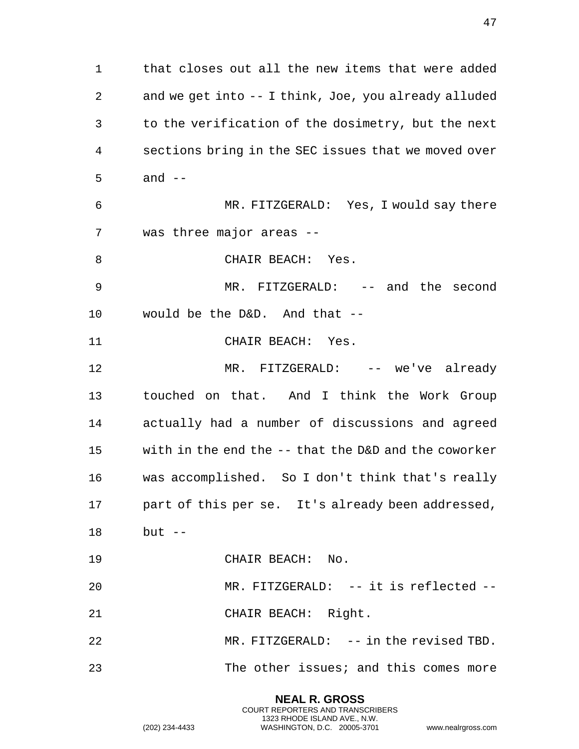that closes out all the new items that were added and we get into -- I think, Joe, you already alluded to the verification of the dosimetry, but the next sections bring in the SEC issues that we moved over and --

MR. FITZGERALD: Yes, I would say there was three major areas --

CHAIR BEACH: Yes.

MR. FITZGERALD: -- and the second would be the D&D. And that --

CHAIR BEACH: Yes.

MR. FITZGERALD: -- we've already touched on that. And I think the Work Group actually had a number of discussions and agreed with in the end the -- that the D&D and the coworker was accomplished. So I don't think that's really part of this per se. It's already been addressed, but --

CHAIR BEACH: No.

MR. FITZGERALD: -- it is reflected --

CHAIR BEACH: Right.

MR. FITZGERALD: -- in the revised TBD.

The other issues; and this comes more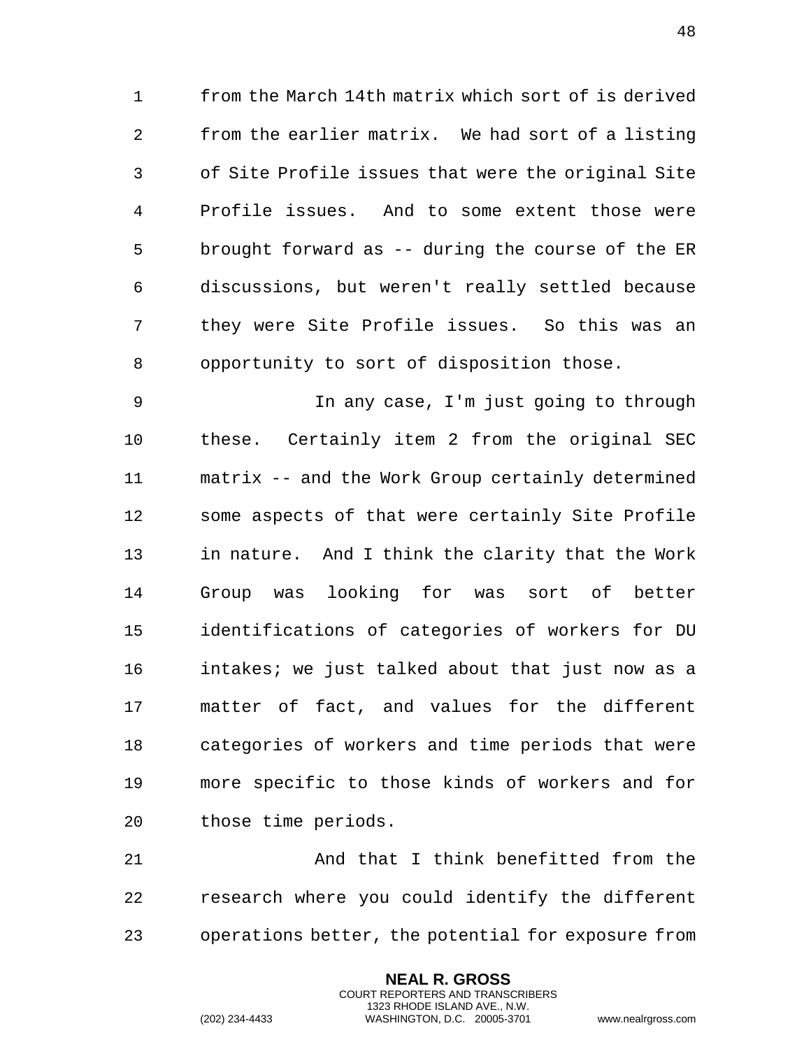from the March 14th matrix which sort of is derived from the earlier matrix. We had sort of a listing of Site Profile issues that were the original Site Profile issues. And to some extent those were brought forward as -- during the course of the ER discussions, but weren't really settled because they were Site Profile issues. So this was an opportunity to sort of disposition those.

In any case, I'm just going to through these. Certainly item 2 from the original SEC matrix -- and the Work Group certainly determined some aspects of that were certainly Site Profile in nature. And I think the clarity that the Work Group was looking for was sort of better identifications of categories of workers for DU intakes; we just talked about that just now as a matter of fact, and values for the different categories of workers and time periods that were more specific to those kinds of workers and for those time periods.

And that I think benefitted from the research where you could identify the different operations better, the potential for exposure from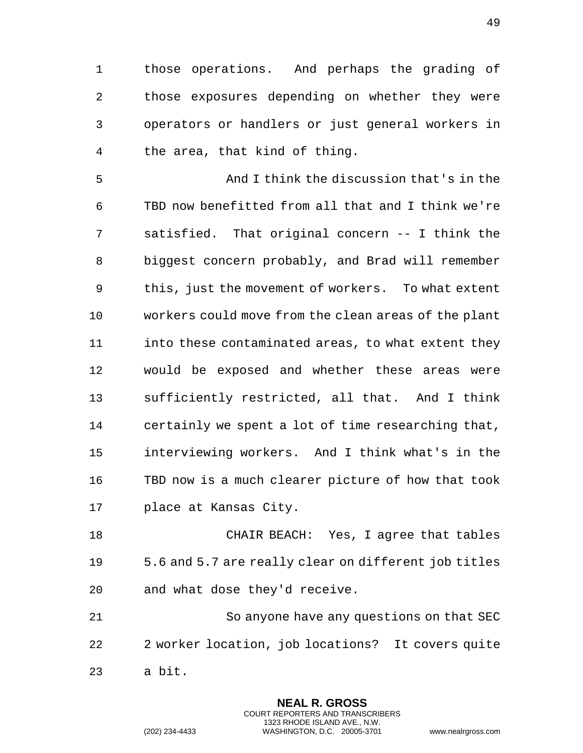those operations. And perhaps the grading of those exposures depending on whether they were operators or handlers or just general workers in the area, that kind of thing.

And I think the discussion that's in the TBD now benefitted from all that and I think we're satisfied. That original concern -- I think the biggest concern probably, and Brad will remember this, just the movement of workers. To what extent workers could move from the clean areas of the plant into these contaminated areas, to what extent they would be exposed and whether these areas were sufficiently restricted, all that. And I think certainly we spent a lot of time researching that, interviewing workers. And I think what's in the TBD now is a much clearer picture of how that took place at Kansas City.

CHAIR BEACH: Yes, I agree that tables 5.6 and 5.7 are really clear on different job titles and what dose they'd receive.

So anyone have any questions on that SEC 2 worker location, job locations? It covers quite a bit.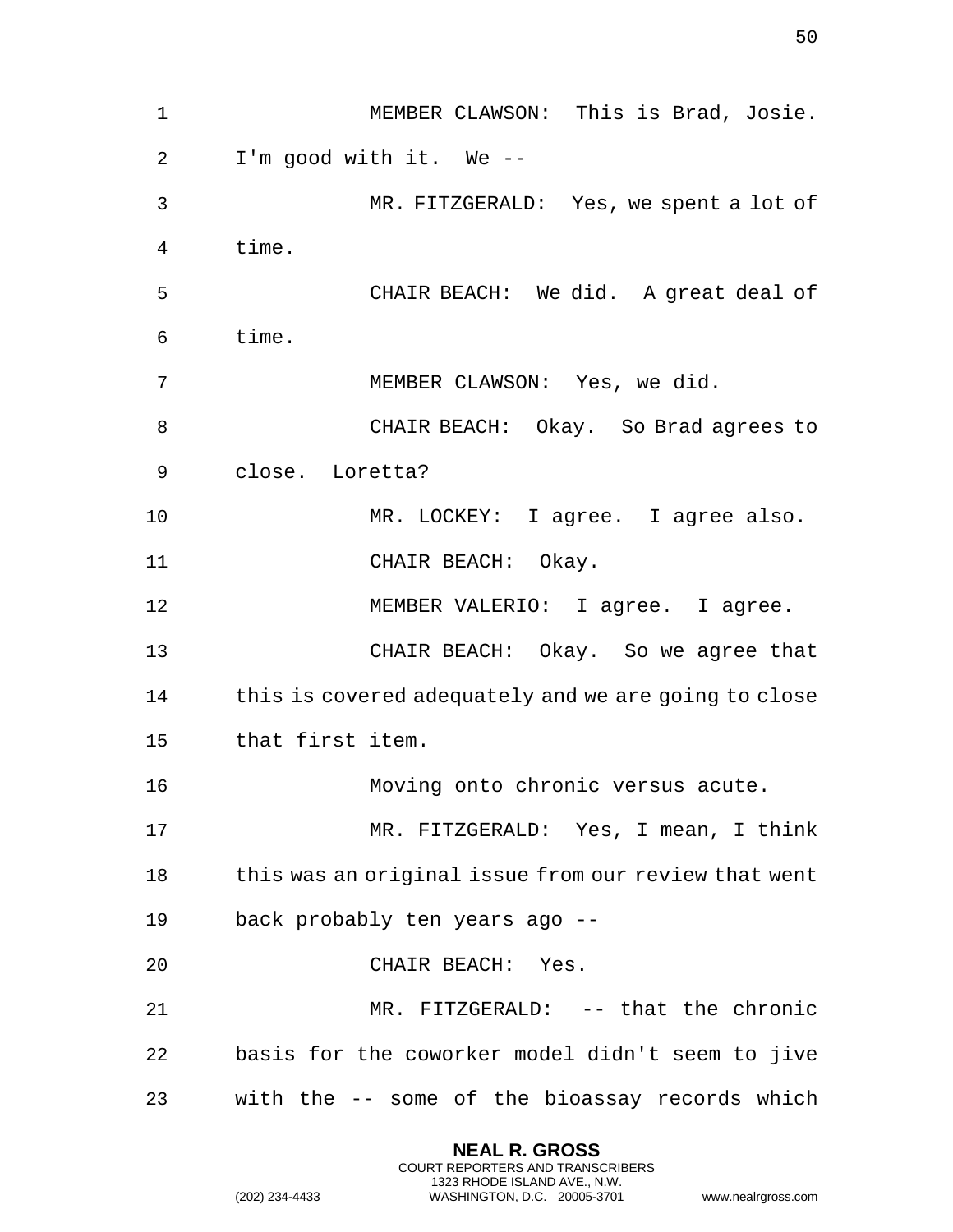MEMBER CLAWSON: This is Brad, Josie. I'm good with it. We --

MR. FITZGERALD: Yes, we spent a lot of time.

CHAIR BEACH: We did. A great deal of time.

MEMBER CLAWSON: Yes, we did.

CHAIR BEACH: Okay. So Brad agrees to close. Loretta?

MR. LOCKEY: I agree. I agree also.

CHAIR BEACH: Okay.

MEMBER VALERIO: I agree. I agree.

CHAIR BEACH: Okay. So we agree that this is covered adequately and we are going to close that first item.

Moving onto chronic versus acute.

MR. FITZGERALD: Yes, I mean, I think this was an original issue from our review that went back probably ten years ago --

CHAIR BEACH: Yes.

MR. FITZGERALD: -- that the chronic basis for the coworker model didn't seem to jive with the -- some of the bioassay records which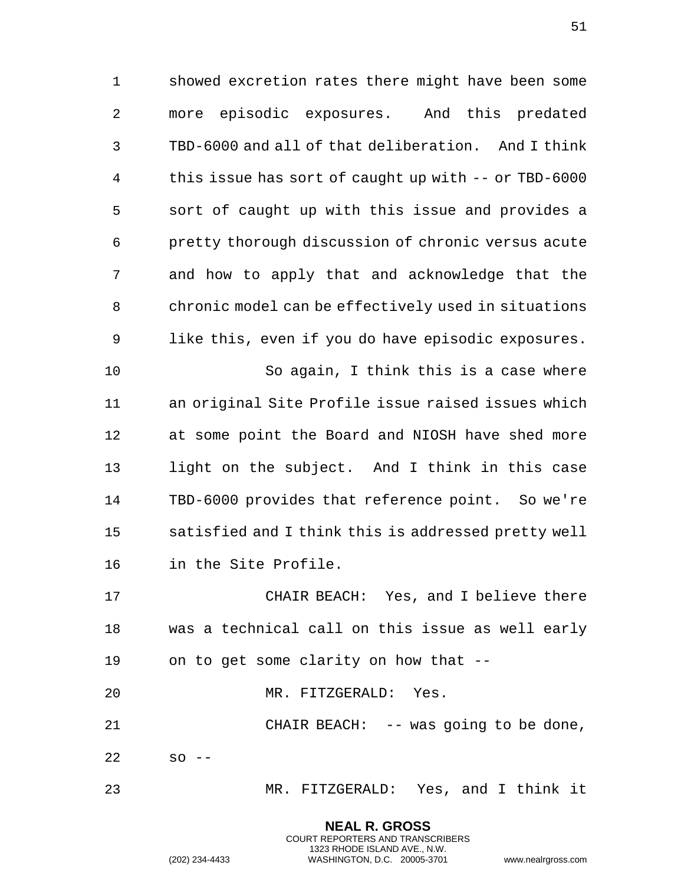showed excretion rates there might have been some more episodic exposures. And this predated TBD-6000 and all of that deliberation. And I think this issue has sort of caught up with -- or TBD-6000 sort of caught up with this issue and provides a pretty thorough discussion of chronic versus acute and how to apply that and acknowledge that the chronic model can be effectively used in situations like this, even if you do have episodic exposures.

So again, I think this is a case where an original Site Profile issue raised issues which at some point the Board and NIOSH have shed more light on the subject. And I think in this case TBD-6000 provides that reference point. So we're satisfied and I think this is addressed pretty well in the Site Profile.

CHAIR BEACH: Yes, and I believe there was a technical call on this issue as well early on to get some clarity on how that --

MR. FITZGERALD: Yes.

CHAIR BEACH: -- was going to be done, so --

MR. FITZGERALD: Yes, and I think it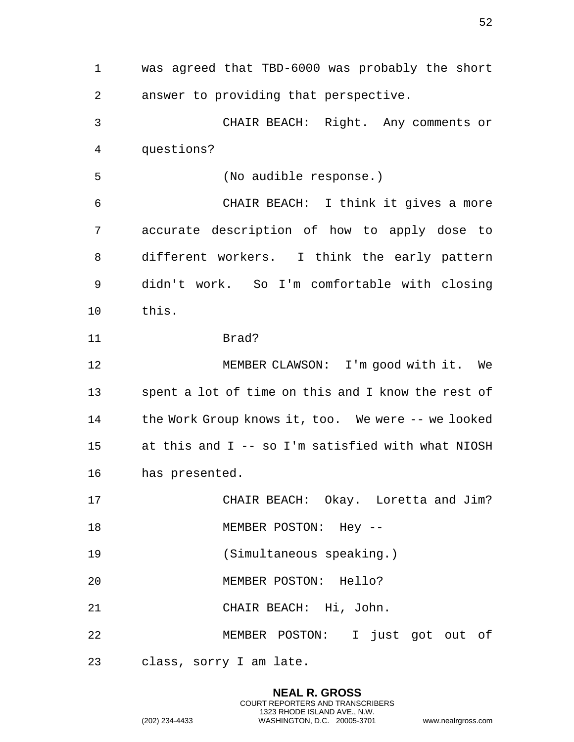was agreed that TBD-6000 was probably the short answer to providing that perspective.

CHAIR BEACH: Right. Any comments or questions?

(No audible response.)

CHAIR BEACH: I think it gives a more accurate description of how to apply dose to different workers. I think the early pattern didn't work. So I'm comfortable with closing this.

Brad?

MEMBER CLAWSON: I'm good with it. We spent a lot of time on this and I know the rest of the Work Group knows it, too. We were -- we looked at this and I -- so I'm satisfied with what NIOSH has presented.

CHAIR BEACH: Okay. Loretta and Jim?

MEMBER POSTON: Hey --

(Simultaneous speaking.)

MEMBER POSTON: Hello?

CHAIR BEACH: Hi, John.

MEMBER POSTON: I just got out of class, sorry I am late.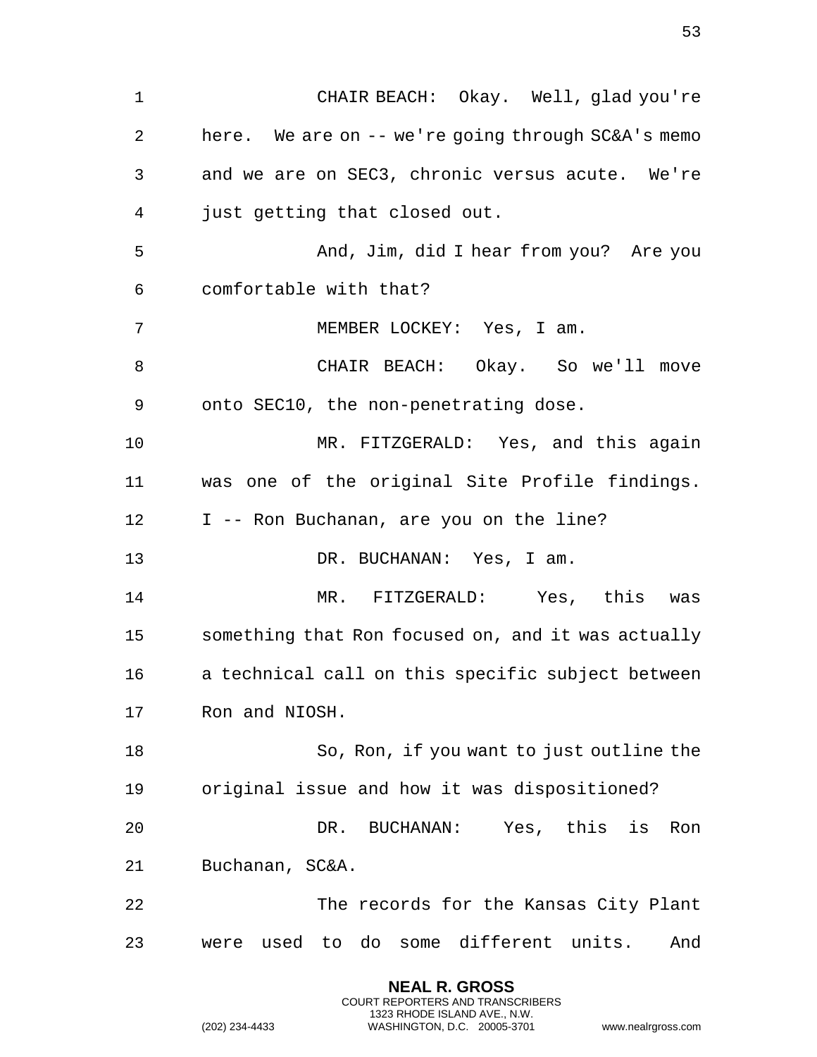CHAIR BEACH: Okay. Well, glad you're here. We are on -- we're going through SC&A's memo and we are on SEC3, chronic versus acute. We're just getting that closed out.

And, Jim, did I hear from you? Are you comfortable with that?

MEMBER LOCKEY: Yes, I am.

CHAIR BEACH: Okay. So we'll move onto SEC10, the non-penetrating dose.

MR. FITZGERALD: Yes, and this again was one of the original Site Profile findings. I -- Ron Buchanan, are you on the line?

DR. BUCHANAN: Yes, I am.

MR. FITZGERALD: Yes, this was something that Ron focused on, and it was actually a technical call on this specific subject between Ron and NIOSH.

So, Ron, if you want to just outline the original issue and how it was dispositioned?

DR. BUCHANAN: Yes, this is Ron Buchanan, SC&A.

The records for the Kansas City Plant were used to do some different units. And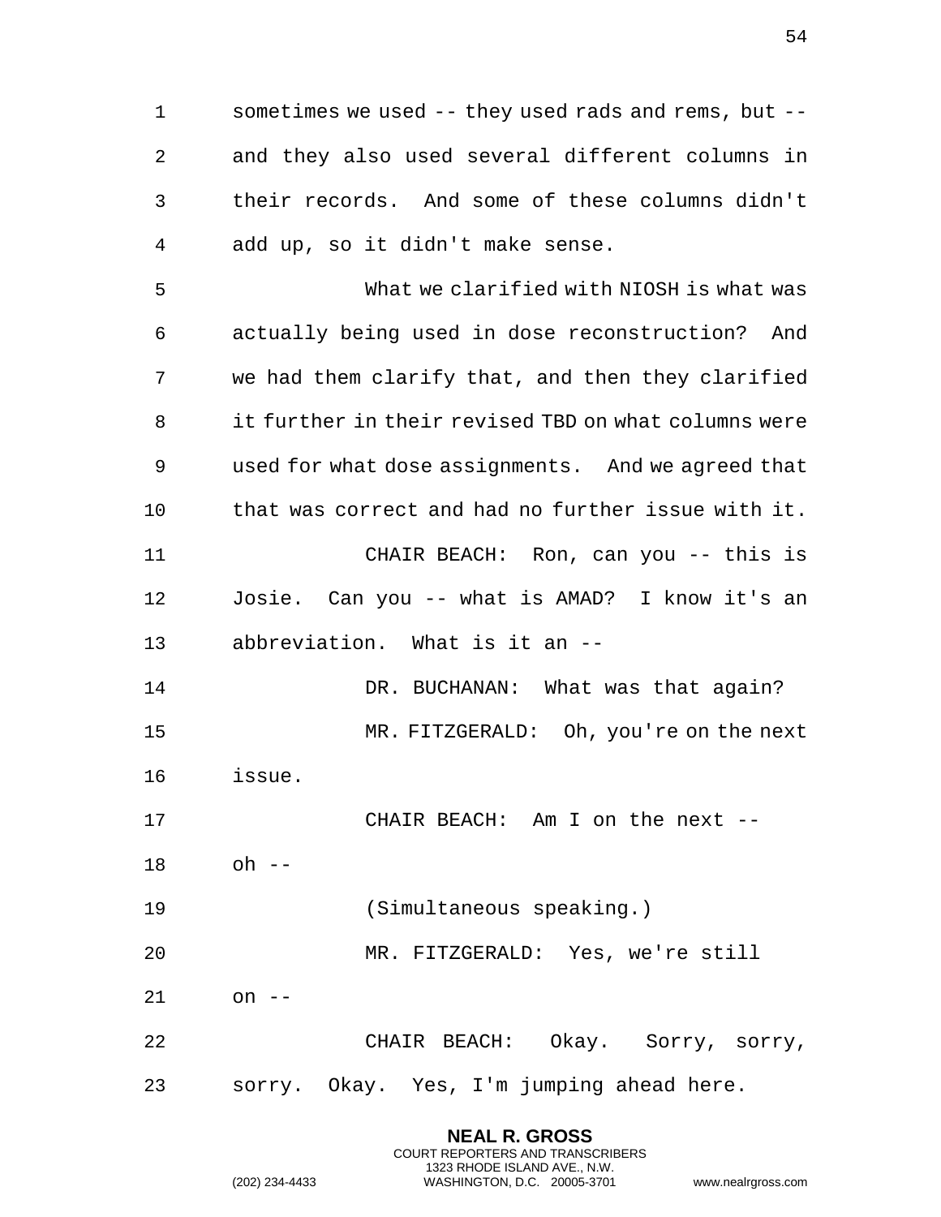sometimes we used -- they used rads and rems, but -- and they also used several different columns in their records. And some of these columns didn't add up, so it didn't make sense.

What we clarified with NIOSH is what was actually being used in dose reconstruction? And we had them clarify that, and then they clarified it further in their revised TBD on what columns were used for what dose assignments. And we agreed that that was correct and had no further issue with it.

CHAIR BEACH: Ron, can you -- this is Josie. Can you -- what is AMAD? I know it's an abbreviation. What is it an --

DR. BUCHANAN: What was that again?

MR. FITZGERALD: Oh, you're on the next issue.

CHAIR BEACH: Am I on the next -- oh --

(Simultaneous speaking.)

MR. FITZGERALD: Yes, we're still on --

CHAIR BEACH: Okay. Sorry, sorry, sorry. Okay. Yes, I'm jumping ahead here.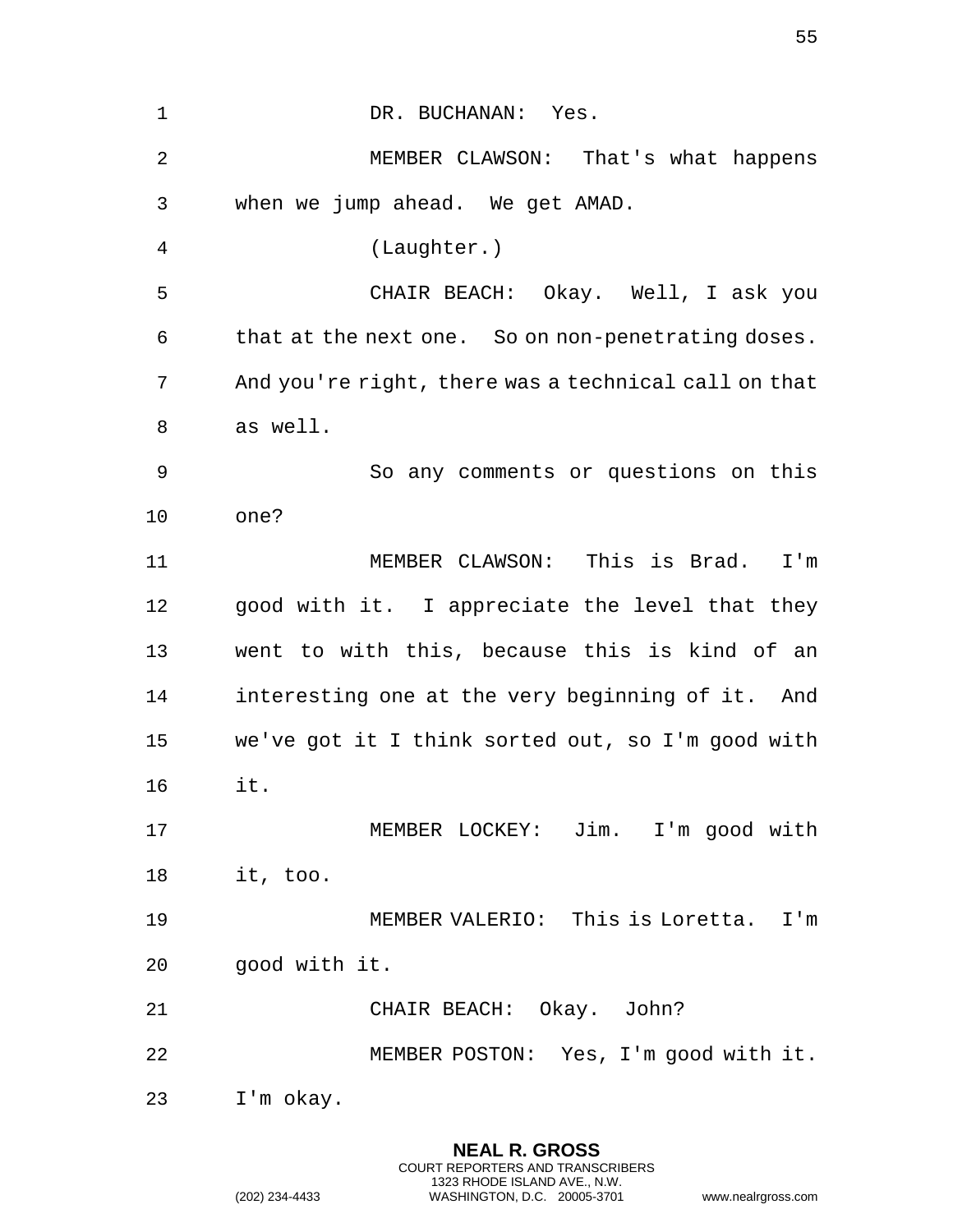DR. BUCHANAN: Yes.

MEMBER CLAWSON: That's what happens when we jump ahead. We get AMAD.

(Laughter.)

CHAIR BEACH: Okay. Well, I ask you that at the next one. So on non-penetrating doses. And you're right, there was a technical call on that as well.

So any comments or questions on this one?

MEMBER CLAWSON: This is Brad. I'm good with it. I appreciate the level that they went to with this, because this is kind of an interesting one at the very beginning of it. And we've got it I think sorted out, so I'm good with it.

MEMBER LOCKEY: Jim. I'm good with it, too.

MEMBER VALERIO: This is Loretta. I'm good with it.

CHAIR BEACH: Okay. John?

MEMBER POSTON: Yes, I'm good with it. I'm okay.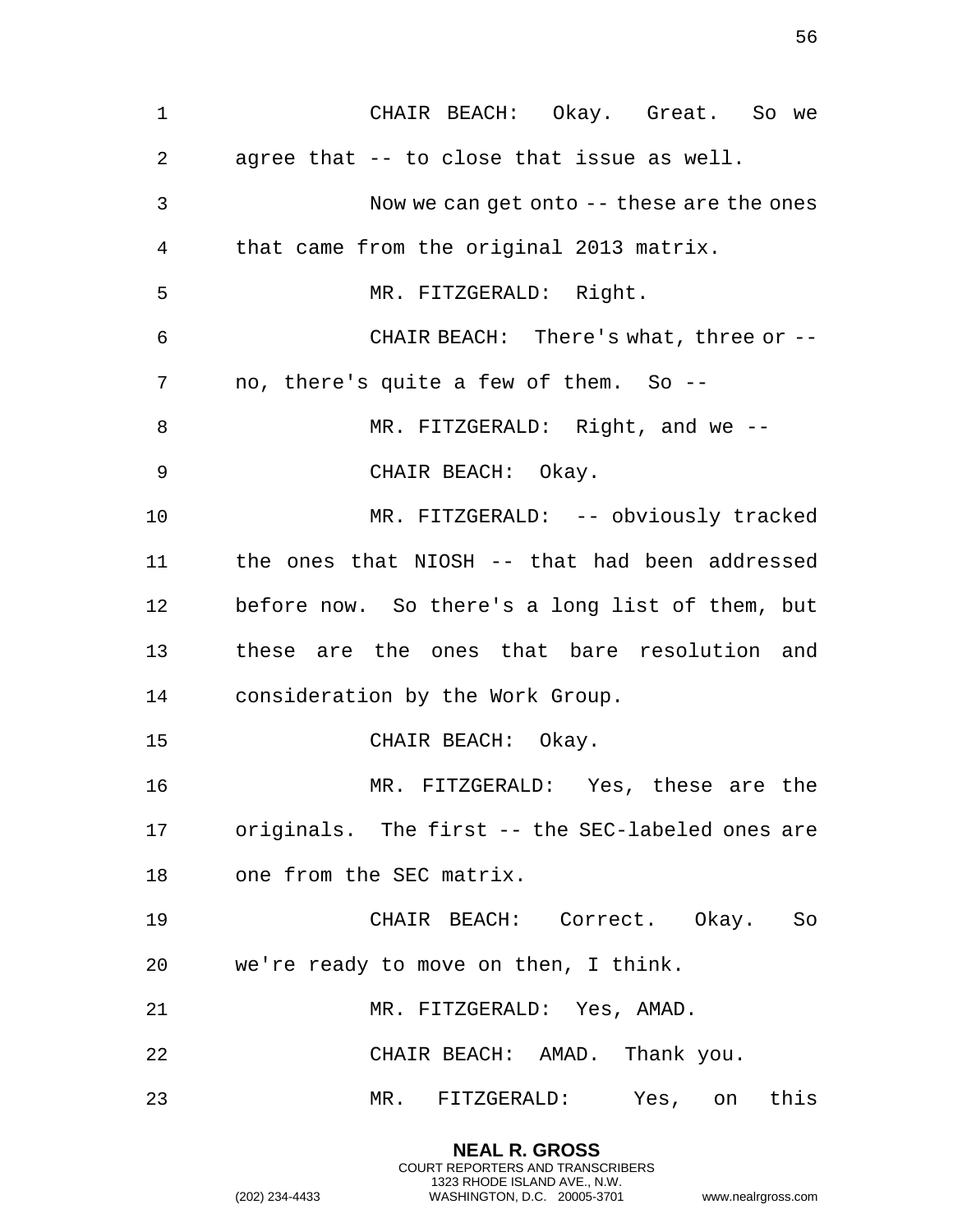CHAIR BEACH: Okay. Great. So we agree that -- to close that issue as well.

Now we can get onto -- these are the ones that came from the original 2013 matrix.

MR. FITZGERALD: Right.

CHAIR BEACH: There's what, three or -- no, there's quite a few of them. So --

MR. FITZGERALD: Right, and we --

CHAIR BEACH: Okay.

MR. FITZGERALD: -- obviously tracked the ones that NIOSH -- that had been addressed before now. So there's a long list of them, but these are the ones that bare resolution and consideration by the Work Group.

CHAIR BEACH: Okay.

MR. FITZGERALD: Yes, these are the originals. The first -- the SEC-labeled ones are one from the SEC matrix.

CHAIR BEACH: Correct. Okay. So we're ready to move on then, I think.

MR. FITZGERALD: Yes, AMAD.

CHAIR BEACH: AMAD. Thank you.

MR. FITZGERALD: Yes, on this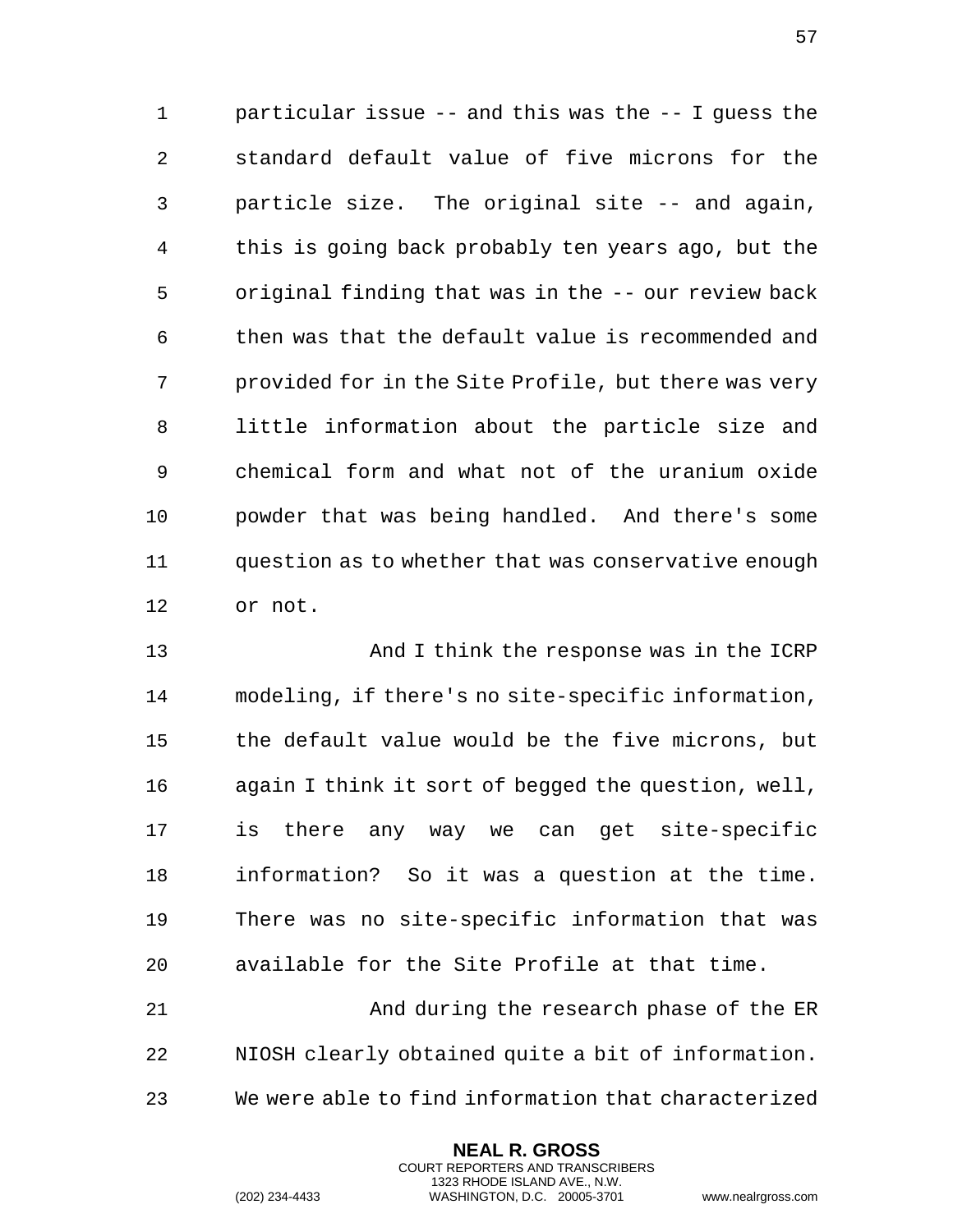particular issue -- and this was the -- I guess the standard default value of five microns for the particle size. The original site -- and again, this is going back probably ten years ago, but the original finding that was in the -- our review back then was that the default value is recommended and provided for in the Site Profile, but there was very little information about the particle size and chemical form and what not of the uranium oxide powder that was being handled. And there's some question as to whether that was conservative enough or not.

And I think the response was in the ICRP modeling, if there's no site-specific information, the default value would be the five microns, but again I think it sort of begged the question, well, is there any way we can get site-specific information? So it was a question at the time. There was no site-specific information that was available for the Site Profile at that time.

And during the research phase of the ER NIOSH clearly obtained quite a bit of information. We were able to find information that characterized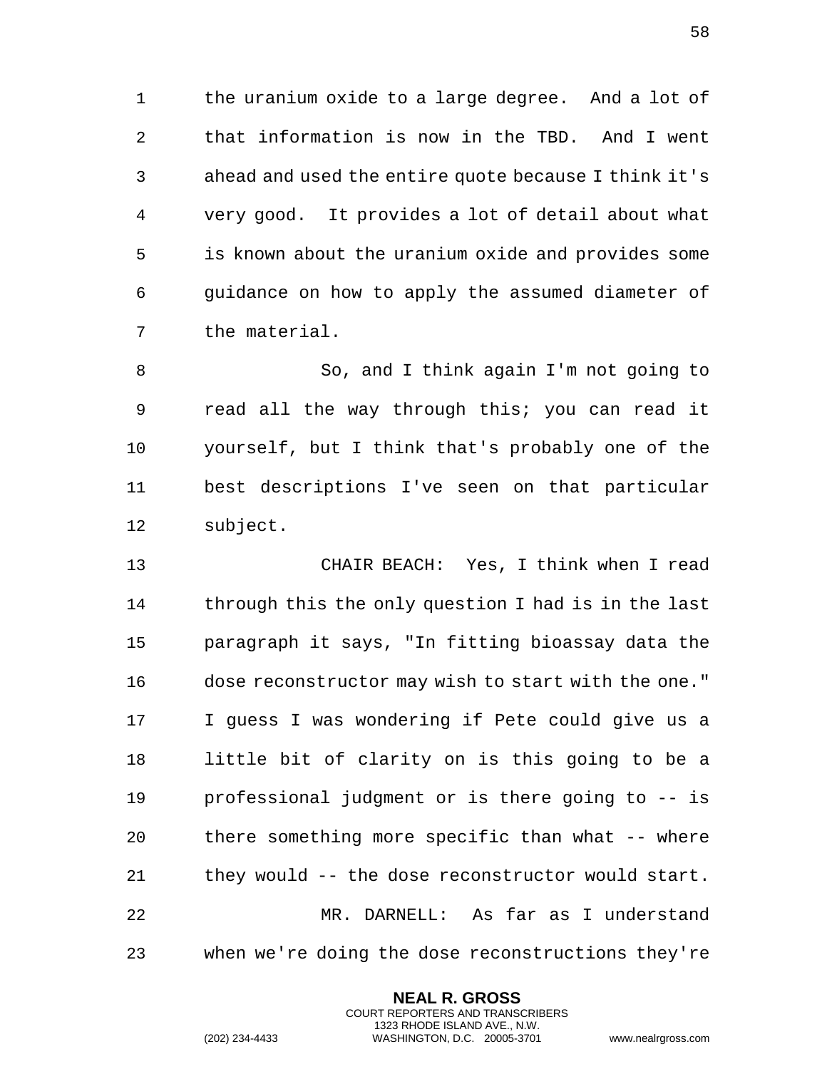the uranium oxide to a large degree. And a lot of that information is now in the TBD. And I went ahead and used the entire quote because I think it's very good. It provides a lot of detail about what is known about the uranium oxide and provides some guidance on how to apply the assumed diameter of the material.

So, and I think again I'm not going to read all the way through this; you can read it yourself, but I think that's probably one of the best descriptions I've seen on that particular subject.

CHAIR BEACH: Yes, I think when I read through this the only question I had is in the last paragraph it says, "In fitting bioassay data the dose reconstructor may wish to start with the one." I guess I was wondering if Pete could give us a little bit of clarity on is this going to be a professional judgment or is there going to -- is there something more specific than what -- where they would -- the dose reconstructor would start.

MR. DARNELL: As far as I understand when we're doing the dose reconstructions they're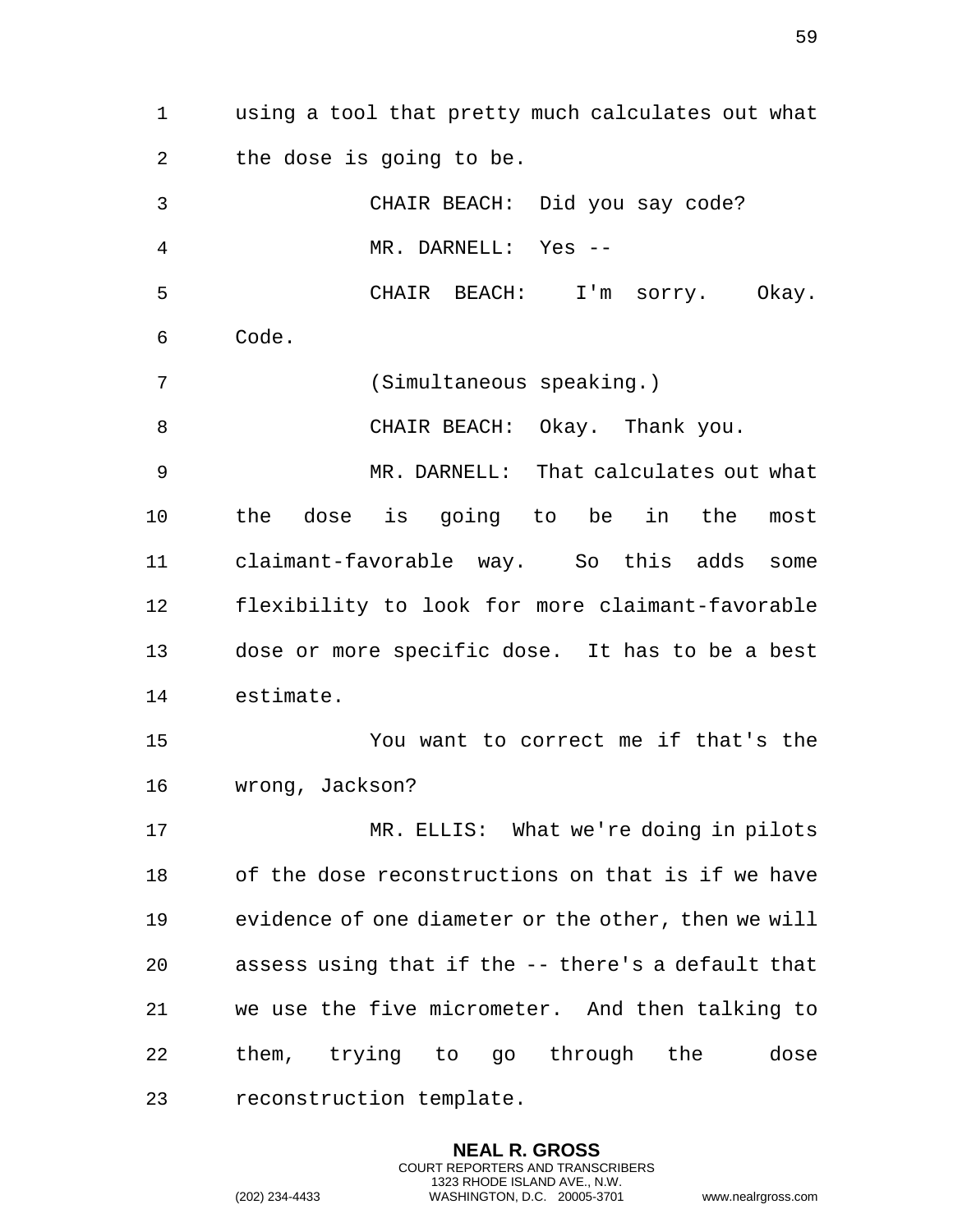using a tool that pretty much calculates out what the dose is going to be.

CHAIR BEACH: Did you say code?

MR. DARNELL: Yes --

CHAIR BEACH: I'm sorry. Okay. Code.

(Simultaneous speaking.)

CHAIR BEACH: Okay. Thank you.

MR. DARNELL: That calculates out what the dose is going to be in the most claimant-favorable way. So this adds some flexibility to look for more claimant-favorable dose or more specific dose. It has to be a best estimate.

You want to correct me if that's the wrong, Jackson?

MR. ELLIS: What we're doing in pilots of the dose reconstructions on that is if we have evidence of one diameter or the other, then we will assess using that if the -- there's a default that we use the five micrometer. And then talking to them, trying to go through the dose reconstruction template.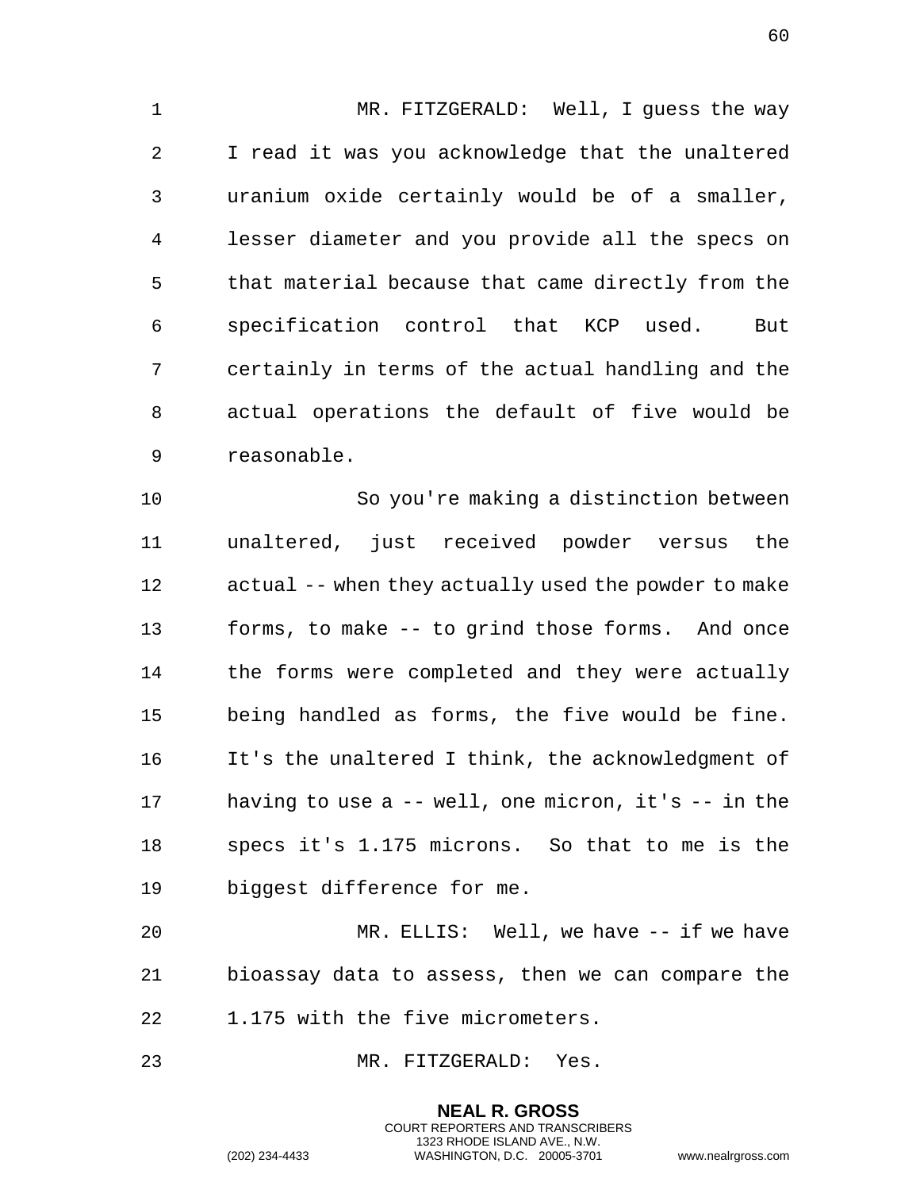MR. FITZGERALD: Well, I guess the way I read it was you acknowledge that the unaltered uranium oxide certainly would be of a smaller, lesser diameter and you provide all the specs on that material because that came directly from the specification control that KCP used. But certainly in terms of the actual handling and the actual operations the default of five would be reasonable.

So you're making a distinction between unaltered, just received powder versus the actual -- when they actually used the powder to make forms, to make -- to grind those forms. And once the forms were completed and they were actually being handled as forms, the five would be fine. It's the unaltered I think, the acknowledgment of having to use a -- well, one micron, it's -- in the specs it's 1.175 microns. So that to me is the biggest difference for me.

MR. ELLIS: Well, we have -- if we have bioassay data to assess, then we can compare the 1.175 with the five micrometers.

MR. FITZGERALD: Yes.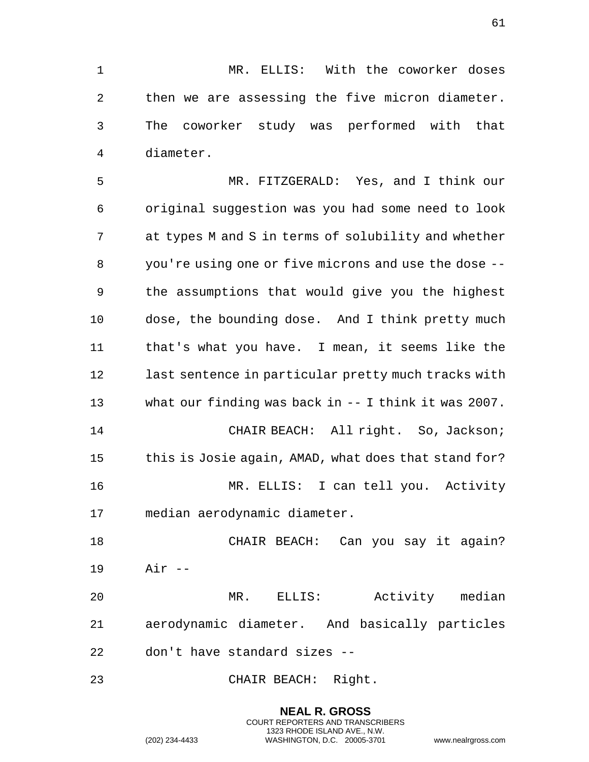MR. ELLIS: With the coworker doses then we are assessing the five micron diameter. The coworker study was performed with that diameter.

MR. FITZGERALD: Yes, and I think our original suggestion was you had some need to look at types M and S in terms of solubility and whether you're using one or five microns and use the dose -- the assumptions that would give you the highest dose, the bounding dose. And I think pretty much that's what you have. I mean, it seems like the last sentence in particular pretty much tracks with what our finding was back in -- I think it was 2007.

CHAIR BEACH: All right. So, Jackson; this is Josie again, AMAD, what does that stand for?

MR. ELLIS: I can tell you. Activity median aerodynamic diameter.

CHAIR BEACH: Can you say it again? Air --

MR. ELLIS: Activity median aerodynamic diameter. And basically particles don't have standard sizes --

CHAIR BEACH: Right.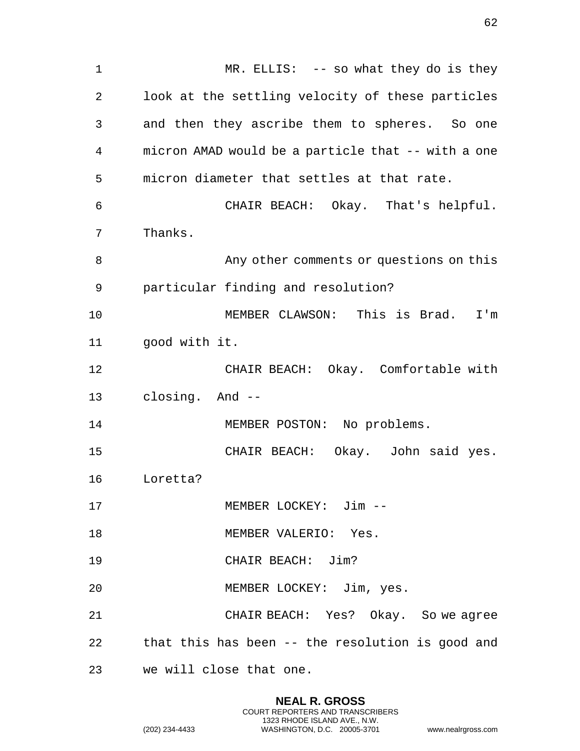MR. ELLIS: -- so what they do is they look at the settling velocity of these particles and then they ascribe them to spheres. So one micron AMAD would be a particle that -- with a one micron diameter that settles at that rate.

CHAIR BEACH: Okay. That's helpful. Thanks.

Any other comments or questions on this particular finding and resolution?

MEMBER CLAWSON: This is Brad. I'm good with it.

CHAIR BEACH: Okay. Comfortable with closing. And --

MEMBER POSTON: No problems.

CHAIR BEACH: Okay. John said yes. Loretta?

MEMBER LOCKEY: Jim --

MEMBER VALERIO: Yes.

CHAIR BEACH: Jim?

MEMBER LOCKEY: Jim, yes.

CHAIR BEACH: Yes? Okay. So we agree that this has been -- the resolution is good and we will close that one.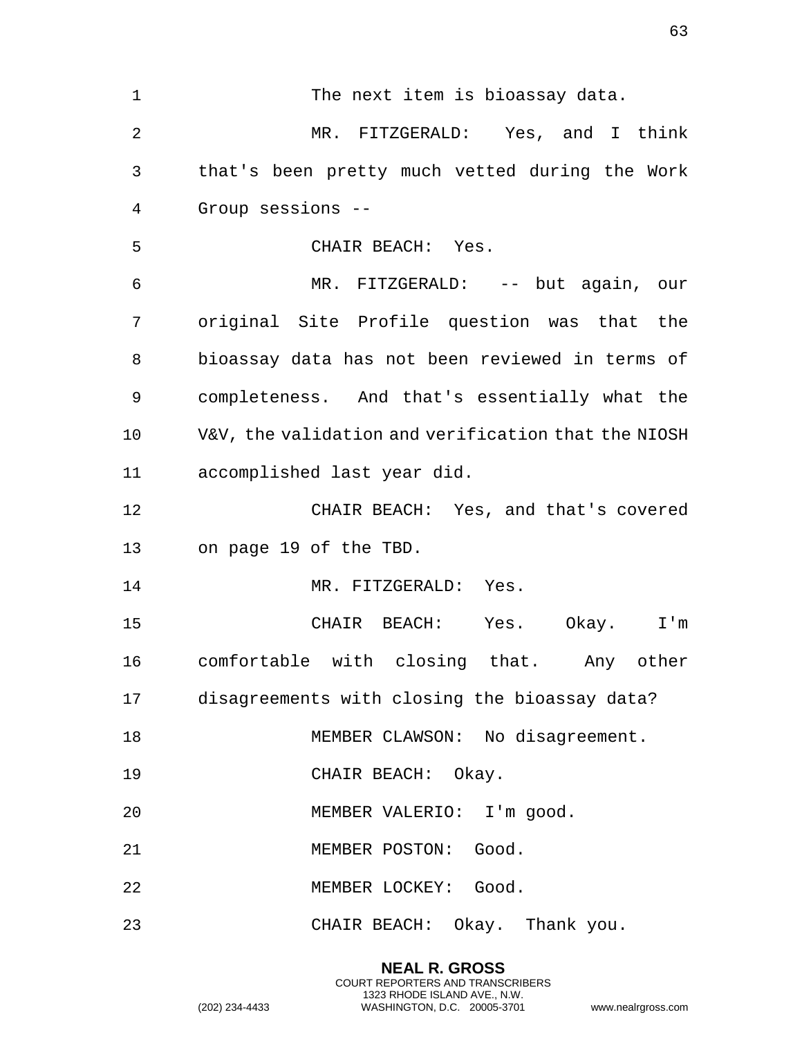The next item is bioassay data.

MR. FITZGERALD: Yes, and I think that's been pretty much vetted during the Work Group sessions --

CHAIR BEACH: Yes.

MR. FITZGERALD: -- but again, our original Site Profile question was that the bioassay data has not been reviewed in terms of completeness. And that's essentially what the V&V, the validation and verification that the NIOSH accomplished last year did.

CHAIR BEACH: Yes, and that's covered on page 19 of the TBD.

MR. FITZGERALD: Yes.

CHAIR BEACH: Yes. Okay. I'm comfortable with closing that. Any other disagreements with closing the bioassay data?

MEMBER CLAWSON: No disagreement.

CHAIR BEACH: Okay.

MEMBER VALERIO: I'm good.

MEMBER POSTON: Good.

MEMBER LOCKEY: Good.

CHAIR BEACH: Okay. Thank you.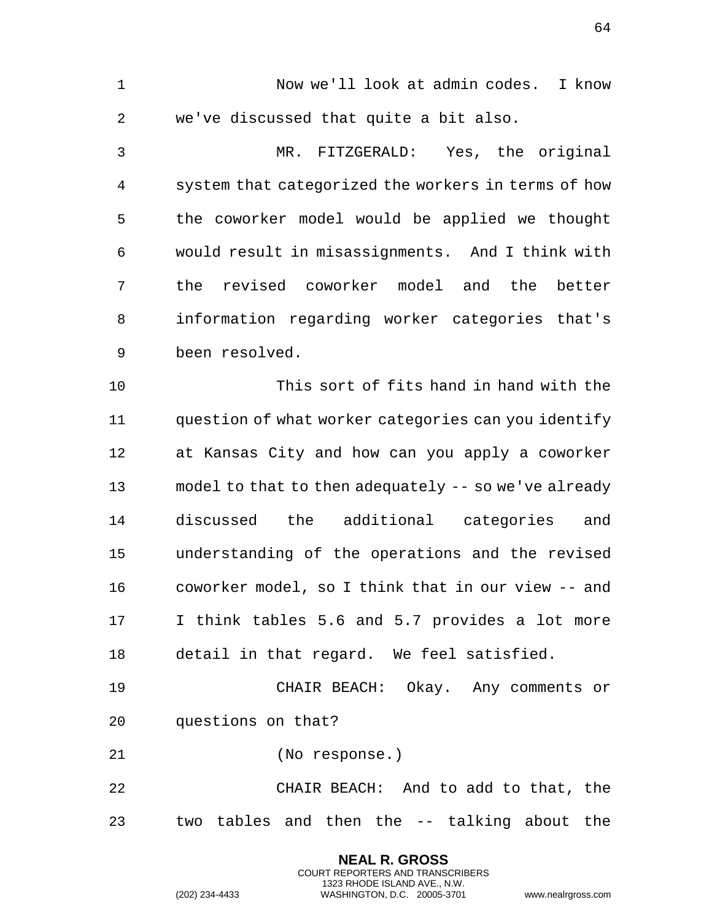Now we'll look at admin codes. I know we've discussed that quite a bit also.

MR. FITZGERALD: Yes, the original system that categorized the workers in terms of how the coworker model would be applied we thought would result in misassignments. And I think with the revised coworker model and the better information regarding worker categories that's been resolved.

This sort of fits hand in hand with the question of what worker categories can you identify at Kansas City and how can you apply a coworker model to that to then adequately -- so we've already discussed the additional categories and understanding of the operations and the revised coworker model, so I think that in our view -- and I think tables 5.6 and 5.7 provides a lot more detail in that regard. We feel satisfied.

CHAIR BEACH: Okay. Any comments or questions on that?

(No response.)

CHAIR BEACH: And to add to that, the two tables and then the -- talking about the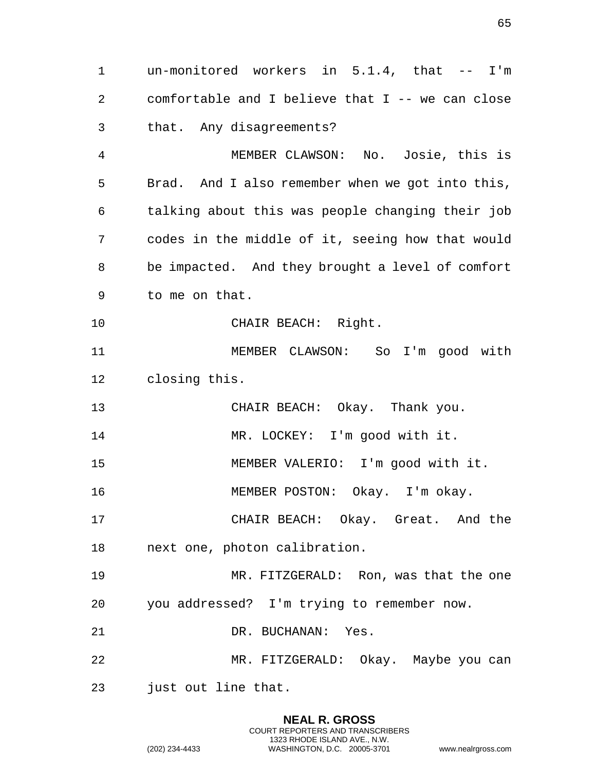un-monitored workers in 5.1.4, that -- I'm comfortable and I believe that I -- we can close that. Any disagreements?

MEMBER CLAWSON: No. Josie, this is Brad. And I also remember when we got into this, talking about this was people changing their job codes in the middle of it, seeing how that would be impacted. And they brought a level of comfort to me on that.

CHAIR BEACH: Right.

MEMBER CLAWSON: So I'm good with closing this.

CHAIR BEACH: Okay. Thank you.

MR. LOCKEY: I'm good with it.

MEMBER VALERIO: I'm good with it.

MEMBER POSTON: Okay. I'm okay.

CHAIR BEACH: Okay. Great. And the next one, photon calibration.

MR. FITZGERALD: Ron, was that the one you addressed? I'm trying to remember now.

DR. BUCHANAN: Yes.

MR. FITZGERALD: Okay. Maybe you can just out line that.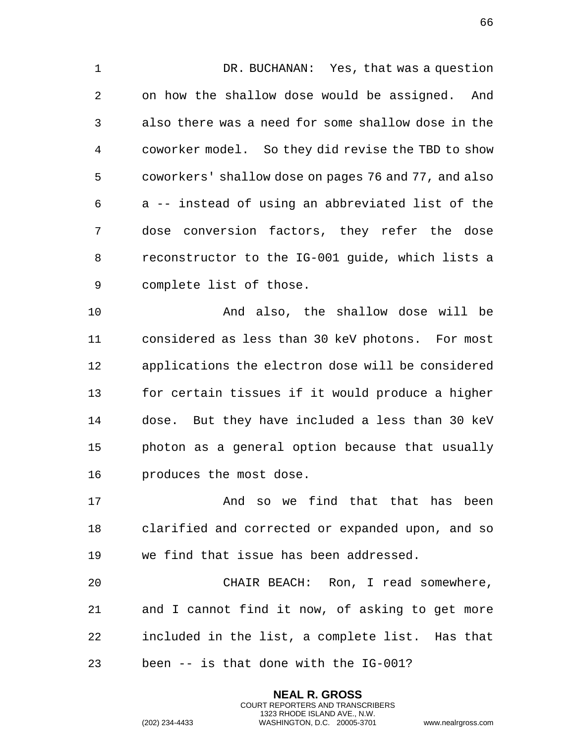DR. BUCHANAN: Yes, that was a question on how the shallow dose would be assigned. And also there was a need for some shallow dose in the coworker model. So they did revise the TBD to show coworkers' shallow dose on pages 76 and 77, and also a -- instead of using an abbreviated list of the dose conversion factors, they refer the dose reconstructor to the IG-001 guide, which lists a complete list of those.

And also, the shallow dose will be considered as less than 30 keV photons. For most applications the electron dose will be considered for certain tissues if it would produce a higher dose. But they have included a less than 30 keV photon as a general option because that usually produces the most dose.

And so we find that that has been clarified and corrected or expanded upon, and so we find that issue has been addressed.

CHAIR BEACH: Ron, I read somewhere, and I cannot find it now, of asking to get more included in the list, a complete list. Has that been -- is that done with the IG-001?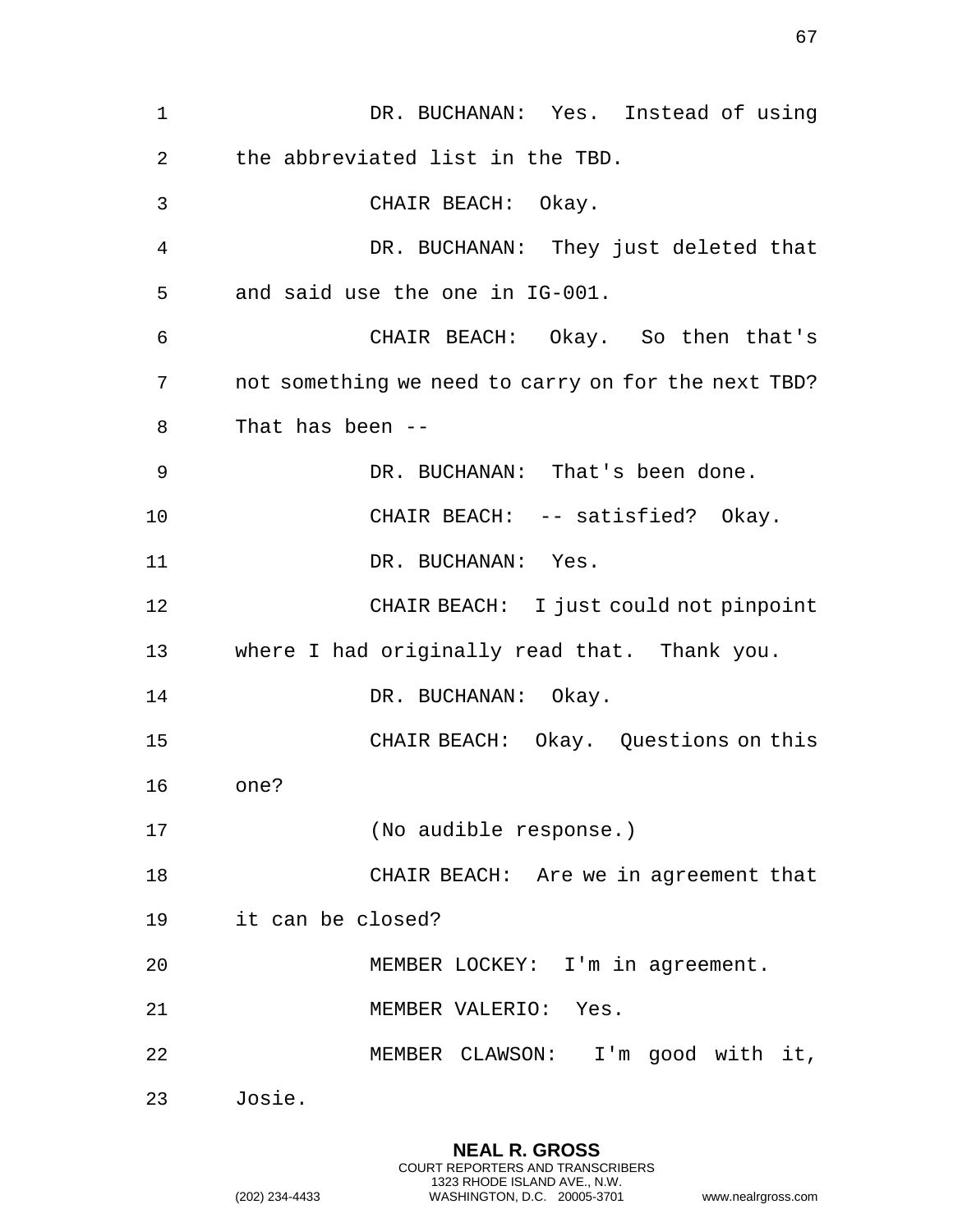DR. BUCHANAN: Yes. Instead of using the abbreviated list in the TBD.

CHAIR BEACH: Okay.

DR. BUCHANAN: They just deleted that and said use the one in IG-001.

CHAIR BEACH: Okay. So then that's not something we need to carry on for the next TBD? That has been --

DR. BUCHANAN: That's been done.

CHAIR BEACH: -- satisfied? Okay.

DR. BUCHANAN: Yes.

CHAIR BEACH: I just could not pinpoint where I had originally read that. Thank you.

DR. BUCHANAN: Okay.

CHAIR BEACH: Okay. Questions on this one?

(No audible response.)

CHAIR BEACH: Are we in agreement that it can be closed?

MEMBER LOCKEY: I'm in agreement.

MEMBER VALERIO: Yes.

MEMBER CLAWSON: I'm good with it, Josie.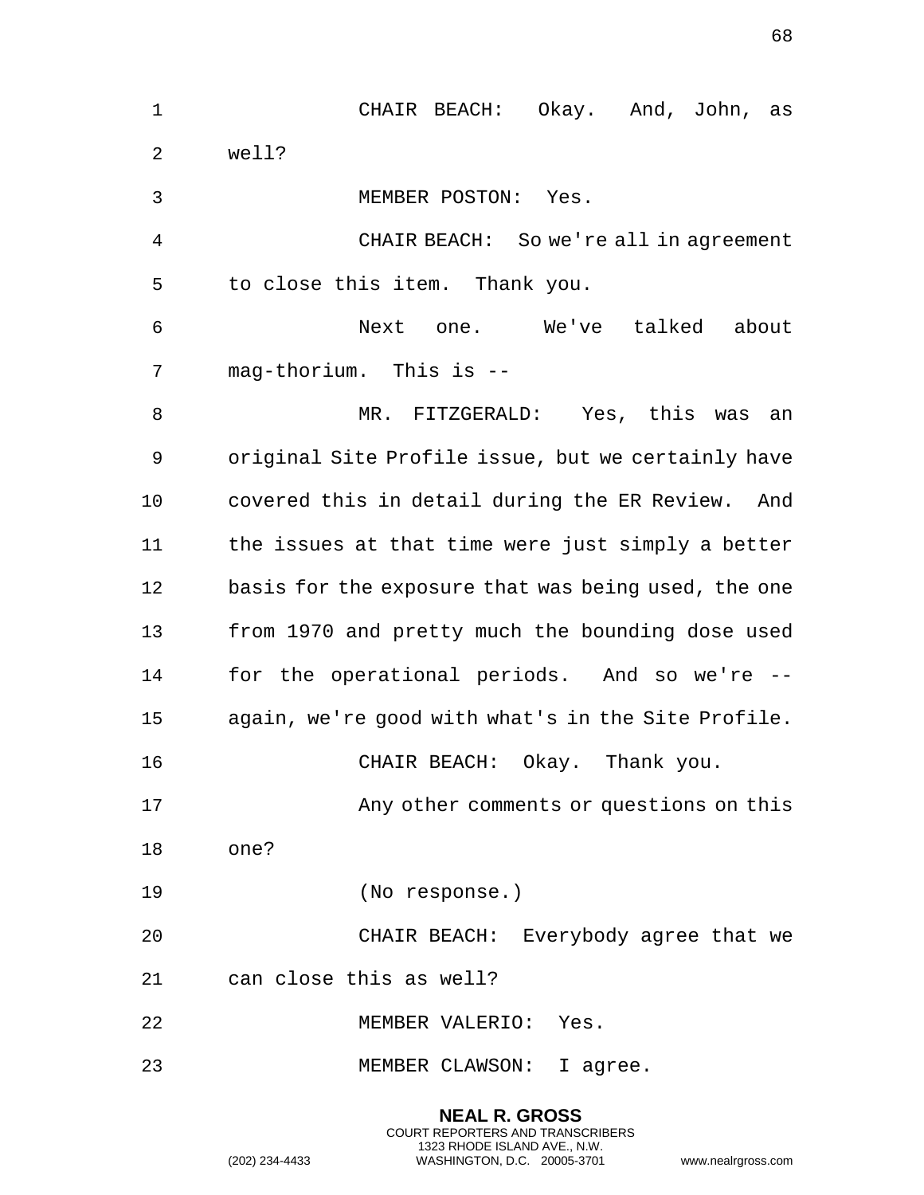CHAIR BEACH: Okay. And, John, as well?

MEMBER POSTON: Yes.

CHAIR BEACH: So we're all in agreement to close this item. Thank you.

Next one. We've talked about mag-thorium. This is --

MR. FITZGERALD: Yes, this was an original Site Profile issue, but we certainly have covered this in detail during the ER Review. And the issues at that time were just simply a better basis for the exposure that was being used, the one from 1970 and pretty much the bounding dose used for the operational periods. And so we're -- again, we're good with what's in the Site Profile.

CHAIR BEACH: Okay. Thank you.

Any other comments or questions on this one?

(No response.)

CHAIR BEACH: Everybody agree that we can close this as well?

MEMBER VALERIO: Yes.

MEMBER CLAWSON: I agree.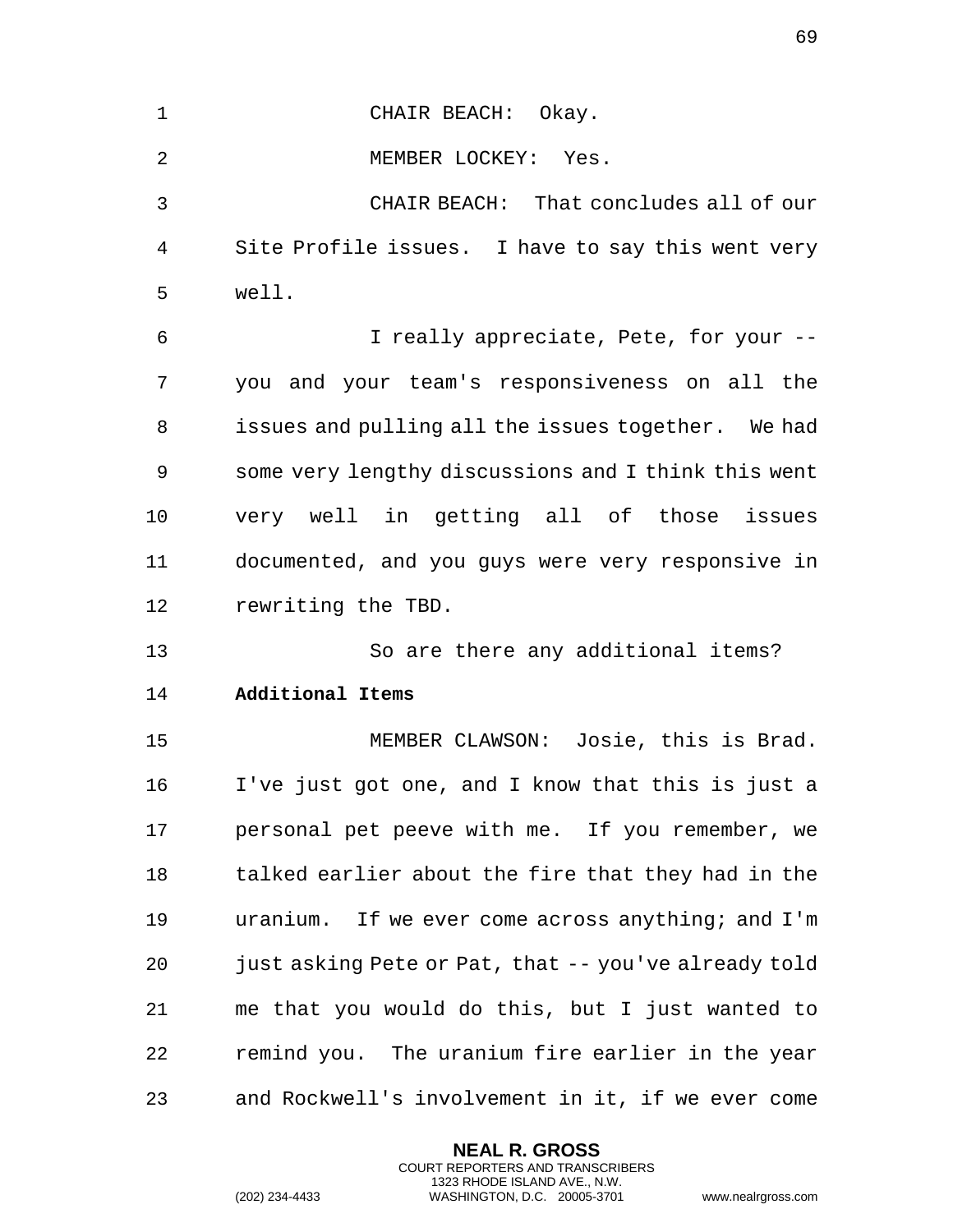CHAIR BEACH: Okay.

MEMBER LOCKEY: Yes.

CHAIR BEACH: That concludes all of our Site Profile issues. I have to say this went very well.

I really appreciate, Pete, for your -- you and your team's responsiveness on all the issues and pulling all the issues together. We had some very lengthy discussions and I think this went very well in getting all of those issues documented, and you guys were very responsive in rewriting the TBD.

So are there any additional items?

**Additional Items**

MEMBER CLAWSON: Josie, this is Brad. I've just got one, and I know that this is just a personal pet peeve with me. If you remember, we talked earlier about the fire that they had in the uranium. If we ever come across anything; and I'm just asking Pete or Pat, that -- you've already told me that you would do this, but I just wanted to remind you. The uranium fire earlier in the year and Rockwell's involvement in it, if we ever come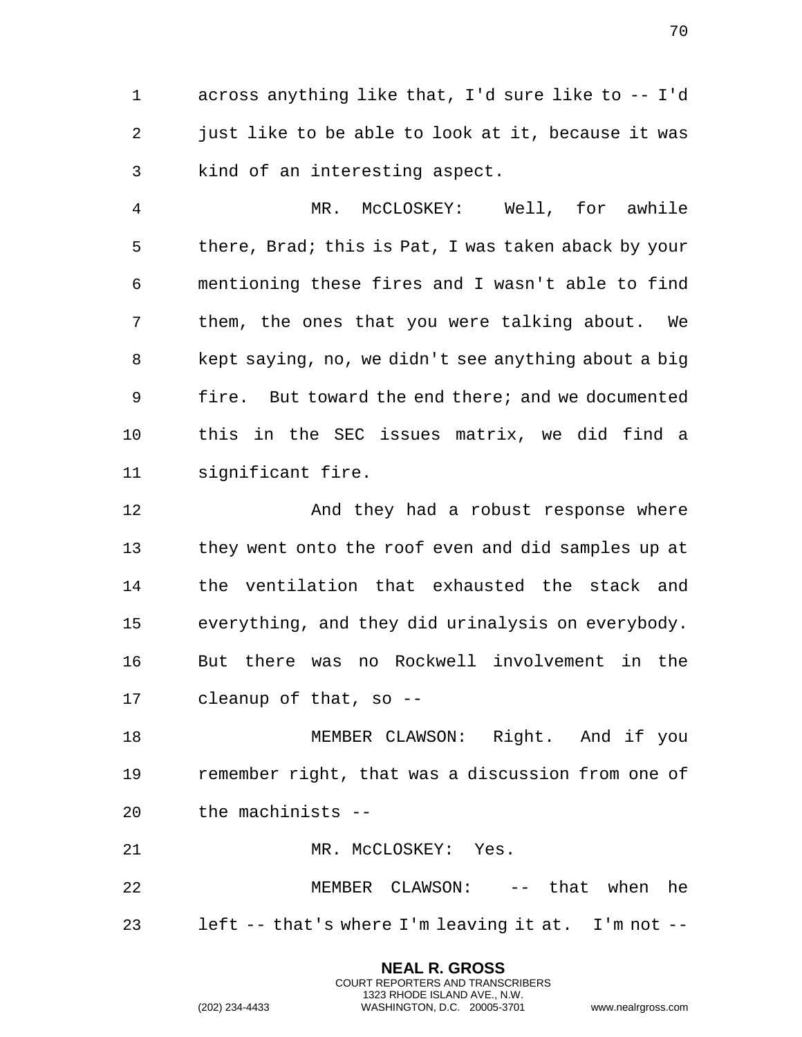across anything like that, I'd sure like to -- I'd just like to be able to look at it, because it was kind of an interesting aspect.

MR. McCLOSKEY: Well, for awhile there, Brad; this is Pat, I was taken aback by your mentioning these fires and I wasn't able to find them, the ones that you were talking about. We kept saying, no, we didn't see anything about a big fire. But toward the end there; and we documented this in the SEC issues matrix, we did find a significant fire.

And they had a robust response where they went onto the roof even and did samples up at the ventilation that exhausted the stack and everything, and they did urinalysis on everybody. But there was no Rockwell involvement in the cleanup of that, so --

MEMBER CLAWSON: Right. And if you remember right, that was a discussion from one of the machinists --

MR. McCLOSKEY: Yes.

MEMBER CLAWSON: -- that when he left -- that's where I'm leaving it at. I'm not --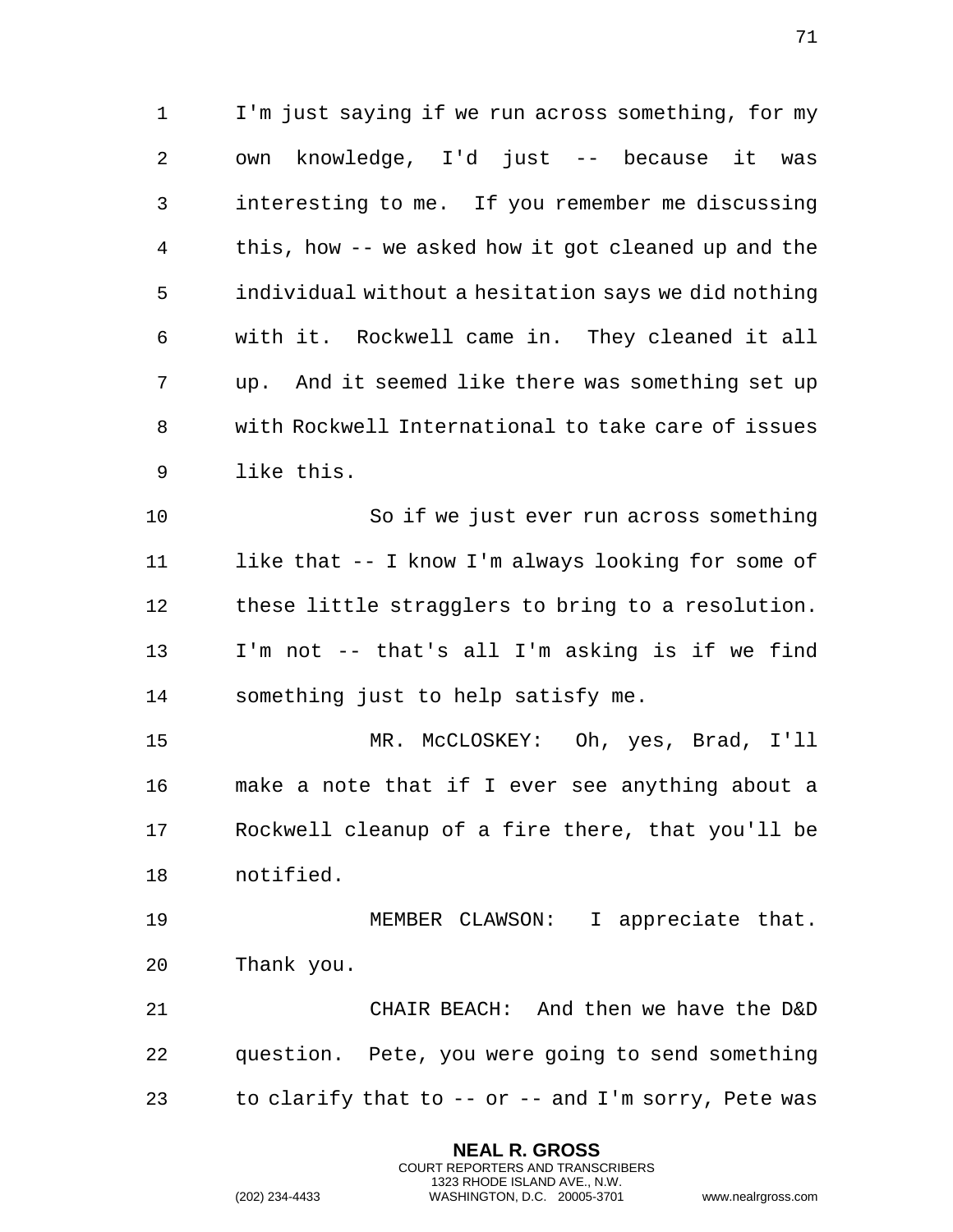I'm just saying if we run across something, for my own knowledge, I'd just -- because it was interesting to me. If you remember me discussing this, how -- we asked how it got cleaned up and the individual without a hesitation says we did nothing with it. Rockwell came in. They cleaned it all up. And it seemed like there was something set up with Rockwell International to take care of issues like this.

So if we just ever run across something like that -- I know I'm always looking for some of these little stragglers to bring to a resolution. I'm not -- that's all I'm asking is if we find something just to help satisfy me.

MR. McCLOSKEY: Oh, yes, Brad, I'll make a note that if I ever see anything about a Rockwell cleanup of a fire there, that you'll be notified.

MEMBER CLAWSON: I appreciate that. Thank you.

CHAIR BEACH: And then we have the D&D question. Pete, you were going to send something to clarify that to -- or -- and I'm sorry, Pete was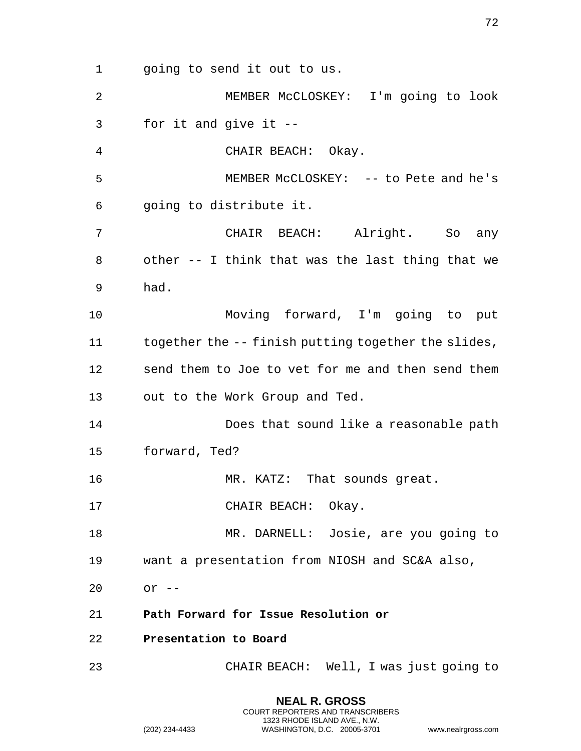going to send it out to us.

MEMBER McCLOSKEY: I'm going to look for it and give it --

CHAIR BEACH: Okay.

MEMBER McCLOSKEY: -- to Pete and he's going to distribute it.

CHAIR BEACH: Alright. So any other -- I think that was the last thing that we had.

Moving forward, I'm going to put together the -- finish putting together the slides, send them to Joe to vet for me and then send them out to the Work Group and Ted.

Does that sound like a reasonable path forward, Ted?

MR. KATZ: That sounds great.

CHAIR BEACH: Okay.

MR. DARNELL: Josie, are you going to want a presentation from NIOSH and SC&A also, or --

**Path Forward for Issue Resolution or Presentation to Board**

CHAIR BEACH: Well, I was just going to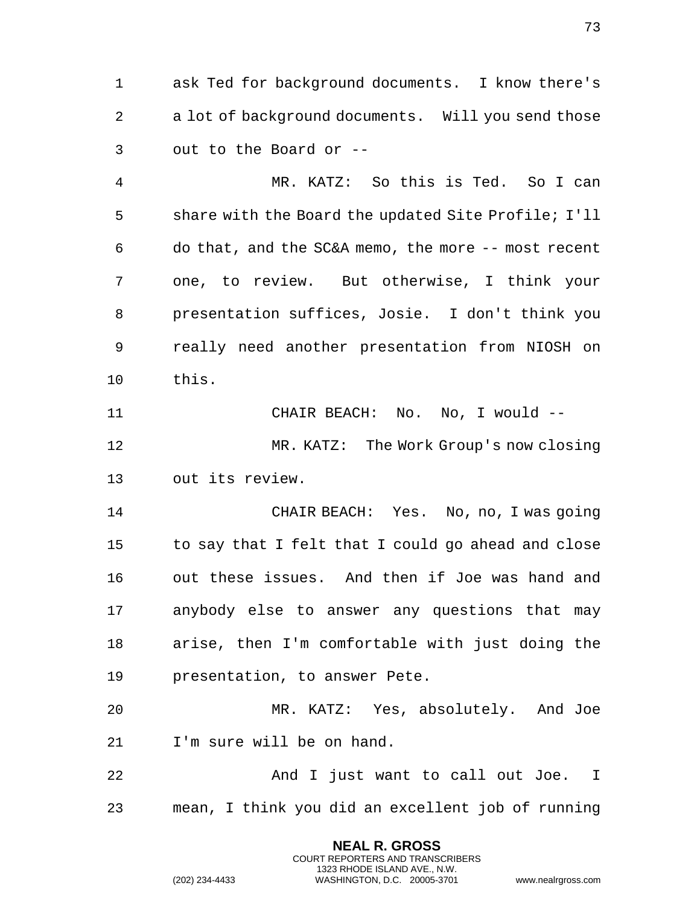ask Ted for background documents. I know there's a lot of background documents. Will you send those out to the Board or --

MR. KATZ: So this is Ted. So I can share with the Board the updated Site Profile; I'll do that, and the SC&A memo, the more -- most recent one, to review. But otherwise, I think your presentation suffices, Josie. I don't think you really need another presentation from NIOSH on this.

CHAIR BEACH: No. No, I would --

MR. KATZ: The Work Group's now closing out its review.

CHAIR BEACH: Yes. No, no, I was going to say that I felt that I could go ahead and close out these issues. And then if Joe was hand and anybody else to answer any questions that may arise, then I'm comfortable with just doing the presentation, to answer Pete.

MR. KATZ: Yes, absolutely. And Joe I'm sure will be on hand.

And I just want to call out Joe. I mean, I think you did an excellent job of running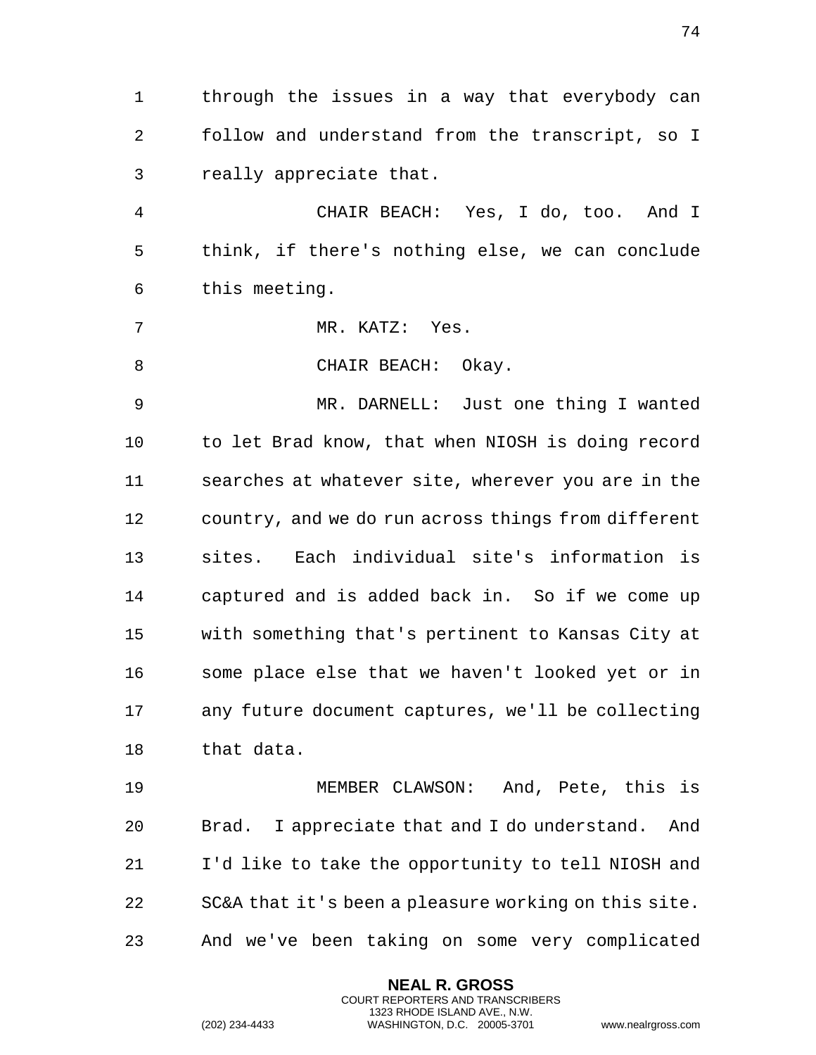through the issues in a way that everybody can follow and understand from the transcript, so I really appreciate that.

CHAIR BEACH: Yes, I do, too. And I think, if there's nothing else, we can conclude this meeting.

MR. KATZ: Yes.

CHAIR BEACH: Okay.

MR. DARNELL: Just one thing I wanted to let Brad know, that when NIOSH is doing record searches at whatever site, wherever you are in the country, and we do run across things from different sites. Each individual site's information is captured and is added back in. So if we come up with something that's pertinent to Kansas City at some place else that we haven't looked yet or in any future document captures, we'll be collecting that data.

MEMBER CLAWSON: And, Pete, this is Brad. I appreciate that and I do understand. And I'd like to take the opportunity to tell NIOSH and SC&A that it's been a pleasure working on this site. And we've been taking on some very complicated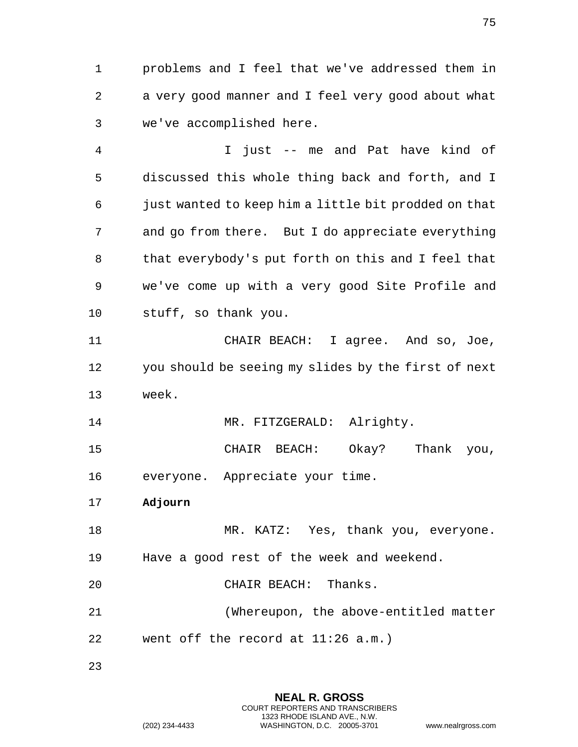problems and I feel that we've addressed them in a very good manner and I feel very good about what we've accomplished here.

I just -- me and Pat have kind of discussed this whole thing back and forth, and I just wanted to keep him a little bit prodded on that and go from there. But I do appreciate everything that everybody's put forth on this and I feel that we've come up with a very good Site Profile and stuff, so thank you.

CHAIR BEACH: I agree. And so, Joe, you should be seeing my slides by the first of next week.

MR. FITZGERALD: Alrighty.

CHAIR BEACH: Okay? Thank you, everyone. Appreciate your time.

**Adjourn**

MR. KATZ: Yes, thank you, everyone. Have a good rest of the week and weekend.

CHAIR BEACH: Thanks.

(Whereupon, the above-entitled matter went off the record at 11:26 a.m.)